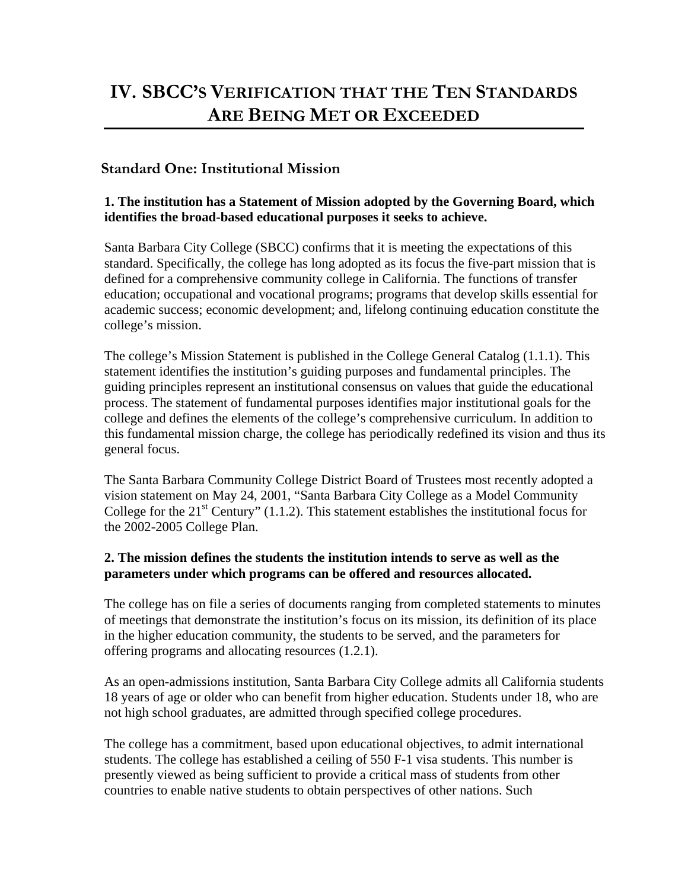# IV. SBCC's Verification that the Ten Standards Are Being Met or Exceeded

## Standard One: Institutional Mission

**1. The institution has a Statement of Mission adopted by the Governing Board, which identifies the broad-based educational purposes it seeks to achieve.**

Santa Barbara City College (SBCC) confirms that it is meeting the expectations of this standard. Specifically, the college has long adopted as its focus the five-part mission that is defined for a comprehensive community college in California. The functions of transfer education; occupational and vocational programs; programs that develop skills essential for academic success; economic development; and, lifelong continuing education constitute the college's mission.

The college's Mission Statement is published in the College General Catalog (1.1.1). This statement identifies the institution's guiding purposes and fundamental principles. The guiding principles represent an institutional consensus on values that guide the educational process. The statement of fundamental purposes identifies major institutional goals for the college and defines the elements of the college's comprehensive curriculum. In addition to this fundamental mission charge, the college has periodically redefined its vision and thus its general focus.

The Santa Barbara Community College District Board of Trustees most recently adopted a vision statement on May 24, 2001, "Santa Barbara City College as a Model Community College for the 21st Century" (1.1.2). This statement establishes the institutional focus for the 2002-2005 College Plan.

**2. The mission defines the students the institution intends to serve as well as the parameters under which programs can be offered and resources allocated.**

The college has on file a series of documents ranging from completed statements to minutes of meetings that demonstrate the institution's focus on its mission, its definition of its place in the higher education community, the students to be served, and the parameters for offering programs and allocating resources (1.2.1).

As an open-admissions institution, Santa Barbara City College admits all California students 18 years of age or older who can benefit from higher education. Students under 18, who are not high school graduates, are admitted through specified college procedures.

The college has a commitment, based upon educational objectives, to admit international students. The college has established a ceiling of 550 F-1 visa students. This number is presently viewed as being sufficient to provide a critical mass of students from other countries to enable native students to obtain perspectives of other nations. Such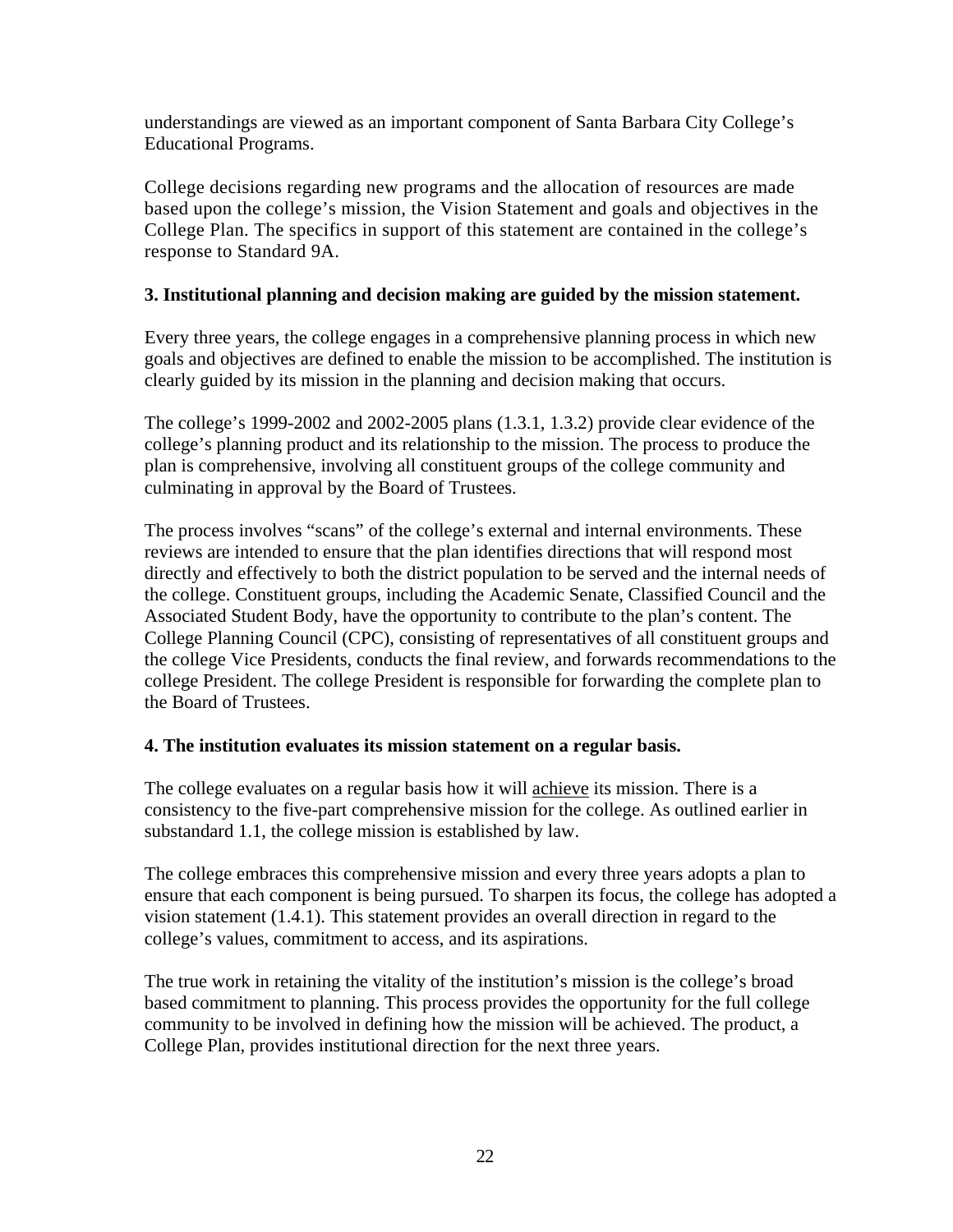understandings are viewed as an important component of Santa Barbara City College's Educational Programs.

College decisions regarding new programs and the allocation of resources are made based upon the college's mission, the Vision Statement and goals and objectives in the College Plan. The specifics in support of this statement are contained in the college's response to Standard 9A.

**3. Institutional planning and decision making are guided by the mission statement.**

Every three years, the college engages in a comprehensive planning process in which new goals and objectives are defined to enable the mission to be accomplished. The institution is clearly guided by its mission in the planning and decision making that occurs.

The college's 1999-2002 and 2002-2005 plans (1.3.1, 1.3.2) provide clear evidence of the college's planning product and its relationship to the mission. The process to produce the plan is comprehensive, involving all constituent groups of the college community and culminating in approval by the Board of Trustees.

The process involves "scans" of the college's external and internal environments. These reviews are intended to ensure that the plan identifies directions that will respond most directly and effectively to both the district population to be served and the internal needs of the college. Constituent groups, including the Academic Senate, Classified Council and the Associated Student Body, have the opportunity to contribute to the plan's content. The College Planning Council (CPC), consisting of representatives of all constituent groups and the college Vice Presidents, conducts the final review, and forwards recommendations to the college President. The college President is responsible for forwarding the complete plan to the Board of Trustees.

**4. The institution evaluates its mission statement on a regular basis.**

The college evaluates on a regular basis how it will <u>achieve</u> its mission. There is a consistency to the five-part comprehensive mission for the college. As outlined earlier in substandard 1.1, the college mission is established by law.

The college embraces this comprehensive mission and every three years adopts a plan to ensure that each component is being pursued. To sharpen its focus, the college has adopted a vision statement (1.4.1). This statement provides an overall direction in regard to the college's values, commitment to access, and its aspirations.

The true work in retaining the vitality of the institution's mission is the college's broad based commitment to planning. This process provides the opportunity for the full college community to be involved in defining how the mission will be achieved. The product, a College Plan, provides institutional direction for the next three years.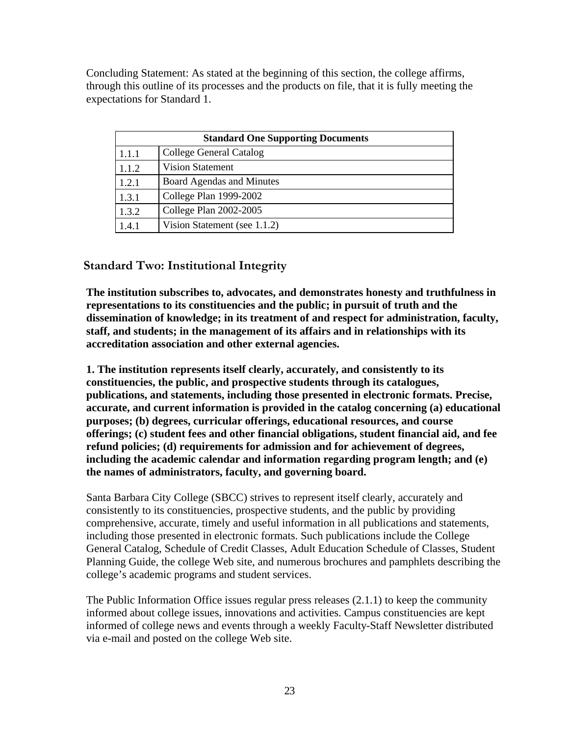Concluding Statement: As stated at the beginning of this section, the college affirms, through this outline of its processes and the products on file, that it is fully meeting the expectations for Standard 1.

| Standard One Supporting Documents | |
|---|---|
| 1.1.1 | College General Catalog |
| 1.1.2 | Vision Statement |
| 1.2.1 | Board Agendas and Minutes |
| 1.3.1 | College Plan 1999-2002 |
| 1.3.2 | College Plan 2002-2005 |
| 1.4.1 | Vision Statement (see 1.1.2) |

## Standard Two: Institutional Integrity

**The institution subscribes to, advocates, and demonstrates honesty and truthfulness in representations to its constituencies and the public; in pursuit of truth and the dissemination of knowledge; in its treatment of and respect for administration, faculty, staff, and students; in the management of its affairs and in relationships with its accreditation association and other external agencies.**

**1. The institution represents itself clearly, accurately, and consistently to its constituencies, the public, and prospective students through its catalogues, publications, and statements, including those presented in electronic formats. Precise, accurate, and current information is provided in the catalog concerning (a) educational purposes; (b) degrees, curricular offerings, educational resources, and course offerings; (c) student fees and other financial obligations, student financial aid, and fee refund policies; (d) requirements for admission and for achievement of degrees, including the academic calendar and information regarding program length; and (e) the names of administrators, faculty, and governing board.**

Santa Barbara City College (SBCC) strives to represent itself clearly, accurately and consistently to its constituencies, prospective students, and the public by providing comprehensive, accurate, timely and useful information in all publications and statements, including those presented in electronic formats. Such publications include the College General Catalog, Schedule of Credit Classes, Adult Education Schedule of Classes, Student Planning Guide, the college Web site, and numerous brochures and pamphlets describing the college's academic programs and student services.

The Public Information Office issues regular press releases (2.1.1) to keep the community informed about college issues, innovations and activities. Campus constituencies are kept informed of college news and events through a weekly Faculty-Staff Newsletter distributed via e-mail and posted on the college Web site.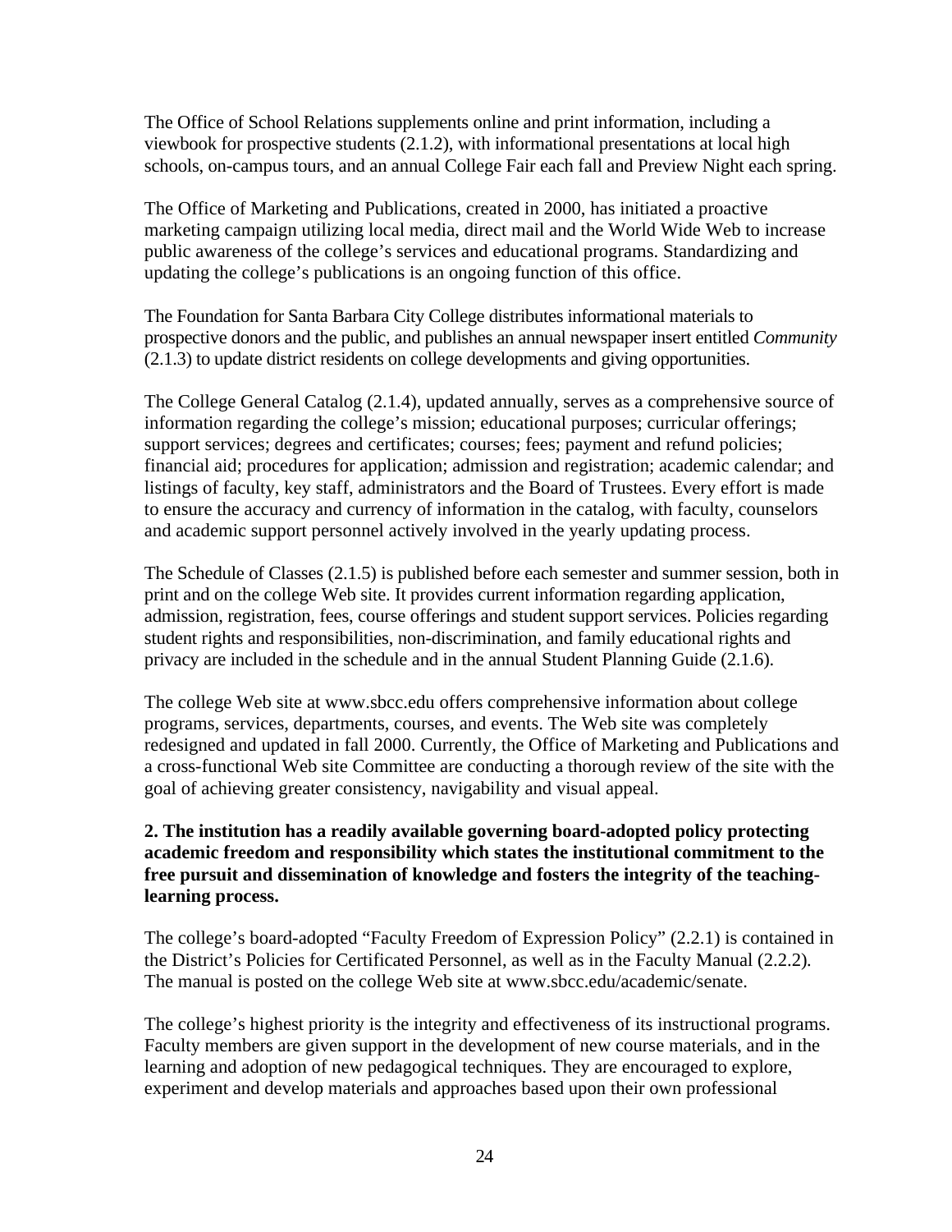The Office of School Relations supplements online and print information, including a viewbook for prospective students (2.1.2), with informational presentations at local high schools, on-campus tours, and an annual College Fair each fall and Preview Night each spring.

The Office of Marketing and Publications, created in 2000, has initiated a proactive marketing campaign utilizing local media, direct mail and the World Wide Web to increase public awareness of the college's services and educational programs. Standardizing and updating the college's publications is an ongoing function of this office.

The Foundation for Santa Barbara City College distributes informational materials to prospective donors and the public, and publishes an annual newspaper insert entitled *Community* (2.1.3) to update district residents on college developments and giving opportunities.

The College General Catalog (2.1.4), updated annually, serves as a comprehensive source of information regarding the college's mission; educational purposes; curricular offerings; support services; degrees and certificates; courses; fees; payment and refund policies; financial aid; procedures for application; admission and registration; academic calendar; and listings of faculty, key staff, administrators and the Board of Trustees. Every effort is made to ensure the accuracy and currency of information in the catalog, with faculty, counselors and academic support personnel actively involved in the yearly updating process.

The Schedule of Classes (2.1.5) is published before each semester and summer session, both in print and on the college Web site. It provides current information regarding application, admission, registration, fees, course offerings and student support services. Policies regarding student rights and responsibilities, non-discrimination, and family educational rights and privacy are included in the schedule and in the annual Student Planning Guide (2.1.6).

The college Web site at www.sbcc.edu offers comprehensive information about college programs, services, departments, courses, and events. The Web site was completely redesigned and updated in fall 2000. Currently, the Office of Marketing and Publications and a cross-functional Web site Committee are conducting a thorough review of the site with the goal of achieving greater consistency, navigability and visual appeal.

**2. The institution has a readily available governing board-adopted policy protecting academic freedom and responsibility which states the institutional commitment to the free pursuit and dissemination of knowledge and fosters the integrity of the teaching-learning process.**

The college's board-adopted "Faculty Freedom of Expression Policy" (2.2.1) is contained in the District's Policies for Certificated Personnel, as well as in the Faculty Manual (2.2.2). The manual is posted on the college Web site at www.sbcc.edu/academic/senate.

The college's highest priority is the integrity and effectiveness of its instructional programs. Faculty members are given support in the development of new course materials, and in the learning and adoption of new pedagogical techniques. They are encouraged to explore, experiment and develop materials and approaches based upon their own professional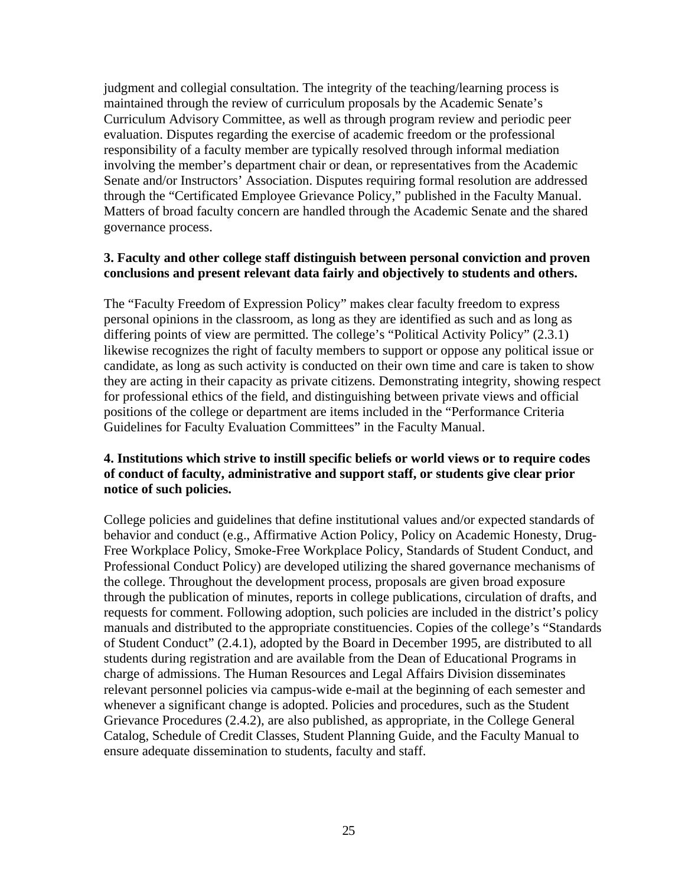judgment and collegial consultation. The integrity of the teaching/learning process is maintained through the review of curriculum proposals by the Academic Senate's Curriculum Advisory Committee, as well as through program review and periodic peer evaluation. Disputes regarding the exercise of academic freedom or the professional responsibility of a faculty member are typically resolved through informal mediation involving the member's department chair or dean, or representatives from the Academic Senate and/or Instructors' Association. Disputes requiring formal resolution are addressed through the "Certificated Employee Grievance Policy," published in the Faculty Manual. Matters of broad faculty concern are handled through the Academic Senate and the shared governance process.

**3. Faculty and other college staff distinguish between personal conviction and proven conclusions and present relevant data fairly and objectively to students and others.**

The "Faculty Freedom of Expression Policy" makes clear faculty freedom to express personal opinions in the classroom, as long as they are identified as such and as long as differing points of view are permitted. The college's "Political Activity Policy" (2.3.1) likewise recognizes the right of faculty members to support or oppose any political issue or candidate, as long as such activity is conducted on their own time and care is taken to show they are acting in their capacity as private citizens. Demonstrating integrity, showing respect for professional ethics of the field, and distinguishing between private views and official positions of the college or department are items included in the "Performance Criteria Guidelines for Faculty Evaluation Committees" in the Faculty Manual.

**4. Institutions which strive to instill specific beliefs or world views or to require codes of conduct of faculty, administrative and support staff, or students give clear prior notice of such policies.**

College policies and guidelines that define institutional values and/or expected standards of behavior and conduct (e.g., Affirmative Action Policy, Policy on Academic Honesty, Drug-Free Workplace Policy, Smoke-Free Workplace Policy, Standards of Student Conduct, and Professional Conduct Policy) are developed utilizing the shared governance mechanisms of the college. Throughout the development process, proposals are given broad exposure through the publication of minutes, reports in college publications, circulation of drafts, and requests for comment. Following adoption, such policies are included in the district's policy manuals and distributed to the appropriate constituencies. Copies of the college's "Standards of Student Conduct" (2.4.1), adopted by the Board in December 1995, are distributed to all students during registration and are available from the Dean of Educational Programs in charge of admissions. The Human Resources and Legal Affairs Division disseminates relevant personnel policies via campus-wide e-mail at the beginning of each semester and whenever a significant change is adopted. Policies and procedures, such as the Student Grievance Procedures (2.4.2), are also published, as appropriate, in the College General Catalog, Schedule of Credit Classes, Student Planning Guide, and the Faculty Manual to ensure adequate dissemination to students, faculty and staff.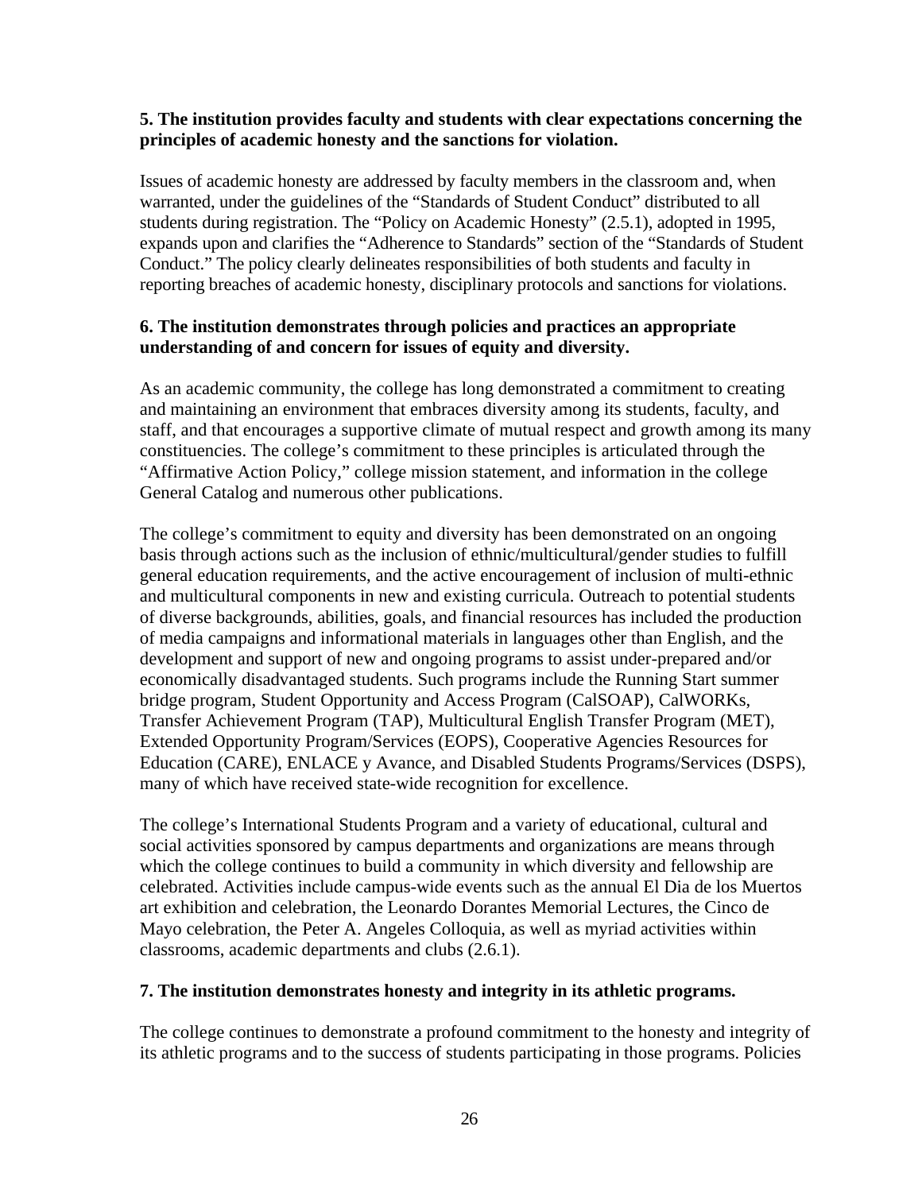**5. The institution provides faculty and students with clear expectations concerning the principles of academic honesty and the sanctions for violation.**

Issues of academic honesty are addressed by faculty members in the classroom and, when warranted, under the guidelines of the "Standards of Student Conduct" distributed to all students during registration. The "Policy on Academic Honesty" (2.5.1), adopted in 1995, expands upon and clarifies the "Adherence to Standards" section of the "Standards of Student Conduct." The policy clearly delineates responsibilities of both students and faculty in reporting breaches of academic honesty, disciplinary protocols and sanctions for violations.

**6. The institution demonstrates through policies and practices an appropriate understanding of and concern for issues of equity and diversity.**

As an academic community, the college has long demonstrated a commitment to creating and maintaining an environment that embraces diversity among its students, faculty, and staff, and that encourages a supportive climate of mutual respect and growth among its many constituencies. The college's commitment to these principles is articulated through the "Affirmative Action Policy," college mission statement, and information in the college General Catalog and numerous other publications.

The college's commitment to equity and diversity has been demonstrated on an ongoing basis through actions such as the inclusion of ethnic/multicultural/gender studies to fulfill general education requirements, and the active encouragement of inclusion of multi-ethnic and multicultural components in new and existing curricula. Outreach to potential students of diverse backgrounds, abilities, goals, and financial resources has included the production of media campaigns and informational materials in languages other than English, and the development and support of new and ongoing programs to assist under-prepared and/or economically disadvantaged students. Such programs include the Running Start summer bridge program, Student Opportunity and Access Program (CalSOAP), CalWORKs, Transfer Achievement Program (TAP), Multicultural English Transfer Program (MET), Extended Opportunity Program/Services (EOPS), Cooperative Agencies Resources for Education (CARE), ENLACE y Avance, and Disabled Students Programs/Services (DSPS), many of which have received state-wide recognition for excellence.

The college's International Students Program and a variety of educational, cultural and social activities sponsored by campus departments and organizations are means through which the college continues to build a community in which diversity and fellowship are celebrated. Activities include campus-wide events such as the annual El Dia de los Muertos art exhibition and celebration, the Leonardo Dorantes Memorial Lectures, the Cinco de Mayo celebration, the Peter A. Angeles Colloquia, as well as myriad activities within classrooms, academic departments and clubs (2.6.1).

**7. The institution demonstrates honesty and integrity in its athletic programs.**

The college continues to demonstrate a profound commitment to the honesty and integrity of its athletic programs and to the success of students participating in those programs. Policies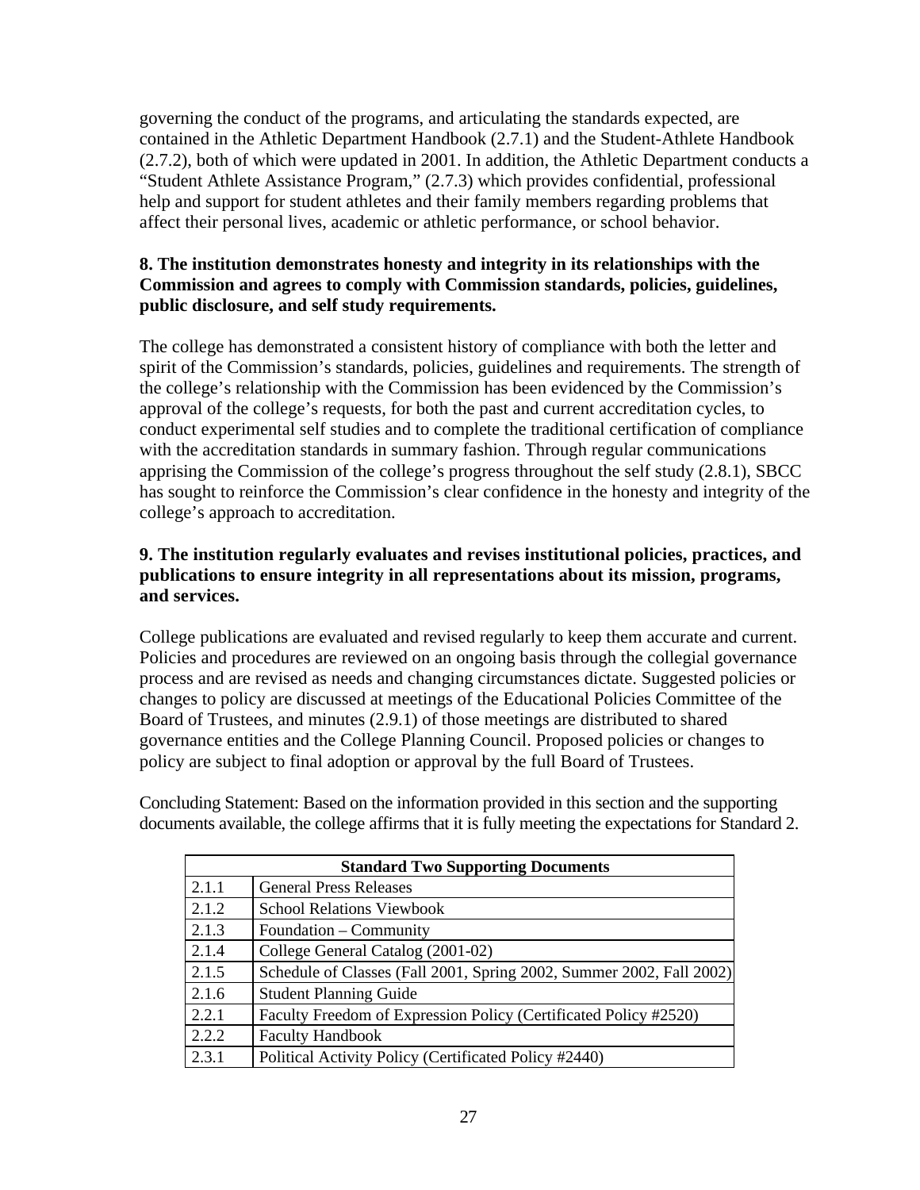governing the conduct of the programs, and articulating the standards expected, are contained in the Athletic Department Handbook (2.7.1) and the Student-Athlete Handbook (2.7.2), both of which were updated in 2001. In addition, the Athletic Department conducts a "Student Athlete Assistance Program," (2.7.3) which provides confidential, professional help and support for student athletes and their family members regarding problems that affect their personal lives, academic or athletic performance, or school behavior.

**8. The institution demonstrates honesty and integrity in its relationships with the Commission and agrees to comply with Commission standards, policies, guidelines, public disclosure, and self study requirements.**

The college has demonstrated a consistent history of compliance with both the letter and spirit of the Commission's standards, policies, guidelines and requirements. The strength of the college's relationship with the Commission has been evidenced by the Commission's approval of the college's requests, for both the past and current accreditation cycles, to conduct experimental self studies and to complete the traditional certification of compliance with the accreditation standards in summary fashion. Through regular communications apprising the Commission of the college's progress throughout the self study (2.8.1), SBCC has sought to reinforce the Commission's clear confidence in the honesty and integrity of the college's approach to accreditation.

**9. The institution regularly evaluates and revises institutional policies, practices, and publications to ensure integrity in all representations about its mission, programs, and services.**

College publications are evaluated and revised regularly to keep them accurate and current. Policies and procedures are reviewed on an ongoing basis through the collegial governance process and are revised as needs and changing circumstances dictate. Suggested policies or changes to policy are discussed at meetings of the Educational Policies Committee of the Board of Trustees, and minutes (2.9.1) of those meetings are distributed to shared governance entities and the College Planning Council. Proposed policies or changes to policy are subject to final adoption or approval by the full Board of Trustees.

Concluding Statement: Based on the information provided in this section and the supporting documents available, the college affirms that it is fully meeting the expectations for Standard 2.

| Standard Two Supporting Documents | |
|---|---|
| 2.1.1 | General Press Releases |
| 2.1.2 | School Relations Viewbook |
| 2.1.3 | Foundation – Community |
| 2.1.4 | College General Catalog (2001-02) |
| 2.1.5 | Schedule of Classes (Fall 2001, Spring 2002, Summer 2002, Fall 2002) |
| 2.1.6 | Student Planning Guide |
| 2.2.1 | Faculty Freedom of Expression Policy (Certificated Policy #2520) |
| 2.2.2 | Faculty Handbook |
| 2.3.1 | Political Activity Policy (Certificated Policy #2440) |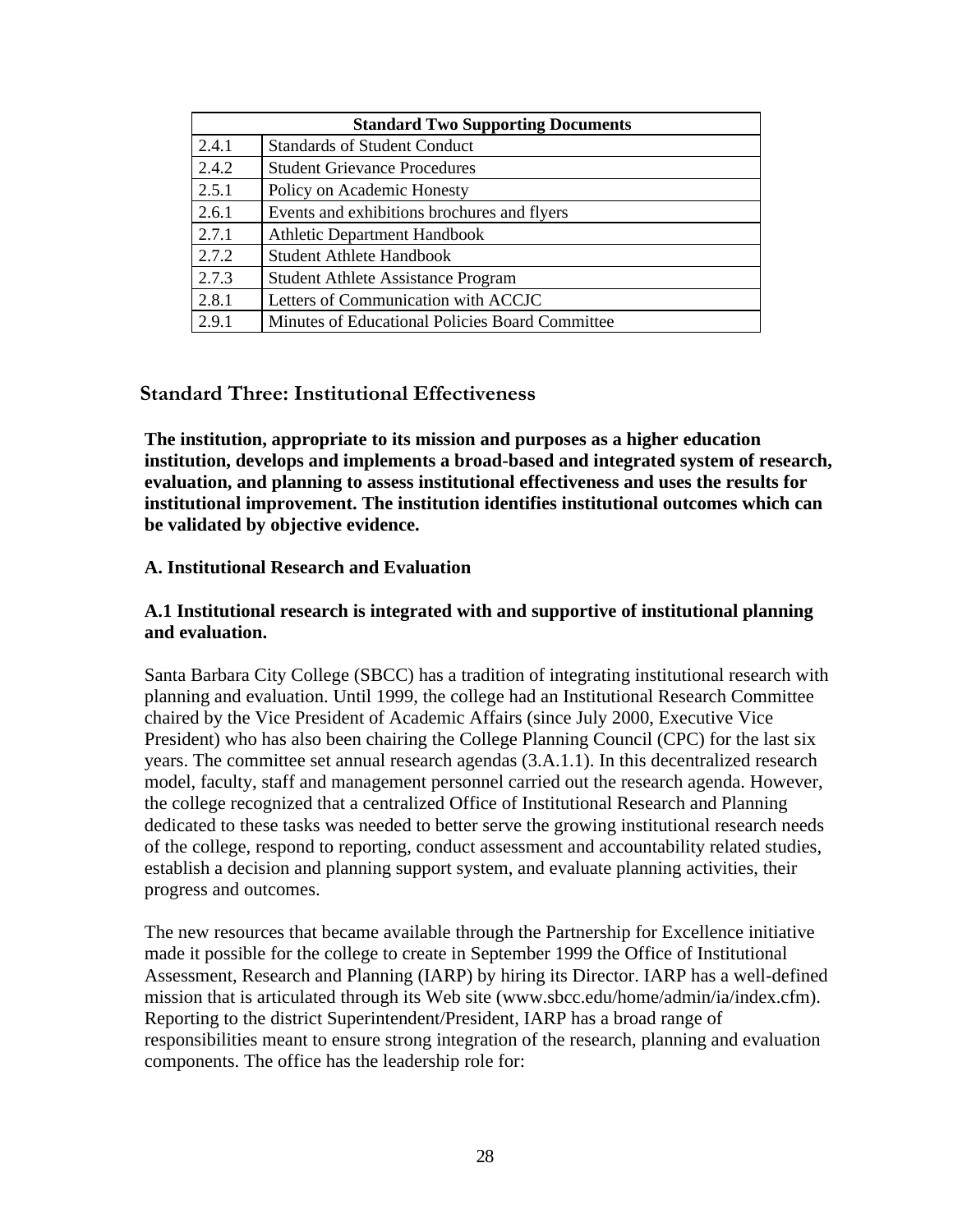| Standard Two Supporting Documents | |
|---|---|
| 2.4.1 | Standards of Student Conduct |
| 2.4.2 | Student Grievance Procedures |
| 2.5.1 | Policy on Academic Honesty |
| 2.6.1 | Events and exhibitions brochures and flyers |
| 2.7.1 | Athletic Department Handbook |
| 2.7.2 | Student Athlete Handbook |
| 2.7.3 | Student Athlete Assistance Program |
| 2.8.1 | Letters of Communication with ACCJC |
| 2.9.1 | Minutes of Educational Policies Board Committee |

## Standard Three: Institutional Effectiveness

**The institution, appropriate to its mission and purposes as a higher education institution, develops and implements a broad-based and integrated system of research, evaluation, and planning to assess institutional effectiveness and uses the results for institutional improvement. The institution identifies institutional outcomes which can be validated by objective evidence.**

### A. Institutional Research and Evaluation

**A.1 Institutional research is integrated with and supportive of institutional planning and evaluation.**

Santa Barbara City College (SBCC) has a tradition of integrating institutional research with planning and evaluation. Until 1999, the college had an Institutional Research Committee chaired by the Vice President of Academic Affairs (since July 2000, Executive Vice President) who has also been chairing the College Planning Council (CPC) for the last six years. The committee set annual research agendas (3.A.1.1). In this decentralized research model, faculty, staff and management personnel carried out the research agenda. However, the college recognized that a centralized Office of Institutional Research and Planning dedicated to these tasks was needed to better serve the growing institutional research needs of the college, respond to reporting, conduct assessment and accountability related studies, establish a decision and planning support system, and evaluate planning activities, their progress and outcomes.

The new resources that became available through the Partnership for Excellence initiative made it possible for the college to create in September 1999 the Office of Institutional Assessment, Research and Planning (IARP) by hiring its Director. IARP has a well-defined mission that is articulated through its Web site (www.sbcc.edu/home/admin/ia/index.cfm). Reporting to the district Superintendent/President, IARP has a broad range of responsibilities meant to ensure strong integration of the research, planning and evaluation components. The office has the leadership role for: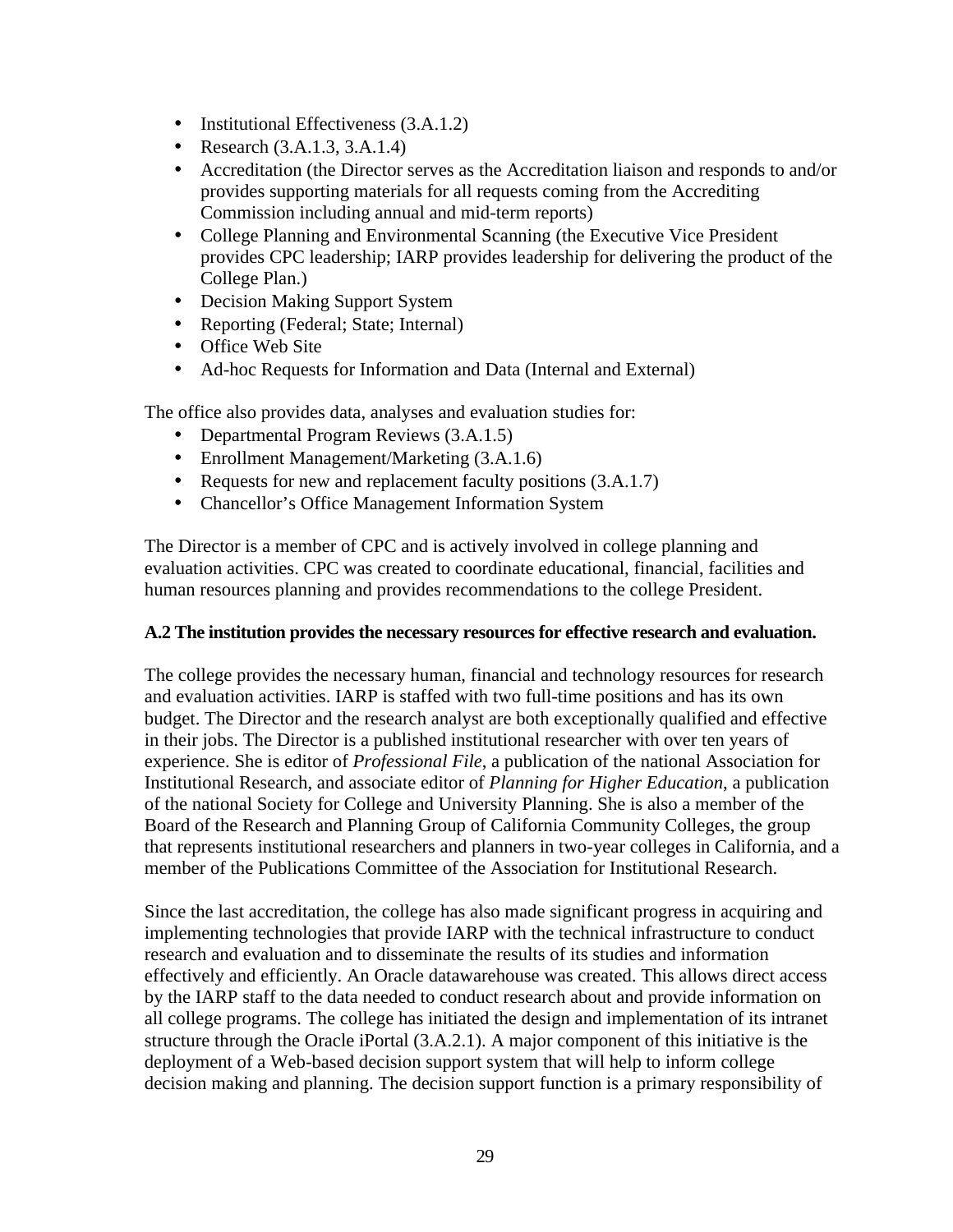- Institutional Effectiveness (3.A.1.2)
- Research (3.A.1.3, 3.A.1.4)
- Accreditation (the Director serves as the Accreditation liaison and responds to and/or provides supporting materials for all requests coming from the Accrediting Commission including annual and mid-term reports)
- College Planning and Environmental Scanning (the Executive Vice President provides CPC leadership; IARP provides leadership for delivering the product of the College Plan.)
- Decision Making Support System
- Reporting (Federal; State; Internal)
- Office Web Site
- Ad-hoc Requests for Information and Data (Internal and External)

The office also provides data, analyses and evaluation studies for:

- Departmental Program Reviews (3.A.1.5)
- Enrollment Management/Marketing (3.A.1.6)
- Requests for new and replacement faculty positions (3.A.1.7)
- Chancellor's Office Management Information System

The Director is a member of CPC and is actively involved in college planning and evaluation activities. CPC was created to coordinate educational, financial, facilities and human resources planning and provides recommendations to the college President.

**A.2 The institution provides the necessary resources for effective research and evaluation.**

The college provides the necessary human, financial and technology resources for research and evaluation activities. IARP is staffed with two full-time positions and has its own budget. The Director and the research analyst are both exceptionally qualified and effective in their jobs. The Director is a published institutional researcher with over ten years of experience. She is editor of *Professional File*, a publication of the national Association for Institutional Research, and associate editor of *Planning for Higher Education*, a publication of the national Society for College and University Planning. She is also a member of the Board of the Research and Planning Group of California Community Colleges, the group that represents institutional researchers and planners in two-year colleges in California, and a member of the Publications Committee of the Association for Institutional Research.

Since the last accreditation, the college has also made significant progress in acquiring and implementing technologies that provide IARP with the technical infrastructure to conduct research and evaluation and to disseminate the results of its studies and information effectively and efficiently. An Oracle datawarehouse was created. This allows direct access by the IARP staff to the data needed to conduct research about and provide information on all college programs. The college has initiated the design and implementation of its intranet structure through the Oracle iPortal (3.A.2.1). A major component of this initiative is the deployment of a Web-based decision support system that will help to inform college decision making and planning. The decision support function is a primary responsibility of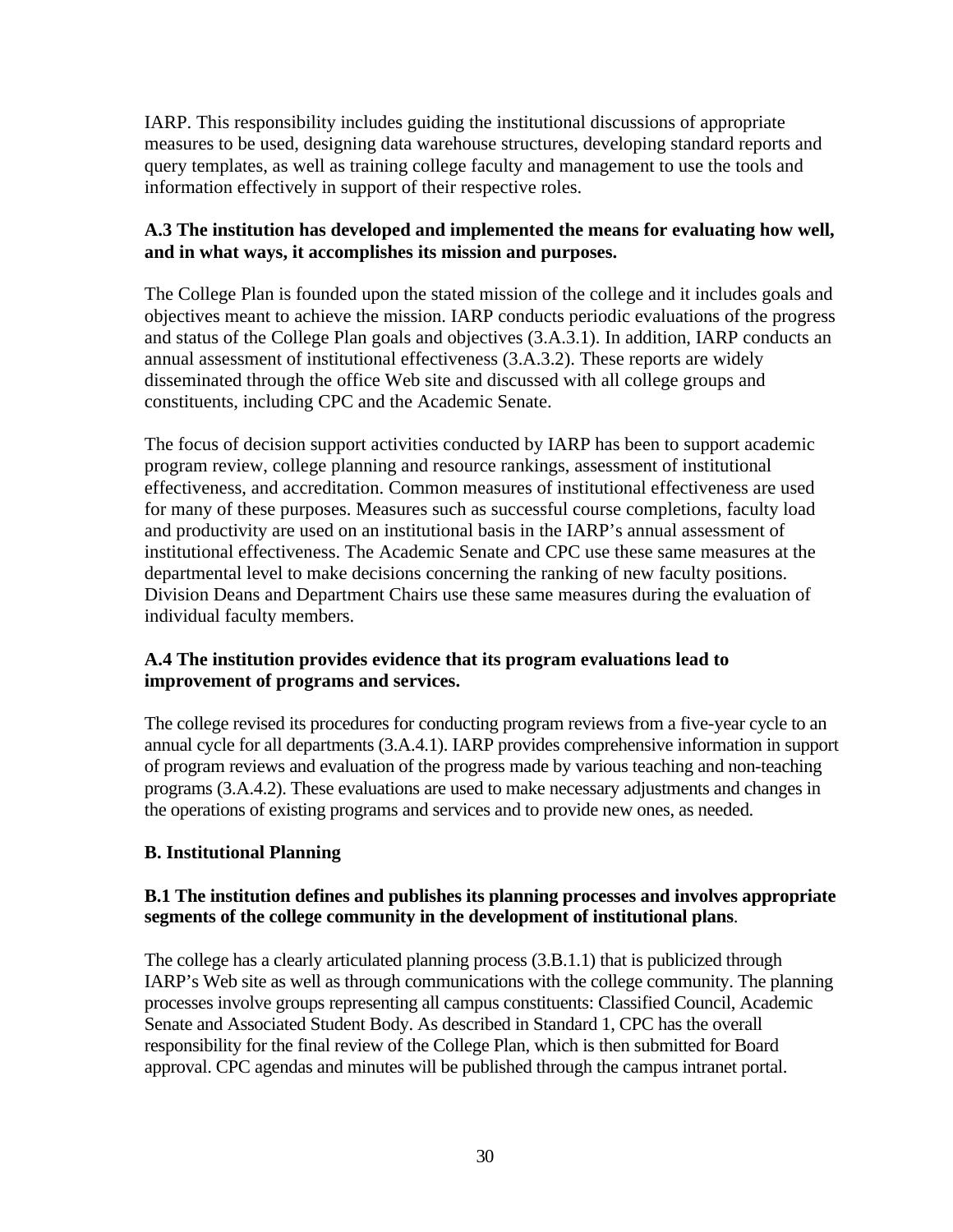IARP. This responsibility includes guiding the institutional discussions of appropriate measures to be used, designing data warehouse structures, developing standard reports and query templates, as well as training college faculty and management to use the tools and information effectively in support of their respective roles.

**A.3 The institution has developed and implemented the means for evaluating how well, and in what ways, it accomplishes its mission and purposes.**

The College Plan is founded upon the stated mission of the college and it includes goals and objectives meant to achieve the mission. IARP conducts periodic evaluations of the progress and status of the College Plan goals and objectives (3.A.3.1). In addition, IARP conducts an annual assessment of institutional effectiveness (3.A.3.2). These reports are widely disseminated through the office Web site and discussed with all college groups and constituents, including CPC and the Academic Senate.

The focus of decision support activities conducted by IARP has been to support academic program review, college planning and resource rankings, assessment of institutional effectiveness, and accreditation. Common measures of institutional effectiveness are used for many of these purposes. Measures such as successful course completions, faculty load and productivity are used on an institutional basis in the IARP's annual assessment of institutional effectiveness. The Academic Senate and CPC use these same measures at the departmental level to make decisions concerning the ranking of new faculty positions. Division Deans and Department Chairs use these same measures during the evaluation of individual faculty members.

**A.4 The institution provides evidence that its program evaluations lead to improvement of programs and services.**

The college revised its procedures for conducting program reviews from a five-year cycle to an annual cycle for all departments (3.A.4.1). IARP provides comprehensive information in support of program reviews and evaluation of the progress made by various teaching and non-teaching programs (3.A.4.2). These evaluations are used to make necessary adjustments and changes in the operations of existing programs and services and to provide new ones, as needed.

**B. Institutional Planning**

**B.1 The institution defines and publishes its planning processes and involves appropriate segments of the college community in the development of institutional plans**.

The college has a clearly articulated planning process (3.B.1.1) that is publicized through IARP's Web site as well as through communications with the college community. The planning processes involve groups representing all campus constituents: Classified Council, Academic Senate and Associated Student Body. As described in Standard 1, CPC has the overall responsibility for the final review of the College Plan, which is then submitted for Board approval. CPC agendas and minutes will be published through the campus intranet portal.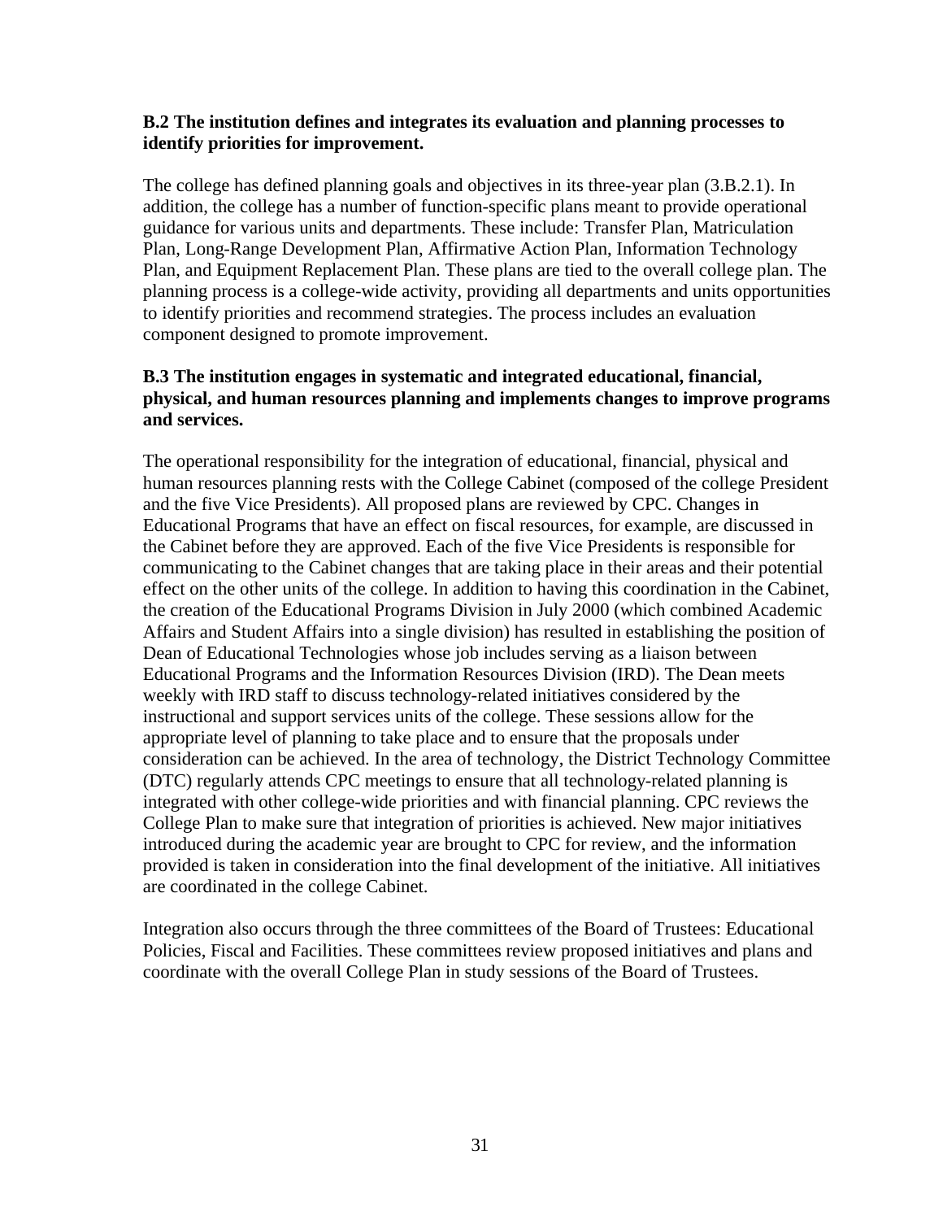**B.2 The institution defines and integrates its evaluation and planning processes to identify priorities for improvement.**

The college has defined planning goals and objectives in its three-year plan (3.B.2.1). In addition, the college has a number of function-specific plans meant to provide operational guidance for various units and departments. These include: Transfer Plan, Matriculation Plan, Long-Range Development Plan, Affirmative Action Plan, Information Technology Plan, and Equipment Replacement Plan. These plans are tied to the overall college plan. The planning process is a college-wide activity, providing all departments and units opportunities to identify priorities and recommend strategies. The process includes an evaluation component designed to promote improvement.

**B.3 The institution engages in systematic and integrated educational, financial, physical, and human resources planning and implements changes to improve programs and services.**

The operational responsibility for the integration of educational, financial, physical and human resources planning rests with the College Cabinet (composed of the college President and the five Vice Presidents). All proposed plans are reviewed by CPC. Changes in Educational Programs that have an effect on fiscal resources, for example, are discussed in the Cabinet before they are approved. Each of the five Vice Presidents is responsible for communicating to the Cabinet changes that are taking place in their areas and their potential effect on the other units of the college. In addition to having this coordination in the Cabinet, the creation of the Educational Programs Division in July 2000 (which combined Academic Affairs and Student Affairs into a single division) has resulted in establishing the position of Dean of Educational Technologies whose job includes serving as a liaison between Educational Programs and the Information Resources Division (IRD). The Dean meets weekly with IRD staff to discuss technology-related initiatives considered by the instructional and support services units of the college. These sessions allow for the appropriate level of planning to take place and to ensure that the proposals under consideration can be achieved. In the area of technology, the District Technology Committee (DTC) regularly attends CPC meetings to ensure that all technology-related planning is integrated with other college-wide priorities and with financial planning. CPC reviews the College Plan to make sure that integration of priorities is achieved. New major initiatives introduced during the academic year are brought to CPC for review, and the information provided is taken in consideration into the final development of the initiative. All initiatives are coordinated in the college Cabinet.

Integration also occurs through the three committees of the Board of Trustees: Educational Policies, Fiscal and Facilities. These committees review proposed initiatives and plans and coordinate with the overall College Plan in study sessions of the Board of Trustees.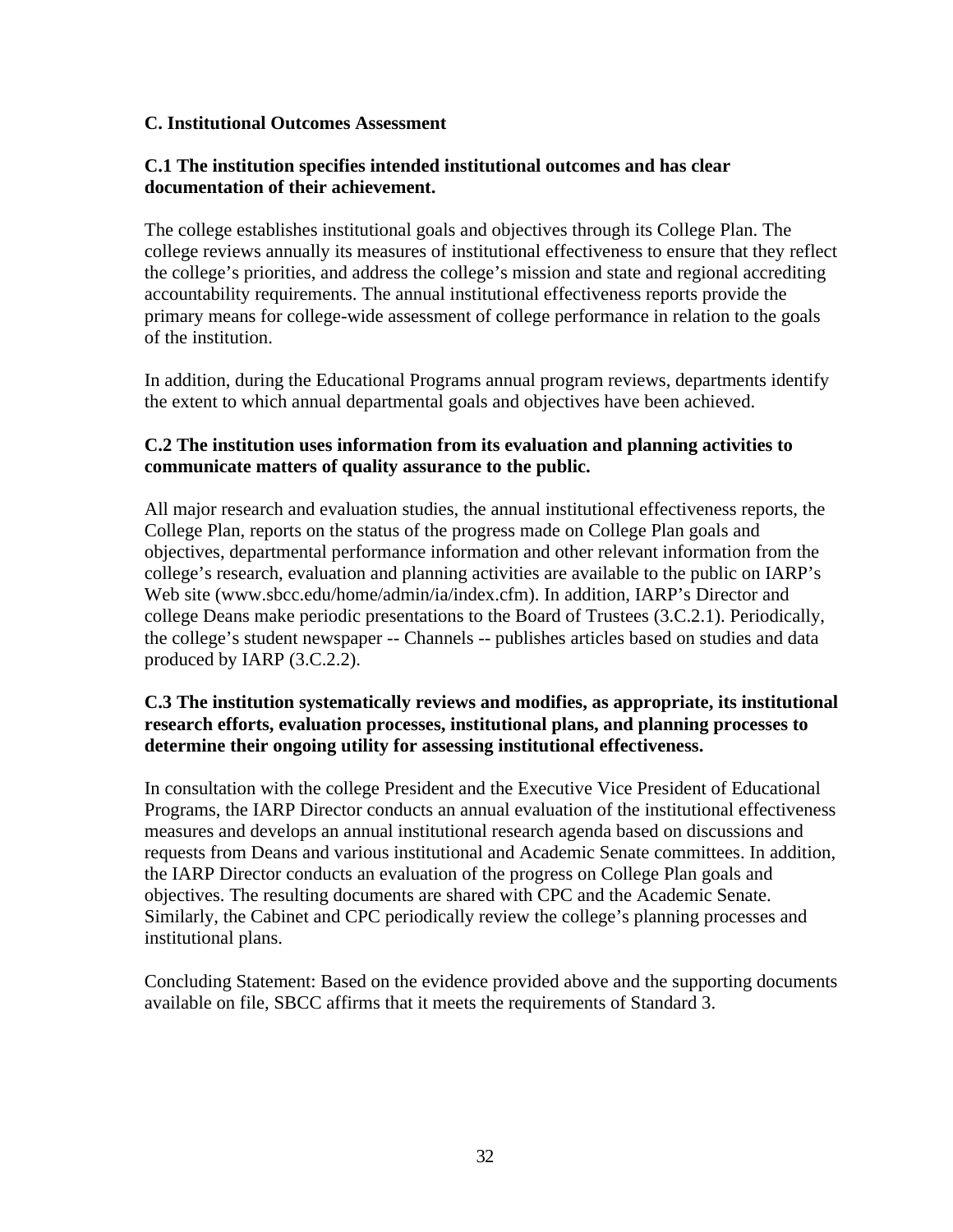### C. Institutional Outcomes Assessment

**C.1 The institution specifies intended institutional outcomes and has clear documentation of their achievement.**

The college establishes institutional goals and objectives through its College Plan. The college reviews annually its measures of institutional effectiveness to ensure that they reflect the college's priorities, and address the college's mission and state and regional accrediting accountability requirements. The annual institutional effectiveness reports provide the primary means for college-wide assessment of college performance in relation to the goals of the institution.

In addition, during the Educational Programs annual program reviews, departments identify the extent to which annual departmental goals and objectives have been achieved.

**C.2 The institution uses information from its evaluation and planning activities to communicate matters of quality assurance to the public.**

All major research and evaluation studies, the annual institutional effectiveness reports, the College Plan, reports on the status of the progress made on College Plan goals and objectives, departmental performance information and other relevant information from the college's research, evaluation and planning activities are available to the public on IARP's Web site (www.sbcc.edu/home/admin/ia/index.cfm). In addition, IARP's Director and college Deans make periodic presentations to the Board of Trustees (3.C.2.1). Periodically, the college's student newspaper -- Channels -- publishes articles based on studies and data produced by IARP (3.C.2.2).

**C.3 The institution systematically reviews and modifies, as appropriate, its institutional research efforts, evaluation processes, institutional plans, and planning processes to determine their ongoing utility for assessing institutional effectiveness.**

In consultation with the college President and the Executive Vice President of Educational Programs, the IARP Director conducts an annual evaluation of the institutional effectiveness measures and develops an annual institutional research agenda based on discussions and requests from Deans and various institutional and Academic Senate committees. In addition, the IARP Director conducts an evaluation of the progress on College Plan goals and objectives. The resulting documents are shared with CPC and the Academic Senate. Similarly, the Cabinet and CPC periodically review the college's planning processes and institutional plans.

Concluding Statement: Based on the evidence provided above and the supporting documents available on file, SBCC affirms that it meets the requirements of Standard 3.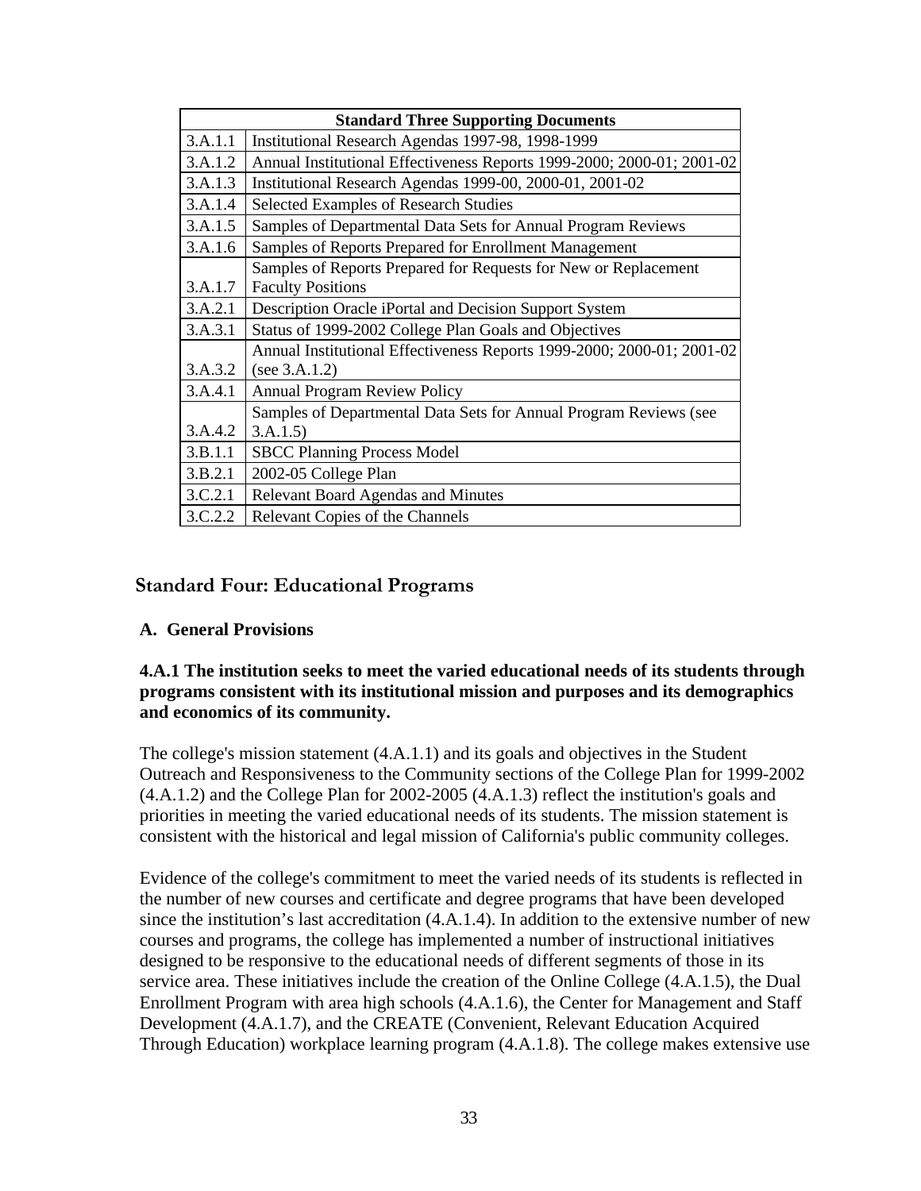| Standard Three Supporting Documents | |
|---|---|
| 3.A.1.1 | Institutional Research Agendas 1997-98, 1998-1999 |
| 3.A.1.2 | Annual Institutional Effectiveness Reports 1999-2000; 2000-01; 2001-02 |
| 3.A.1.3 | Institutional Research Agendas 1999-00, 2000-01, 2001-02 |
| 3.A.1.4 | Selected Examples of Research Studies |
| 3.A.1.5 | Samples of Departmental Data Sets for Annual Program Reviews |
| 3.A.1.6 | Samples of Reports Prepared for Enrollment Management |
| 3.A.1.7 | Samples of Reports Prepared for Requests for New or Replacement Faculty Positions |
| 3.A.2.1 | Description Oracle iPortal and Decision Support System |
| 3.A.3.1 | Status of 1999-2002 College Plan Goals and Objectives |
| 3.A.3.2 | Annual Institutional Effectiveness Reports 1999-2000; 2000-01; 2001-02 (see 3.A.1.2) |
| 3.A.4.1 | Annual Program Review Policy |
| 3.A.4.2 | Samples of Departmental Data Sets for Annual Program Reviews (see 3.A.1.5) |
| 3.B.1.1 | SBCC Planning Process Model |
| 3.B.2.1 | 2002-05 College Plan |
| 3.C.2.1 | Relevant Board Agendas and Minutes |
| 3.C.2.2 | Relevant Copies of the Channels |

## Standard Four: Educational Programs

### A. General Provisions

**4.A.1 The institution seeks to meet the varied educational needs of its students through programs consistent with its institutional mission and purposes and its demographics and economics of its community.**

The college's mission statement (4.A.1.1) and its goals and objectives in the Student Outreach and Responsiveness to the Community sections of the College Plan for 1999-2002 (4.A.1.2) and the College Plan for 2002-2005 (4.A.1.3) reflect the institution's goals and priorities in meeting the varied educational needs of its students. The mission statement is consistent with the historical and legal mission of California's public community colleges.

Evidence of the college's commitment to meet the varied needs of its students is reflected in the number of new courses and certificate and degree programs that have been developed since the institution’s last accreditation (4.A.1.4). In addition to the extensive number of new courses and programs, the college has implemented a number of instructional initiatives designed to be responsive to the educational needs of different segments of those in its service area. These initiatives include the creation of the Online College (4.A.1.5), the Dual Enrollment Program with area high schools (4.A.1.6), the Center for Management and Staff Development (4.A.1.7), and the CREATE (Convenient, Relevant Education Acquired Through Education) workplace learning program (4.A.1.8). The college makes extensive use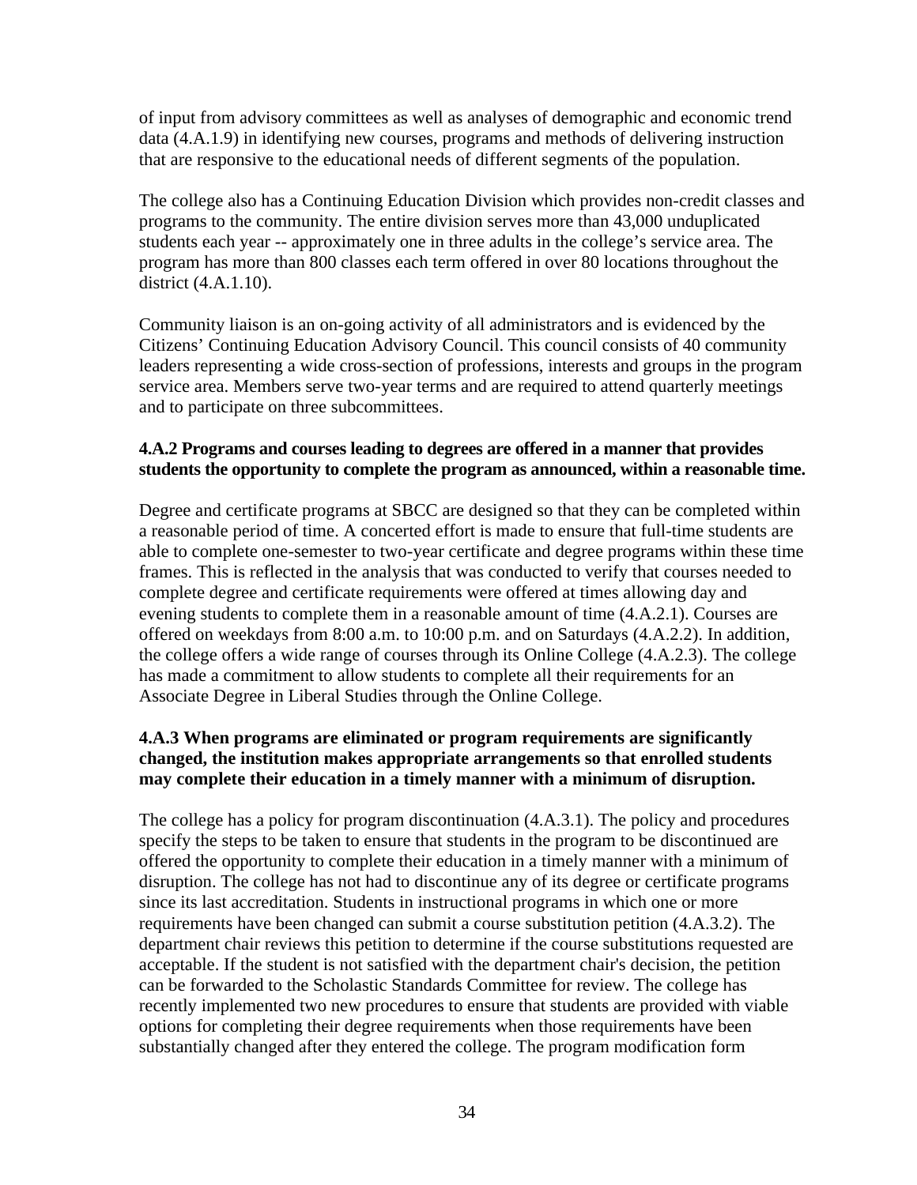of input from advisory committees as well as analyses of demographic and economic trend data (4.A.1.9) in identifying new courses, programs and methods of delivering instruction that are responsive to the educational needs of different segments of the population.

The college also has a Continuing Education Division which provides non-credit classes and programs to the community. The entire division serves more than 43,000 unduplicated students each year -- approximately one in three adults in the college's service area. The program has more than 800 classes each term offered in over 80 locations throughout the district (4.A.1.10).

Community liaison is an on-going activity of all administrators and is evidenced by the Citizens' Continuing Education Advisory Council. This council consists of 40 community leaders representing a wide cross-section of professions, interests and groups in the program service area. Members serve two-year terms and are required to attend quarterly meetings and to participate on three subcommittees.

**4.A.2 Programs and courses leading to degrees are offered in a manner that provides students the opportunity to complete the program as announced, within a reasonable time.**

Degree and certificate programs at SBCC are designed so that they can be completed within a reasonable period of time. A concerted effort is made to ensure that full-time students are able to complete one-semester to two-year certificate and degree programs within these time frames. This is reflected in the analysis that was conducted to verify that courses needed to complete degree and certificate requirements were offered at times allowing day and evening students to complete them in a reasonable amount of time (4.A.2.1). Courses are offered on weekdays from 8:00 a.m. to 10:00 p.m. and on Saturdays (4.A.2.2). In addition, the college offers a wide range of courses through its Online College (4.A.2.3). The college has made a commitment to allow students to complete all their requirements for an Associate Degree in Liberal Studies through the Online College.

**4.A.3 When programs are eliminated or program requirements are significantly changed, the institution makes appropriate arrangements so that enrolled students may complete their education in a timely manner with a minimum of disruption.**

The college has a policy for program discontinuation (4.A.3.1). The policy and procedures specify the steps to be taken to ensure that students in the program to be discontinued are offered the opportunity to complete their education in a timely manner with a minimum of disruption. The college has not had to discontinue any of its degree or certificate programs since its last accreditation. Students in instructional programs in which one or more requirements have been changed can submit a course substitution petition (4.A.3.2). The department chair reviews this petition to determine if the course substitutions requested are acceptable. If the student is not satisfied with the department chair's decision, the petition can be forwarded to the Scholastic Standards Committee for review. The college has recently implemented two new procedures to ensure that students are provided with viable options for completing their degree requirements when those requirements have been substantially changed after they entered the college. The program modification form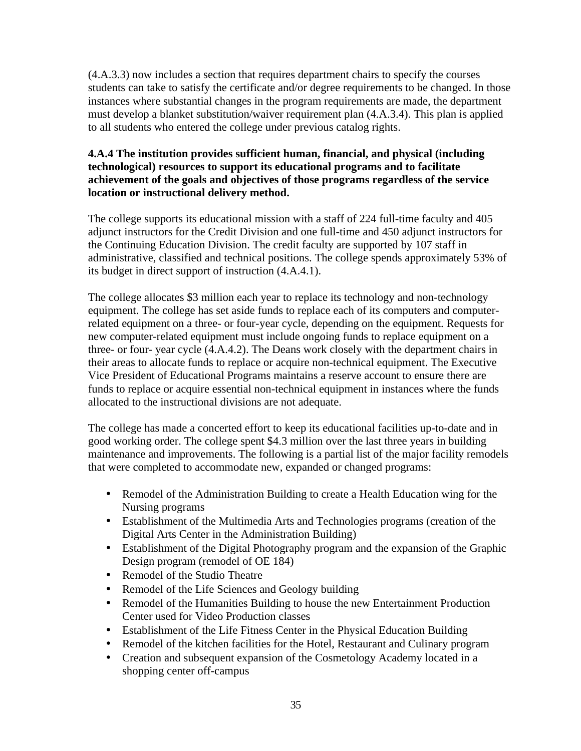(4.A.3.3) now includes a section that requires department chairs to specify the courses students can take to satisfy the certificate and/or degree requirements to be changed. In those instances where substantial changes in the program requirements are made, the department must develop a blanket substitution/waiver requirement plan (4.A.3.4). This plan is applied to all students who entered the college under previous catalog rights.

**4.A.4 The institution provides sufficient human, financial, and physical (including technological) resources to support its educational programs and to facilitate achievement of the goals and objectives of those programs regardless of the service location or instructional delivery method.**

The college supports its educational mission with a staff of 224 full-time faculty and 405 adjunct instructors for the Credit Division and one full-time and 450 adjunct instructors for the Continuing Education Division. The credit faculty are supported by 107 staff in administrative, classified and technical positions. The college spends approximately 53% of its budget in direct support of instruction (4.A.4.1).

The college allocates $3 million each year to replace its technology and non-technology equipment. The college has set aside funds to replace each of its computers and computer-related equipment on a three- or four-year cycle, depending on the equipment. Requests for new computer-related equipment must include ongoing funds to replace equipment on a three- or four- year cycle (4.A.4.2). The Deans work closely with the department chairs in their areas to allocate funds to replace or acquire non-technical equipment. The Executive Vice President of Educational Programs maintains a reserve account to ensure there are funds to replace or acquire essential non-technical equipment in instances where the funds allocated to the instructional divisions are not adequate.

The college has made a concerted effort to keep its educational facilities up-to-date and in good working order. The college spent $4.3 million over the last three years in building maintenance and improvements. The following is a partial list of the major facility remodels that were completed to accommodate new, expanded or changed programs:

- Remodel of the Administration Building to create a Health Education wing for the Nursing programs
- Establishment of the Multimedia Arts and Technologies programs (creation of the Digital Arts Center in the Administration Building)
- Establishment of the Digital Photography program and the expansion of the Graphic Design program (remodel of OE 184)
- Remodel of the Studio Theatre
- Remodel of the Life Sciences and Geology building
- Remodel of the Humanities Building to house the new Entertainment Production Center used for Video Production classes
- Establishment of the Life Fitness Center in the Physical Education Building
- Remodel of the kitchen facilities for the Hotel, Restaurant and Culinary program
- Creation and subsequent expansion of the Cosmetology Academy located in a shopping center off-campus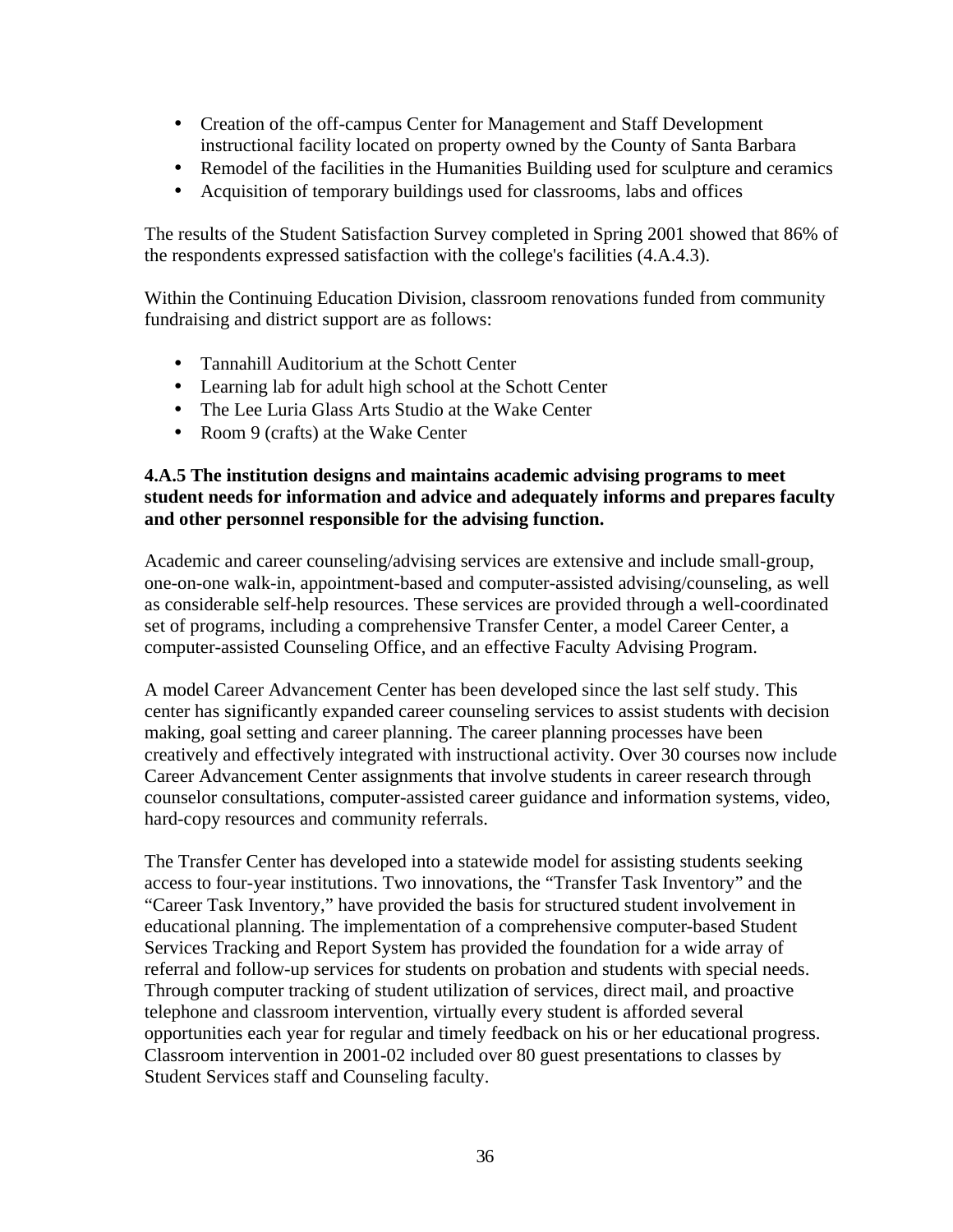- Creation of the off-campus Center for Management and Staff Development instructional facility located on property owned by the County of Santa Barbara
- Remodel of the facilities in the Humanities Building used for sculpture and ceramics
- Acquisition of temporary buildings used for classrooms, labs and offices

The results of the Student Satisfaction Survey completed in Spring 2001 showed that 86% of the respondents expressed satisfaction with the college's facilities (4.A.4.3).

Within the Continuing Education Division, classroom renovations funded from community fundraising and district support are as follows:

- Tannahill Auditorium at the Schott Center
- Learning lab for adult high school at the Schott Center
- The Lee Luria Glass Arts Studio at the Wake Center
- Room 9 (crafts) at the Wake Center

**4.A.5 The institution designs and maintains academic advising programs to meet student needs for information and advice and adequately informs and prepares faculty and other personnel responsible for the advising function.**

Academic and career counseling/advising services are extensive and include small-group, one-on-one walk-in, appointment-based and computer-assisted advising/counseling, as well as considerable self-help resources. These services are provided through a well-coordinated set of programs, including a comprehensive Transfer Center, a model Career Center, a computer-assisted Counseling Office, and an effective Faculty Advising Program.

A model Career Advancement Center has been developed since the last self study. This center has significantly expanded career counseling services to assist students with decision making, goal setting and career planning. The career planning processes have been creatively and effectively integrated with instructional activity. Over 30 courses now include Career Advancement Center assignments that involve students in career research through counselor consultations, computer-assisted career guidance and information systems, video, hard-copy resources and community referrals.

The Transfer Center has developed into a statewide model for assisting students seeking access to four-year institutions. Two innovations, the "Transfer Task Inventory" and the "Career Task Inventory," have provided the basis for structured student involvement in educational planning. The implementation of a comprehensive computer-based Student Services Tracking and Report System has provided the foundation for a wide array of referral and follow-up services for students on probation and students with special needs. Through computer tracking of student utilization of services, direct mail, and proactive telephone and classroom intervention, virtually every student is afforded several opportunities each year for regular and timely feedback on his or her educational progress. Classroom intervention in 2001-02 included over 80 guest presentations to classes by Student Services staff and Counseling faculty.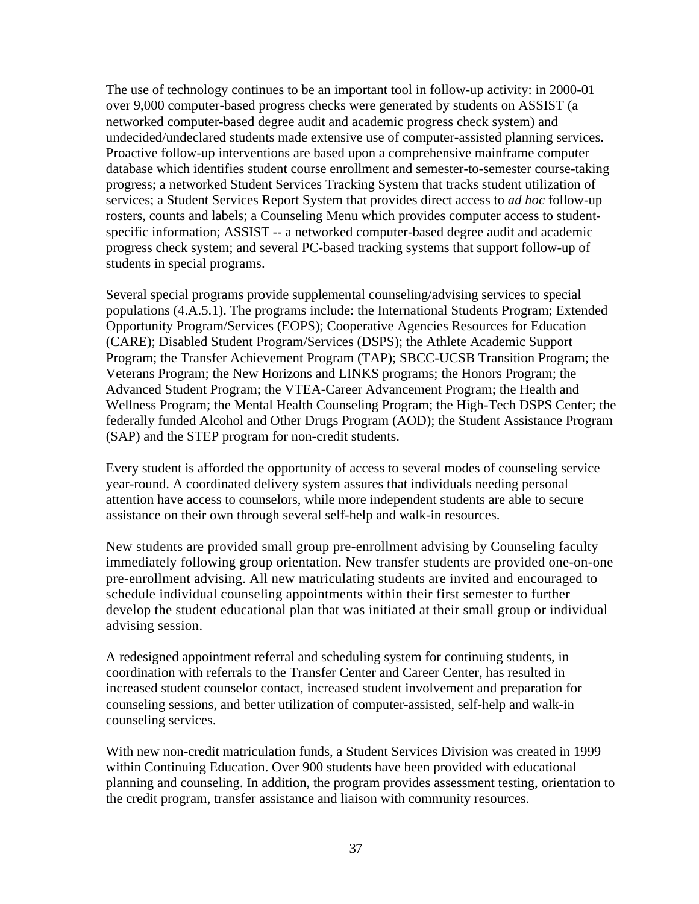The use of technology continues to be an important tool in follow-up activity: in 2000-01 over 9,000 computer-based progress checks were generated by students on ASSIST (a networked computer-based degree audit and academic progress check system) and undecided/undeclared students made extensive use of computer-assisted planning services. Proactive follow-up interventions are based upon a comprehensive mainframe computer database which identifies student course enrollment and semester-to-semester course-taking progress; a networked Student Services Tracking System that tracks student utilization of services; a Student Services Report System that provides direct access to *ad hoc* follow-up rosters, counts and labels; a Counseling Menu which provides computer access to student-specific information; ASSIST -- a networked computer-based degree audit and academic progress check system; and several PC-based tracking systems that support follow-up of students in special programs.

Several special programs provide supplemental counseling/advising services to special populations (4.A.5.1). The programs include: the International Students Program; Extended Opportunity Program/Services (EOPS); Cooperative Agencies Resources for Education (CARE); Disabled Student Program/Services (DSPS); the Athlete Academic Support Program; the Transfer Achievement Program (TAP); SBCC-UCSB Transition Program; the Veterans Program; the New Horizons and LINKS programs; the Honors Program; the Advanced Student Program; the VTEA-Career Advancement Program; the Health and Wellness Program; the Mental Health Counseling Program; the High-Tech DSPS Center; the federally funded Alcohol and Other Drugs Program (AOD); the Student Assistance Program (SAP) and the STEP program for non-credit students.

Every student is afforded the opportunity of access to several modes of counseling service year-round. A coordinated delivery system assures that individuals needing personal attention have access to counselors, while more independent students are able to secure assistance on their own through several self-help and walk-in resources.

New students are provided small group pre-enrollment advising by Counseling faculty immediately following group orientation. New transfer students are provided one-on-one pre-enrollment advising. All new matriculating students are invited and encouraged to schedule individual counseling appointments within their first semester to further develop the student educational plan that was initiated at their small group or individual advising session.

A redesigned appointment referral and scheduling system for continuing students, in coordination with referrals to the Transfer Center and Career Center, has resulted in increased student counselor contact, increased student involvement and preparation for counseling sessions, and better utilization of computer-assisted, self-help and walk-in counseling services.

With new non-credit matriculation funds, a Student Services Division was created in 1999 within Continuing Education. Over 900 students have been provided with educational planning and counseling. In addition, the program provides assessment testing, orientation to the credit program, transfer assistance and liaison with community resources.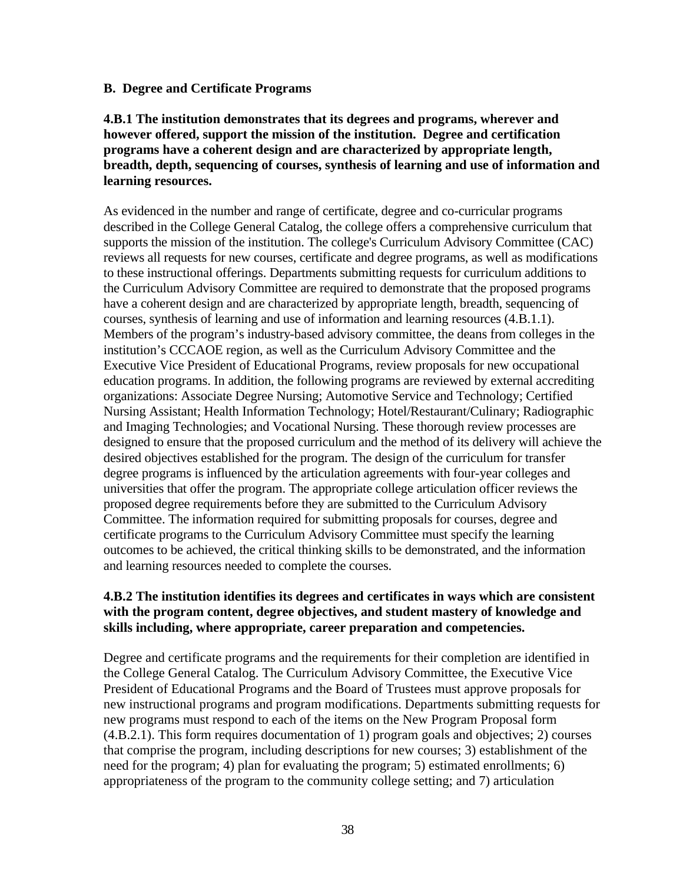## B. Degree and Certificate Programs

**4.B.1 The institution demonstrates that its degrees and programs, wherever and however offered, support the mission of the institution. Degree and certification programs have a coherent design and are characterized by appropriate length, breadth, depth, sequencing of courses, synthesis of learning and use of information and learning resources.**

As evidenced in the number and range of certificate, degree and co-curricular programs described in the College General Catalog, the college offers a comprehensive curriculum that supports the mission of the institution. The college's Curriculum Advisory Committee (CAC) reviews all requests for new courses, certificate and degree programs, as well as modifications to these instructional offerings. Departments submitting requests for curriculum additions to the Curriculum Advisory Committee are required to demonstrate that the proposed programs have a coherent design and are characterized by appropriate length, breadth, sequencing of courses, synthesis of learning and use of information and learning resources (4.B.1.1). Members of the program's industry-based advisory committee, the deans from colleges in the institution's CCCAOE region, as well as the Curriculum Advisory Committee and the Executive Vice President of Educational Programs, review proposals for new occupational education programs. In addition, the following programs are reviewed by external accrediting organizations: Associate Degree Nursing; Automotive Service and Technology; Certified Nursing Assistant; Health Information Technology; Hotel/Restaurant/Culinary; Radiographic and Imaging Technologies; and Vocational Nursing. These thorough review processes are designed to ensure that the proposed curriculum and the method of its delivery will achieve the desired objectives established for the program. The design of the curriculum for transfer degree programs is influenced by the articulation agreements with four-year colleges and universities that offer the program. The appropriate college articulation officer reviews the proposed degree requirements before they are submitted to the Curriculum Advisory Committee. The information required for submitting proposals for courses, degree and certificate programs to the Curriculum Advisory Committee must specify the learning outcomes to be achieved, the critical thinking skills to be demonstrated, and the information and learning resources needed to complete the courses.

**4.B.2 The institution identifies its degrees and certificates in ways which are consistent with the program content, degree objectives, and student mastery of knowledge and skills including, where appropriate, career preparation and competencies.**

Degree and certificate programs and the requirements for their completion are identified in the College General Catalog. The Curriculum Advisory Committee, the Executive Vice President of Educational Programs and the Board of Trustees must approve proposals for new instructional programs and program modifications. Departments submitting requests for new programs must respond to each of the items on the New Program Proposal form (4.B.2.1). This form requires documentation of 1) program goals and objectives; 2) courses that comprise the program, including descriptions for new courses; 3) establishment of the need for the program; 4) plan for evaluating the program; 5) estimated enrollments; 6) appropriateness of the program to the community college setting; and 7) articulation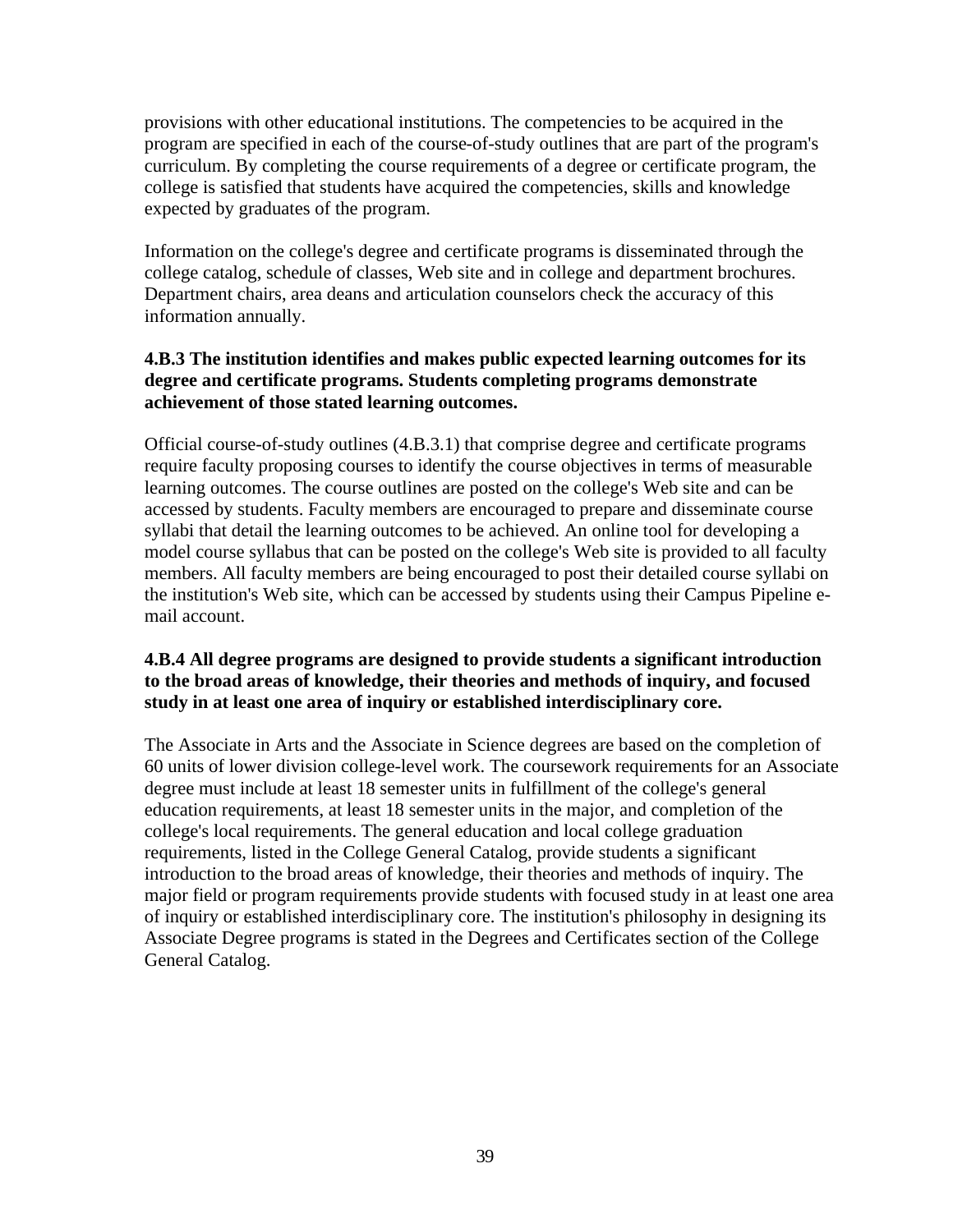provisions with other educational institutions. The competencies to be acquired in the program are specified in each of the course-of-study outlines that are part of the program's curriculum. By completing the course requirements of a degree or certificate program, the college is satisfied that students have acquired the competencies, skills and knowledge expected by graduates of the program.

Information on the college's degree and certificate programs is disseminated through the college catalog, schedule of classes, Web site and in college and department brochures. Department chairs, area deans and articulation counselors check the accuracy of this information annually.

**4.B.3 The institution identifies and makes public expected learning outcomes for its degree and certificate programs. Students completing programs demonstrate achievement of those stated learning outcomes.**

Official course-of-study outlines (4.B.3.1) that comprise degree and certificate programs require faculty proposing courses to identify the course objectives in terms of measurable learning outcomes. The course outlines are posted on the college's Web site and can be accessed by students. Faculty members are encouraged to prepare and disseminate course syllabi that detail the learning outcomes to be achieved. An online tool for developing a model course syllabus that can be posted on the college's Web site is provided to all faculty members. All faculty members are being encouraged to post their detailed course syllabi on the institution's Web site, which can be accessed by students using their Campus Pipeline e-mail account.

**4.B.4 All degree programs are designed to provide students a significant introduction to the broad areas of knowledge, their theories and methods of inquiry, and focused study in at least one area of inquiry or established interdisciplinary core.**

The Associate in Arts and the Associate in Science degrees are based on the completion of 60 units of lower division college-level work. The coursework requirements for an Associate degree must include at least 18 semester units in fulfillment of the college's general education requirements, at least 18 semester units in the major, and completion of the college's local requirements. The general education and local college graduation requirements, listed in the College General Catalog, provide students a significant introduction to the broad areas of knowledge, their theories and methods of inquiry. The major field or program requirements provide students with focused study in at least one area of inquiry or established interdisciplinary core. The institution's philosophy in designing its Associate Degree programs is stated in the Degrees and Certificates section of the College General Catalog.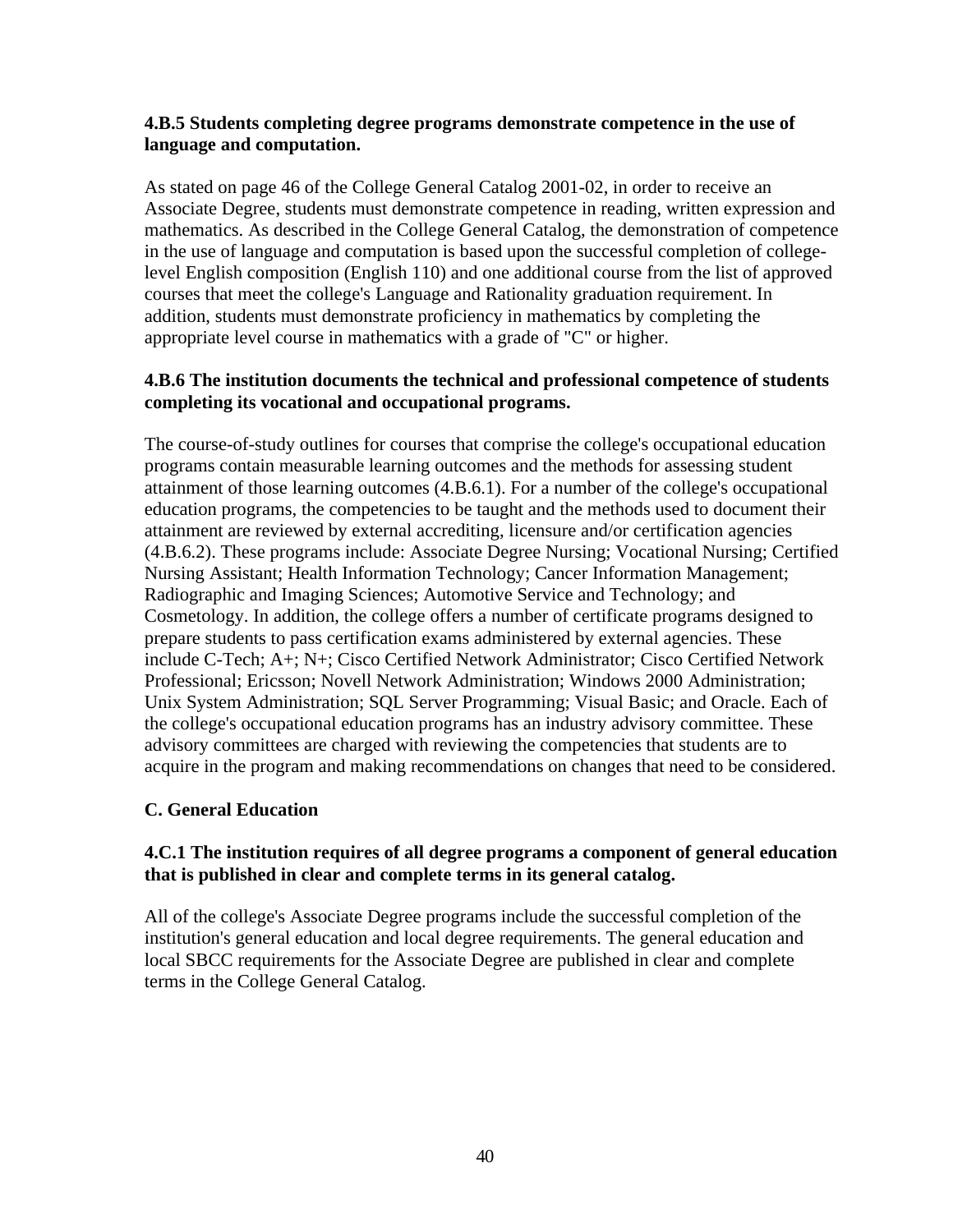**4.B.5 Students completing degree programs demonstrate competence in the use of language and computation.**

As stated on page 46 of the College General Catalog 2001-02, in order to receive an Associate Degree, students must demonstrate competence in reading, written expression and mathematics. As described in the College General Catalog, the demonstration of competence in the use of language and computation is based upon the successful completion of college-level English composition (English 110) and one additional course from the list of approved courses that meet the college's Language and Rationality graduation requirement. In addition, students must demonstrate proficiency in mathematics by completing the appropriate level course in mathematics with a grade of "C" or higher.

**4.B.6 The institution documents the technical and professional competence of students completing its vocational and occupational programs.**

The course-of-study outlines for courses that comprise the college's occupational education programs contain measurable learning outcomes and the methods for assessing student attainment of those learning outcomes (4.B.6.1). For a number of the college's occupational education programs, the competencies to be taught and the methods used to document their attainment are reviewed by external accrediting, licensure and/or certification agencies (4.B.6.2). These programs include: Associate Degree Nursing; Vocational Nursing; Certified Nursing Assistant; Health Information Technology; Cancer Information Management; Radiographic and Imaging Sciences; Automotive Service and Technology; and Cosmetology. In addition, the college offers a number of certificate programs designed to prepare students to pass certification exams administered by external agencies. These include C-Tech; A+; N+; Cisco Certified Network Administrator; Cisco Certified Network Professional; Ericsson; Novell Network Administration; Windows 2000 Administration; Unix System Administration; SQL Server Programming; Visual Basic; and Oracle. Each of the college's occupational education programs has an industry advisory committee. These advisory committees are charged with reviewing the competencies that students are to acquire in the program and making recommendations on changes that need to be considered.

## C. General Education

**4.C.1 The institution requires of all degree programs a component of general education that is published in clear and complete terms in its general catalog.**

All of the college's Associate Degree programs include the successful completion of the institution's general education and local degree requirements. The general education and local SBCC requirements for the Associate Degree are published in clear and complete terms in the College General Catalog.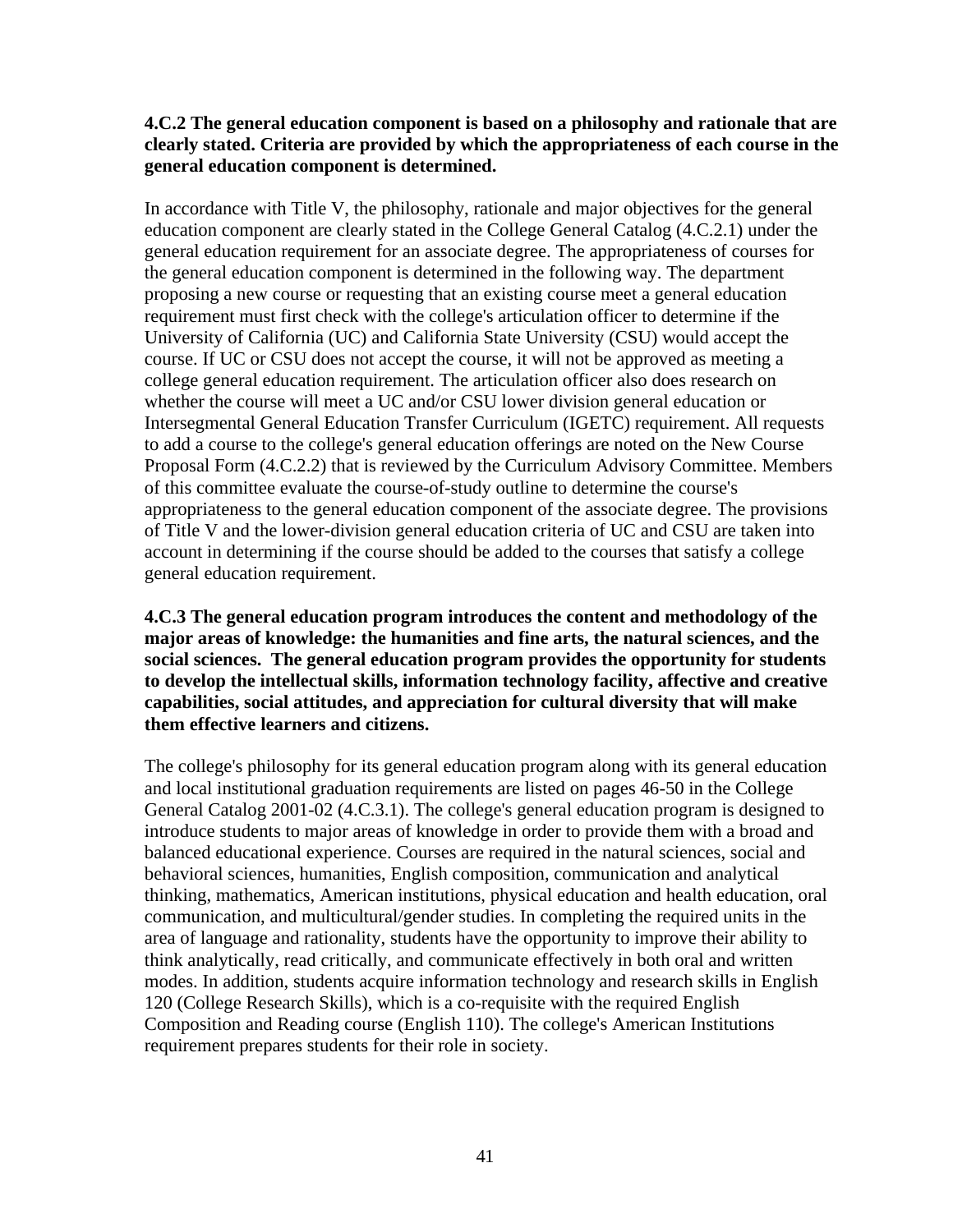**4.C.2 The general education component is based on a philosophy and rationale that are clearly stated. Criteria are provided by which the appropriateness of each course in the general education component is determined.**

In accordance with Title V, the philosophy, rationale and major objectives for the general education component are clearly stated in the College General Catalog (4.C.2.1) under the general education requirement for an associate degree. The appropriateness of courses for the general education component is determined in the following way. The department proposing a new course or requesting that an existing course meet a general education requirement must first check with the college's articulation officer to determine if the University of California (UC) and California State University (CSU) would accept the course. If UC or CSU does not accept the course, it will not be approved as meeting a college general education requirement. The articulation officer also does research on whether the course will meet a UC and/or CSU lower division general education or Intersegmental General Education Transfer Curriculum (IGETC) requirement. All requests to add a course to the college's general education offerings are noted on the New Course Proposal Form (4.C.2.2) that is reviewed by the Curriculum Advisory Committee. Members of this committee evaluate the course-of-study outline to determine the course's appropriateness to the general education component of the associate degree. The provisions of Title V and the lower-division general education criteria of UC and CSU are taken into account in determining if the course should be added to the courses that satisfy a college general education requirement.

**4.C.3 The general education program introduces the content and methodology of the major areas of knowledge: the humanities and fine arts, the natural sciences, and the social sciences. The general education program provides the opportunity for students to develop the intellectual skills, information technology facility, affective and creative capabilities, social attitudes, and appreciation for cultural diversity that will make them effective learners and citizens.**

The college's philosophy for its general education program along with its general education and local institutional graduation requirements are listed on pages 46-50 in the College General Catalog 2001-02 (4.C.3.1). The college's general education program is designed to introduce students to major areas of knowledge in order to provide them with a broad and balanced educational experience. Courses are required in the natural sciences, social and behavioral sciences, humanities, English composition, communication and analytical thinking, mathematics, American institutions, physical education and health education, oral communication, and multicultural/gender studies. In completing the required units in the area of language and rationality, students have the opportunity to improve their ability to think analytically, read critically, and communicate effectively in both oral and written modes. In addition, students acquire information technology and research skills in English 120 (College Research Skills), which is a co-requisite with the required English Composition and Reading course (English 110). The college's American Institutions requirement prepares students for their role in society.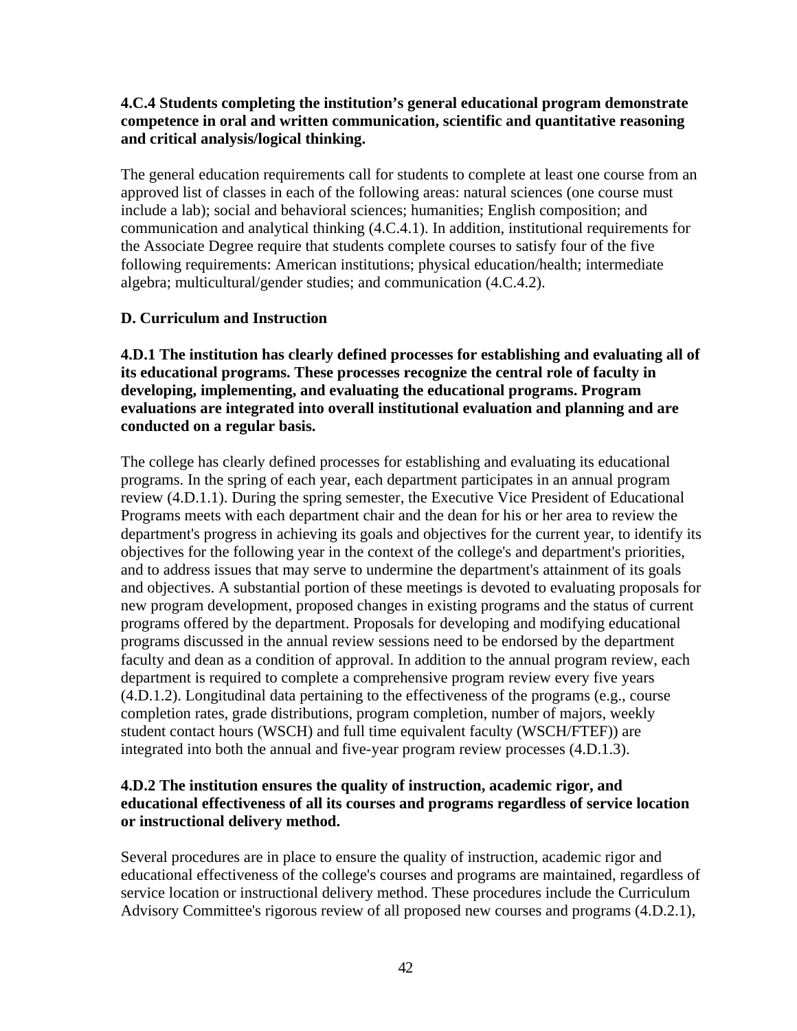**4.C.4 Students completing the institution's general educational program demonstrate competence in oral and written communication, scientific and quantitative reasoning and critical analysis/logical thinking.**

The general education requirements call for students to complete at least one course from an approved list of classes in each of the following areas: natural sciences (one course must include a lab); social and behavioral sciences; humanities; English composition; and communication and analytical thinking (4.C.4.1). In addition, institutional requirements for the Associate Degree require that students complete courses to satisfy four of the five following requirements: American institutions; physical education/health; intermediate algebra; multicultural/gender studies; and communication (4.C.4.2).

## D. Curriculum and Instruction

**4.D.1 The institution has clearly defined processes for establishing and evaluating all of its educational programs. These processes recognize the central role of faculty in developing, implementing, and evaluating the educational programs. Program evaluations are integrated into overall institutional evaluation and planning and are conducted on a regular basis.**

The college has clearly defined processes for establishing and evaluating its educational programs. In the spring of each year, each department participates in an annual program review (4.D.1.1). During the spring semester, the Executive Vice President of Educational Programs meets with each department chair and the dean for his or her area to review the department's progress in achieving its goals and objectives for the current year, to identify its objectives for the following year in the context of the college's and department's priorities, and to address issues that may serve to undermine the department's attainment of its goals and objectives. A substantial portion of these meetings is devoted to evaluating proposals for new program development, proposed changes in existing programs and the status of current programs offered by the department. Proposals for developing and modifying educational programs discussed in the annual review sessions need to be endorsed by the department faculty and dean as a condition of approval. In addition to the annual program review, each department is required to complete a comprehensive program review every five years (4.D.1.2). Longitudinal data pertaining to the effectiveness of the programs (e.g., course completion rates, grade distributions, program completion, number of majors, weekly student contact hours (WSCH) and full time equivalent faculty (WSCH/FTEF)) are integrated into both the annual and five-year program review processes (4.D.1.3).

**4.D.2 The institution ensures the quality of instruction, academic rigor, and educational effectiveness of all its courses and programs regardless of service location or instructional delivery method.**

Several procedures are in place to ensure the quality of instruction, academic rigor and educational effectiveness of the college's courses and programs are maintained, regardless of service location or instructional delivery method. These procedures include the Curriculum Advisory Committee's rigorous review of all proposed new courses and programs (4.D.2.1),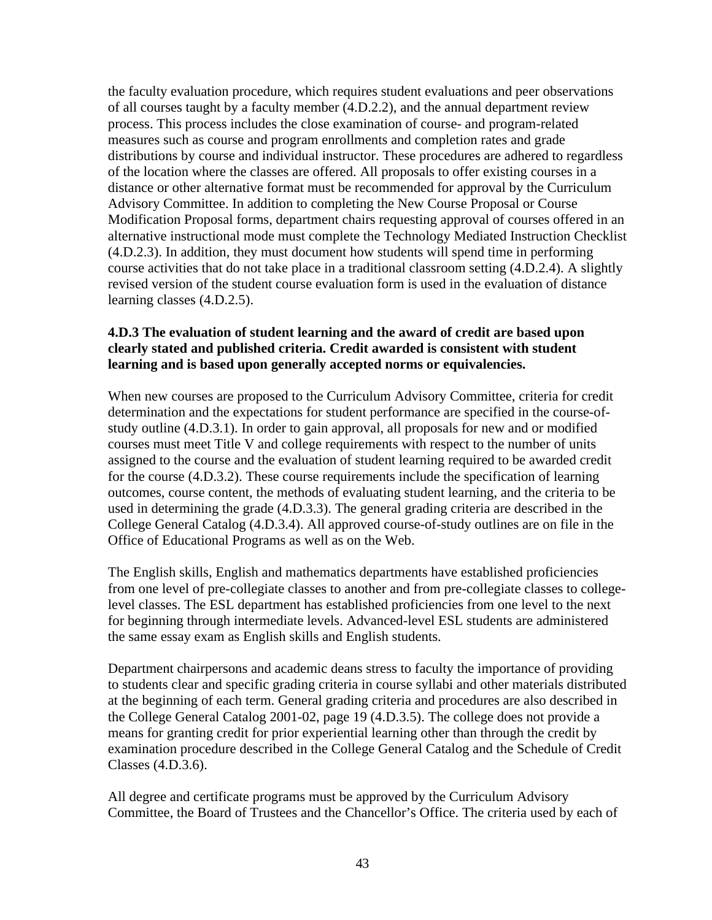the faculty evaluation procedure, which requires student evaluations and peer observations of all courses taught by a faculty member (4.D.2.2), and the annual department review process. This process includes the close examination of course- and program-related measures such as course and program enrollments and completion rates and grade distributions by course and individual instructor. These procedures are adhered to regardless of the location where the classes are offered. All proposals to offer existing courses in a distance or other alternative format must be recommended for approval by the Curriculum Advisory Committee. In addition to completing the New Course Proposal or Course Modification Proposal forms, department chairs requesting approval of courses offered in an alternative instructional mode must complete the Technology Mediated Instruction Checklist (4.D.2.3). In addition, they must document how students will spend time in performing course activities that do not take place in a traditional classroom setting (4.D.2.4). A slightly revised version of the student course evaluation form is used in the evaluation of distance learning classes (4.D.2.5).

**4.D.3 The evaluation of student learning and the award of credit are based upon clearly stated and published criteria. Credit awarded is consistent with student learning and is based upon generally accepted norms or equivalencies.**

When new courses are proposed to the Curriculum Advisory Committee, criteria for credit determination and the expectations for student performance are specified in the course-of-study outline (4.D.3.1). In order to gain approval, all proposals for new and or modified courses must meet Title V and college requirements with respect to the number of units assigned to the course and the evaluation of student learning required to be awarded credit for the course (4.D.3.2). These course requirements include the specification of learning outcomes, course content, the methods of evaluating student learning, and the criteria to be used in determining the grade (4.D.3.3). The general grading criteria are described in the College General Catalog (4.D.3.4). All approved course-of-study outlines are on file in the Office of Educational Programs as well as on the Web.

The English skills, English and mathematics departments have established proficiencies from one level of pre-collegiate classes to another and from pre-collegiate classes to college-level classes. The ESL department has established proficiencies from one level to the next for beginning through intermediate levels. Advanced-level ESL students are administered the same essay exam as English skills and English students.

Department chairpersons and academic deans stress to faculty the importance of providing to students clear and specific grading criteria in course syllabi and other materials distributed at the beginning of each term. General grading criteria and procedures are also described in the College General Catalog 2001-02, page 19 (4.D.3.5). The college does not provide a means for granting credit for prior experiential learning other than through the credit by examination procedure described in the College General Catalog and the Schedule of Credit Classes (4.D.3.6).

All degree and certificate programs must be approved by the Curriculum Advisory Committee, the Board of Trustees and the Chancellor's Office. The criteria used by each of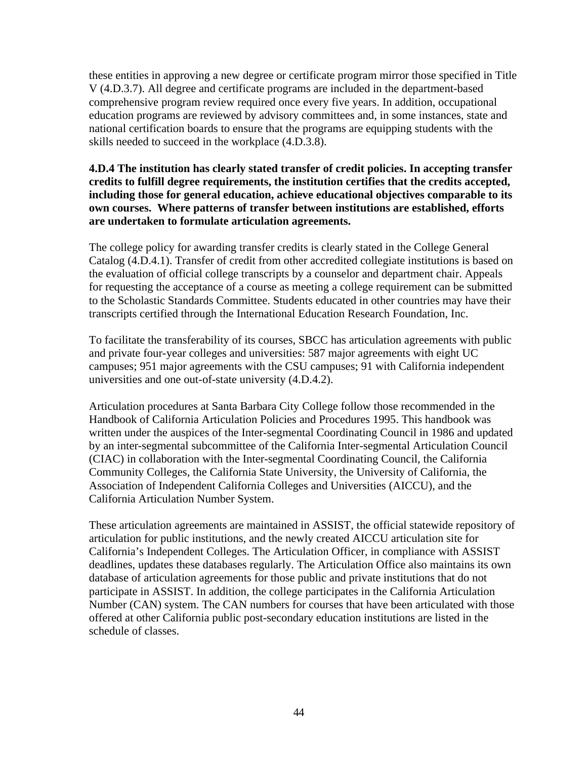these entities in approving a new degree or certificate program mirror those specified in Title V (4.D.3.7). All degree and certificate programs are included in the department-based comprehensive program review required once every five years. In addition, occupational education programs are reviewed by advisory committees and, in some instances, state and national certification boards to ensure that the programs are equipping students with the skills needed to succeed in the workplace (4.D.3.8).

**4.D.4 The institution has clearly stated transfer of credit policies. In accepting transfer credits to fulfill degree requirements, the institution certifies that the credits accepted, including those for general education, achieve educational objectives comparable to its own courses. Where patterns of transfer between institutions are established, efforts are undertaken to formulate articulation agreements.**

The college policy for awarding transfer credits is clearly stated in the College General Catalog (4.D.4.1). Transfer of credit from other accredited collegiate institutions is based on the evaluation of official college transcripts by a counselor and department chair. Appeals for requesting the acceptance of a course as meeting a college requirement can be submitted to the Scholastic Standards Committee. Students educated in other countries may have their transcripts certified through the International Education Research Foundation, Inc.

To facilitate the transferability of its courses, SBCC has articulation agreements with public and private four-year colleges and universities: 587 major agreements with eight UC campuses; 951 major agreements with the CSU campuses; 91 with California independent universities and one out-of-state university (4.D.4.2).

Articulation procedures at Santa Barbara City College follow those recommended in the Handbook of California Articulation Policies and Procedures 1995. This handbook was written under the auspices of the Inter-segmental Coordinating Council in 1986 and updated by an inter-segmental subcommittee of the California Inter-segmental Articulation Council (CIAC) in collaboration with the Inter-segmental Coordinating Council, the California Community Colleges, the California State University, the University of California, the Association of Independent California Colleges and Universities (AICCU), and the California Articulation Number System.

These articulation agreements are maintained in ASSIST, the official statewide repository of articulation for public institutions, and the newly created AICCU articulation site for California's Independent Colleges. The Articulation Officer, in compliance with ASSIST deadlines, updates these databases regularly. The Articulation Office also maintains its own database of articulation agreements for those public and private institutions that do not participate in ASSIST. In addition, the college participates in the California Articulation Number (CAN) system. The CAN numbers for courses that have been articulated with those offered at other California public post-secondary education institutions are listed in the schedule of classes.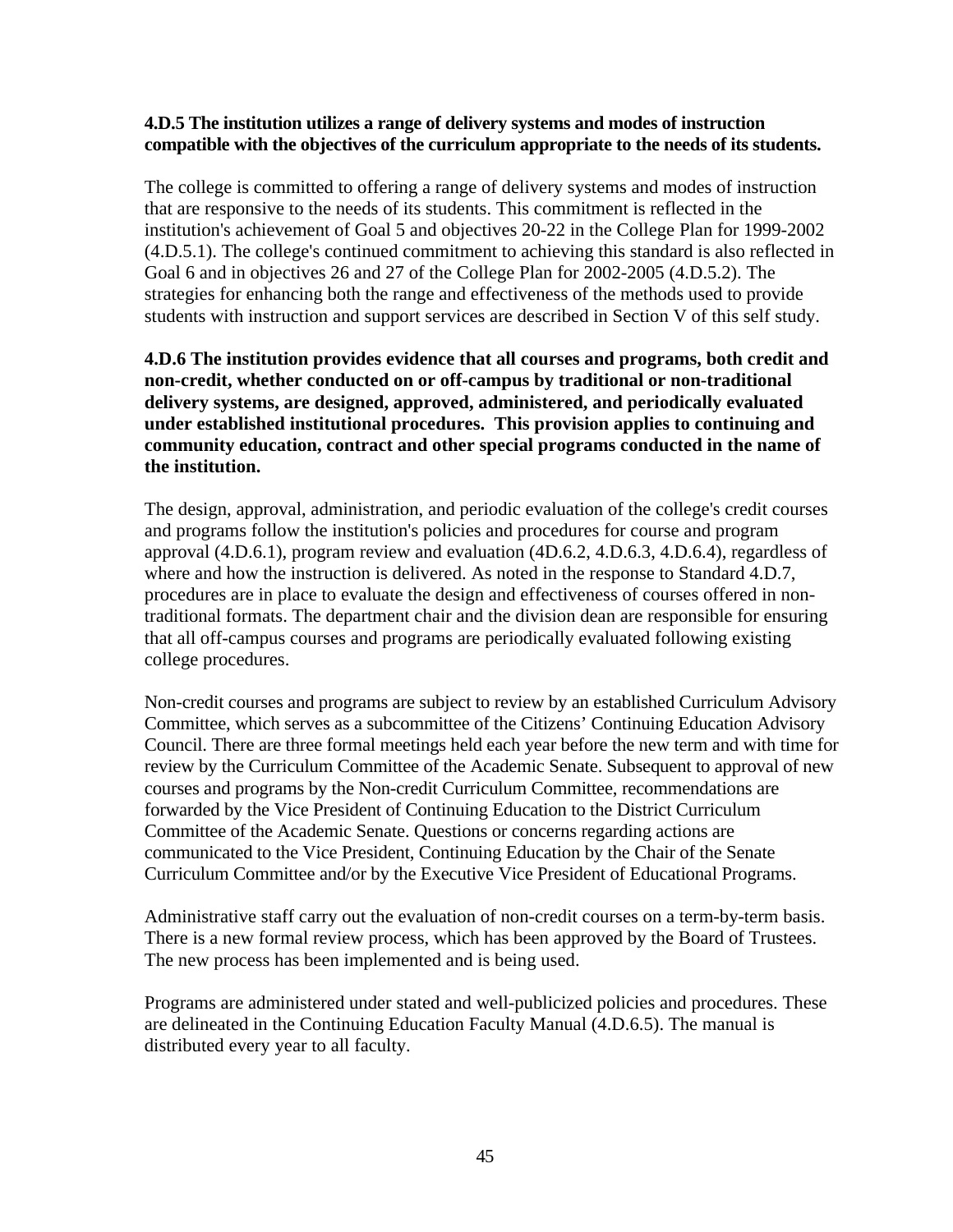**4.D.5 The institution utilizes a range of delivery systems and modes of instruction compatible with the objectives of the curriculum appropriate to the needs of its students.**

The college is committed to offering a range of delivery systems and modes of instruction that are responsive to the needs of its students. This commitment is reflected in the institution's achievement of Goal 5 and objectives 20-22 in the College Plan for 1999-2002 (4.D.5.1). The college's continued commitment to achieving this standard is also reflected in Goal 6 and in objectives 26 and 27 of the College Plan for 2002-2005 (4.D.5.2). The strategies for enhancing both the range and effectiveness of the methods used to provide students with instruction and support services are described in Section V of this self study.

**4.D.6 The institution provides evidence that all courses and programs, both credit and non-credit, whether conducted on or off-campus by traditional or non-traditional delivery systems, are designed, approved, administered, and periodically evaluated under established institutional procedures. This provision applies to continuing and community education, contract and other special programs conducted in the name of the institution.**

The design, approval, administration, and periodic evaluation of the college's credit courses and programs follow the institution's policies and procedures for course and program approval (4.D.6.1), program review and evaluation (4D.6.2, 4.D.6.3, 4.D.6.4), regardless of where and how the instruction is delivered. As noted in the response to Standard 4.D.7, procedures are in place to evaluate the design and effectiveness of courses offered in non-traditional formats. The department chair and the division dean are responsible for ensuring that all off-campus courses and programs are periodically evaluated following existing college procedures.

Non-credit courses and programs are subject to review by an established Curriculum Advisory Committee, which serves as a subcommittee of the Citizens' Continuing Education Advisory Council. There are three formal meetings held each year before the new term and with time for review by the Curriculum Committee of the Academic Senate. Subsequent to approval of new courses and programs by the Non-credit Curriculum Committee, recommendations are forwarded by the Vice President of Continuing Education to the District Curriculum Committee of the Academic Senate. Questions or concerns regarding actions are communicated to the Vice President, Continuing Education by the Chair of the Senate Curriculum Committee and/or by the Executive Vice President of Educational Programs.

Administrative staff carry out the evaluation of non-credit courses on a term-by-term basis. There is a new formal review process, which has been approved by the Board of Trustees. The new process has been implemented and is being used.

Programs are administered under stated and well-publicized policies and procedures. These are delineated in the Continuing Education Faculty Manual (4.D.6.5). The manual is distributed every year to all faculty.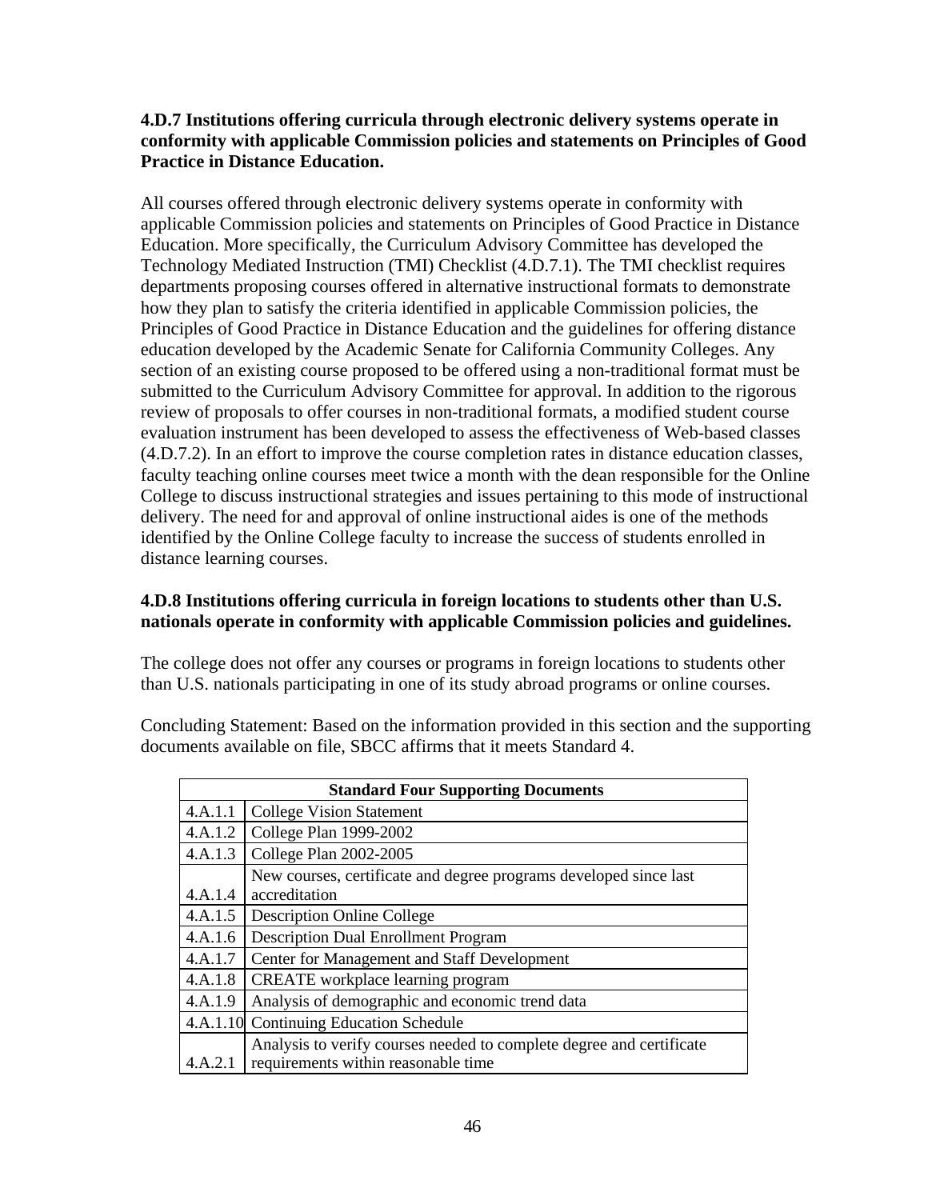**4.D.7 Institutions offering curricula through electronic delivery systems operate in conformity with applicable Commission policies and statements on Principles of Good Practice in Distance Education.**

All courses offered through electronic delivery systems operate in conformity with applicable Commission policies and statements on Principles of Good Practice in Distance Education. More specifically, the Curriculum Advisory Committee has developed the Technology Mediated Instruction (TMI) Checklist (4.D.7.1). The TMI checklist requires departments proposing courses offered in alternative instructional formats to demonstrate how they plan to satisfy the criteria identified in applicable Commission policies, the Principles of Good Practice in Distance Education and the guidelines for offering distance education developed by the Academic Senate for California Community Colleges. Any section of an existing course proposed to be offered using a non-traditional format must be submitted to the Curriculum Advisory Committee for approval. In addition to the rigorous review of proposals to offer courses in non-traditional formats, a modified student course evaluation instrument has been developed to assess the effectiveness of Web-based classes (4.D.7.2). In an effort to improve the course completion rates in distance education classes, faculty teaching online courses meet twice a month with the dean responsible for the Online College to discuss instructional strategies and issues pertaining to this mode of instructional delivery. The need for and approval of online instructional aides is one of the methods identified by the Online College faculty to increase the success of students enrolled in distance learning courses.

**4.D.8 Institutions offering curricula in foreign locations to students other than U.S. nationals operate in conformity with applicable Commission policies and guidelines.**

The college does not offer any courses or programs in foreign locations to students other than U.S. nationals participating in one of its study abroad programs or online courses.

Concluding Statement: Based on the information provided in this section and the supporting documents available on file, SBCC affirms that it meets Standard 4.

| **Standard Four Supporting Documents** | |
|---|---|
| 4.A.1.1 | College Vision Statement |
| 4.A.1.2 | College Plan 1999-2002 |
| 4.A.1.3 | College Plan 2002-2005 |
| 4.A.1.4 | New courses, certificate and degree programs developed since last accreditation |
| 4.A.1.5 | Description Online College |
| 4.A.1.6 | Description Dual Enrollment Program |
| 4.A.1.7 | Center for Management and Staff Development |
| 4.A.1.8 | CREATE workplace learning program |
| 4.A.1.9 | Analysis of demographic and economic trend data |
| 4.A.1.10 | Continuing Education Schedule |
| 4.A.2.1 | Analysis to verify courses needed to complete degree and certificate requirements within reasonable time |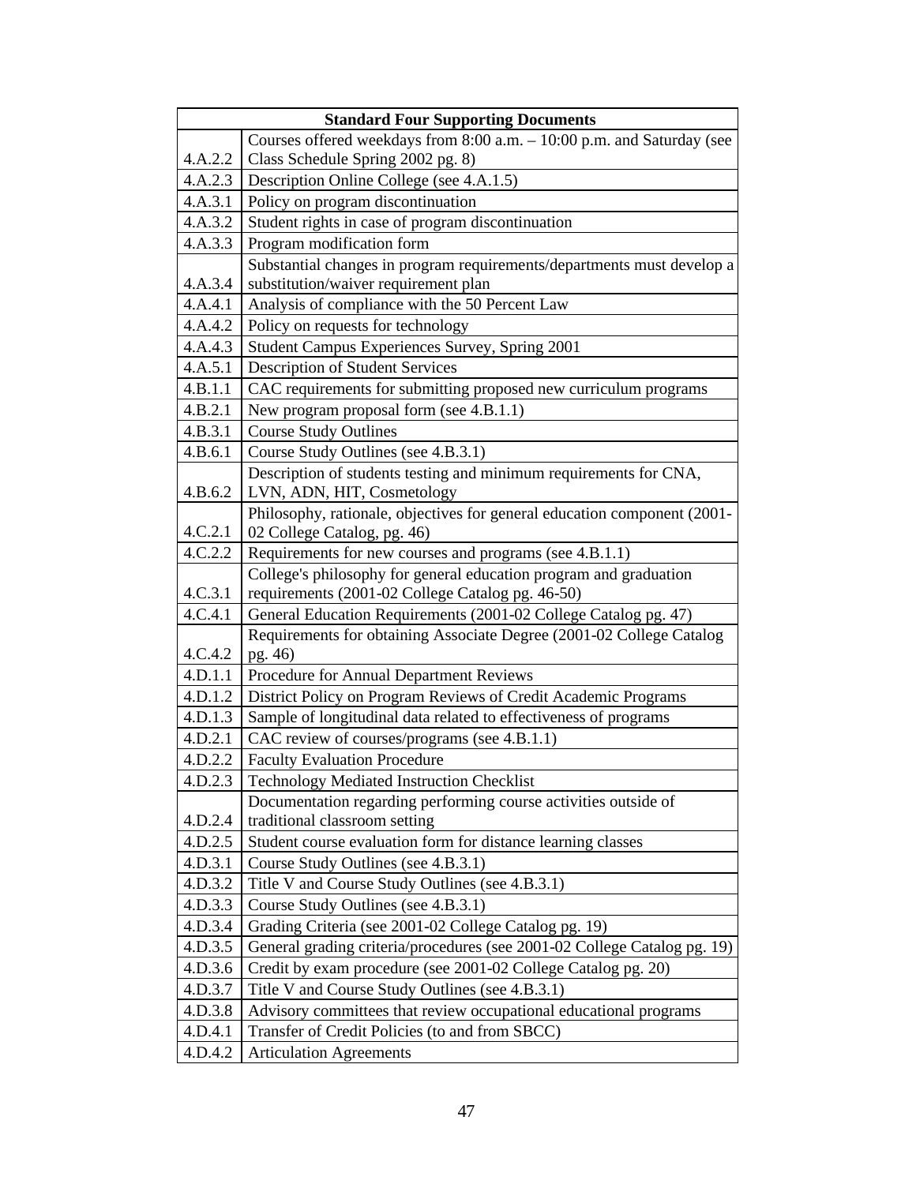| Standard Four Supporting Documents | |
|---|---|
| 4.A.2.2 | Courses offered weekdays from 8:00 a.m. – 10:00 p.m. and Saturday (see Class Schedule Spring 2002 pg. 8) |
| 4.A.2.3 | Description Online College (see 4.A.1.5) |
| 4.A.3.1 | Policy on program discontinuation |
| 4.A.3.2 | Student rights in case of program discontinuation |
| 4.A.3.3 | Program modification form |
| 4.A.3.4 | Substantial changes in program requirements/departments must develop a substitution/waiver requirement plan |
| 4.A.4.1 | Analysis of compliance with the 50 Percent Law |
| 4.A.4.2 | Policy on requests for technology |
| 4.A.4.3 | Student Campus Experiences Survey, Spring 2001 |
| 4.A.5.1 | Description of Student Services |
| 4.B.1.1 | CAC requirements for submitting proposed new curriculum programs |
| 4.B.2.1 | New program proposal form (see 4.B.1.1) |
| 4.B.3.1 | Course Study Outlines |
| 4.B.6.1 | Course Study Outlines (see 4.B.3.1) |
| 4.B.6.2 | Description of students testing and minimum requirements for CNA, LVN, ADN, HIT, Cosmetology |
| 4.C.2.1 | Philosophy, rationale, objectives for general education component (2001-02 College Catalog, pg. 46) |
| 4.C.2.2 | Requirements for new courses and programs (see 4.B.1.1) |
| 4.C.3.1 | College's philosophy for general education program and graduation requirements (2001-02 College Catalog pg. 46-50) |
| 4.C.4.1 | General Education Requirements (2001-02 College Catalog pg. 47) |
| 4.C.4.2 | Requirements for obtaining Associate Degree (2001-02 College Catalog pg. 46) |
| 4.D.1.1 | Procedure for Annual Department Reviews |
| 4.D.1.2 | District Policy on Program Reviews of Credit Academic Programs |
| 4.D.1.3 | Sample of longitudinal data related to effectiveness of programs |
| 4.D.2.1 | CAC review of courses/programs (see 4.B.1.1) |
| 4.D.2.2 | Faculty Evaluation Procedure |
| 4.D.2.3 | Technology Mediated Instruction Checklist |
| 4.D.2.4 | Documentation regarding performing course activities outside of traditional classroom setting |
| 4.D.2.5 | Student course evaluation form for distance learning classes |
| 4.D.3.1 | Course Study Outlines (see 4.B.3.1) |
| 4.D.3.2 | Title V and Course Study Outlines (see 4.B.3.1) |
| 4.D.3.3 | Course Study Outlines (see 4.B.3.1) |
| 4.D.3.4 | Grading Criteria (see 2001-02 College Catalog pg. 19) |
| 4.D.3.5 | General grading criteria/procedures (see 2001-02 College Catalog pg. 19) |
| 4.D.3.6 | Credit by exam procedure (see 2001-02 College Catalog pg. 20) |
| 4.D.3.7 | Title V and Course Study Outlines (see 4.B.3.1) |
| 4.D.3.8 | Advisory committees that review occupational educational programs |
| 4.D.4.1 | Transfer of Credit Policies (to and from SBCC) |
| 4.D.4.2 | Articulation Agreements |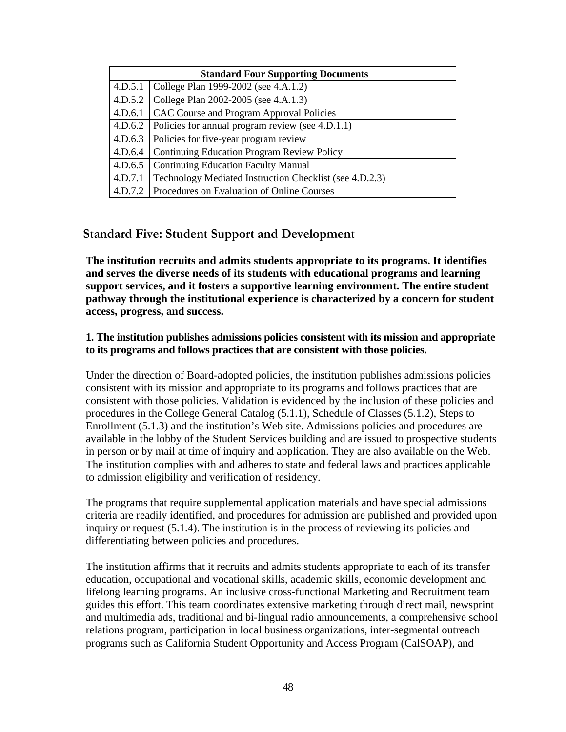| Standard Four Supporting Documents | |
|---|---|
| 4.D.5.1 | College Plan 1999-2002 (see 4.A.1.2) |
| 4.D.5.2 | College Plan 2002-2005 (see 4.A.1.3) |
| 4.D.6.1 | CAC Course and Program Approval Policies |
| 4.D.6.2 | Policies for annual program review (see 4.D.1.1) |
| 4.D.6.3 | Policies for five-year program review |
| 4.D.6.4 | Continuing Education Program Review Policy |
| 4.D.6.5 | Continuing Education Faculty Manual |
| 4.D.7.1 | Technology Mediated Instruction Checklist (see 4.D.2.3) |
| 4.D.7.2 | Procedures on Evaluation of Online Courses |

## Standard Five: Student Support and Development

**The institution recruits and admits students appropriate to its programs. It identifies and serves the diverse needs of its students with educational programs and learning support services, and it fosters a supportive learning environment. The entire student pathway through the institutional experience is characterized by a concern for student access, progress, and success.**

**1. The institution publishes admissions policies consistent with its mission and appropriate to its programs and follows practices that are consistent with those policies.**

Under the direction of Board-adopted policies, the institution publishes admissions policies consistent with its mission and appropriate to its programs and follows practices that are consistent with those policies. Validation is evidenced by the inclusion of these policies and procedures in the College General Catalog (5.1.1), Schedule of Classes (5.1.2), Steps to Enrollment (5.1.3) and the institution's Web site. Admissions policies and procedures are available in the lobby of the Student Services building and are issued to prospective students in person or by mail at time of inquiry and application. They are also available on the Web. The institution complies with and adheres to state and federal laws and practices applicable to admission eligibility and verification of residency.

The programs that require supplemental application materials and have special admissions criteria are readily identified, and procedures for admission are published and provided upon inquiry or request (5.1.4). The institution is in the process of reviewing its policies and differentiating between policies and procedures.

The institution affirms that it recruits and admits students appropriate to each of its transfer education, occupational and vocational skills, academic skills, economic development and lifelong learning programs. An inclusive cross-functional Marketing and Recruitment team guides this effort. This team coordinates extensive marketing through direct mail, newsprint and multimedia ads, traditional and bi-lingual radio announcements, a comprehensive school relations program, participation in local business organizations, inter-segmental outreach programs such as California Student Opportunity and Access Program (CalSOAP), and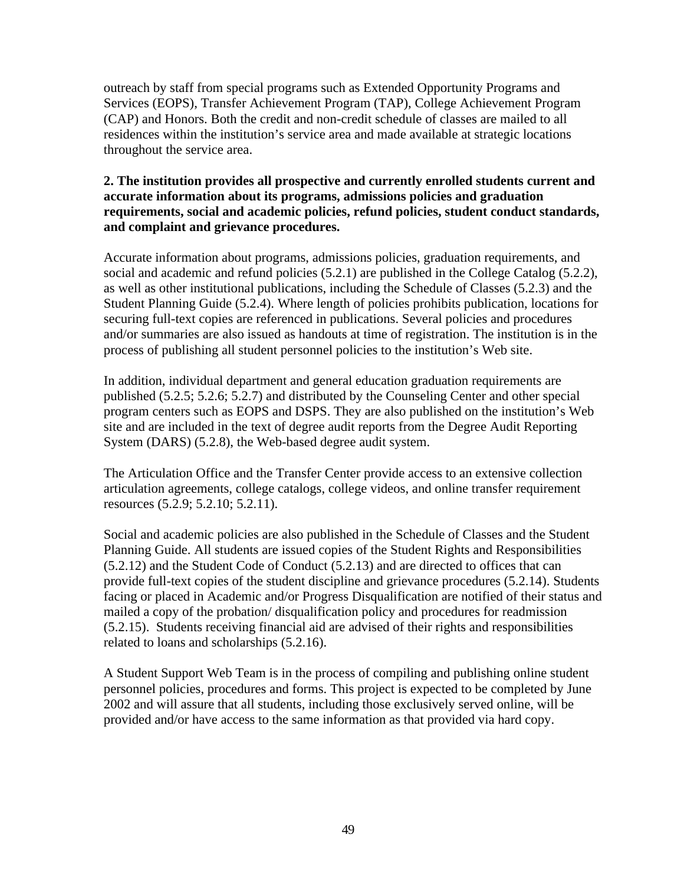outreach by staff from special programs such as Extended Opportunity Programs and Services (EOPS), Transfer Achievement Program (TAP), College Achievement Program (CAP) and Honors. Both the credit and non-credit schedule of classes are mailed to all residences within the institution's service area and made available at strategic locations throughout the service area.

**2. The institution provides all prospective and currently enrolled students current and accurate information about its programs, admissions policies and graduation requirements, social and academic policies, refund policies, student conduct standards, and complaint and grievance procedures.**

Accurate information about programs, admissions policies, graduation requirements, and social and academic and refund policies (5.2.1) are published in the College Catalog (5.2.2), as well as other institutional publications, including the Schedule of Classes (5.2.3) and the Student Planning Guide (5.2.4). Where length of policies prohibits publication, locations for securing full-text copies are referenced in publications. Several policies and procedures and/or summaries are also issued as handouts at time of registration. The institution is in the process of publishing all student personnel policies to the institution's Web site.

In addition, individual department and general education graduation requirements are published (5.2.5; 5.2.6; 5.2.7) and distributed by the Counseling Center and other special program centers such as EOPS and DSPS. They are also published on the institution's Web site and are included in the text of degree audit reports from the Degree Audit Reporting System (DARS) (5.2.8), the Web-based degree audit system.

The Articulation Office and the Transfer Center provide access to an extensive collection articulation agreements, college catalogs, college videos, and online transfer requirement resources (5.2.9; 5.2.10; 5.2.11).

Social and academic policies are also published in the Schedule of Classes and the Student Planning Guide. All students are issued copies of the Student Rights and Responsibilities (5.2.12) and the Student Code of Conduct (5.2.13) and are directed to offices that can provide full-text copies of the student discipline and grievance procedures (5.2.14). Students facing or placed in Academic and/or Progress Disqualification are notified of their status and mailed a copy of the probation/ disqualification policy and procedures for readmission (5.2.15). Students receiving financial aid are advised of their rights and responsibilities related to loans and scholarships (5.2.16).

A Student Support Web Team is in the process of compiling and publishing online student personnel policies, procedures and forms. This project is expected to be completed by June 2002 and will assure that all students, including those exclusively served online, will be provided and/or have access to the same information as that provided via hard copy.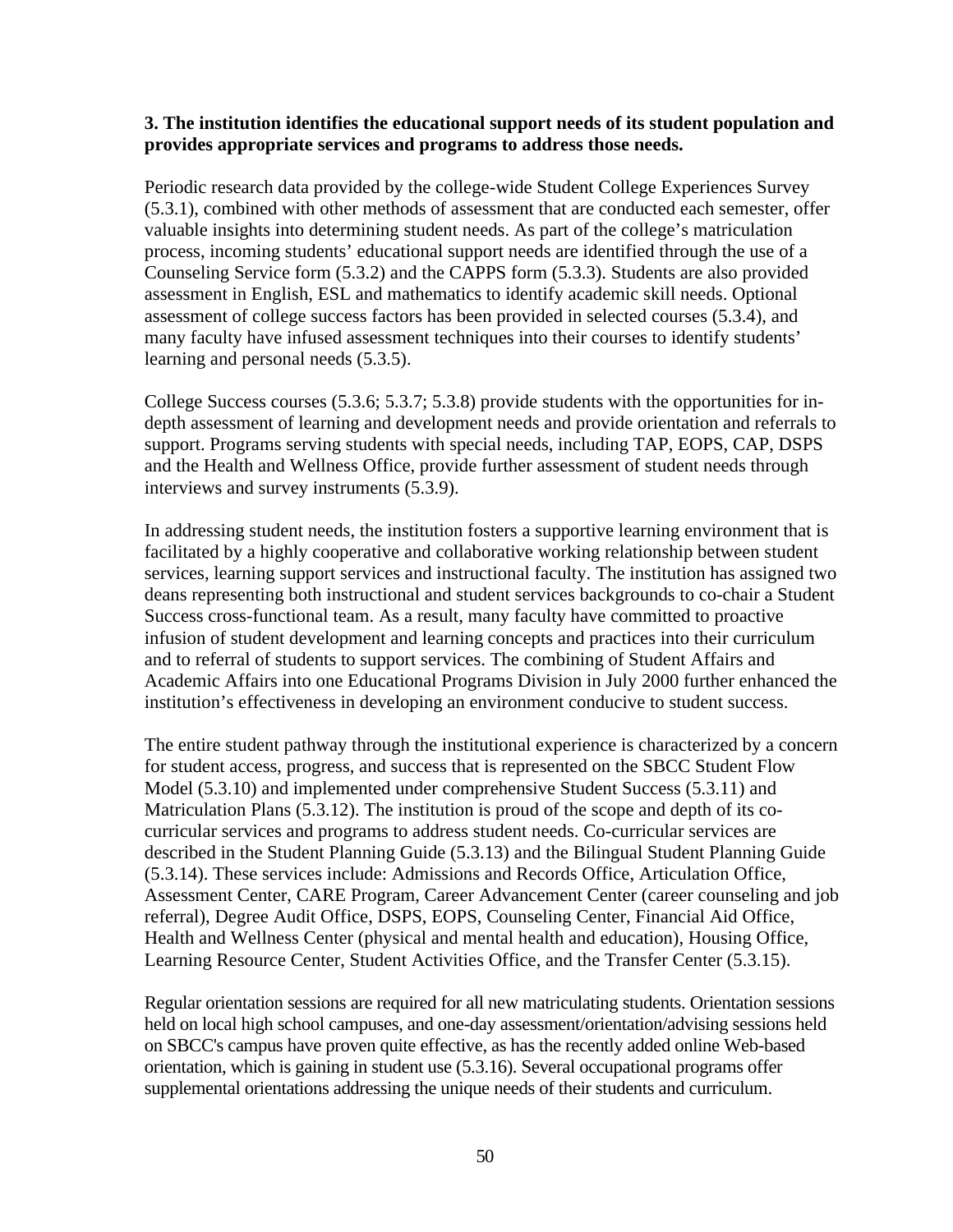**3. The institution identifies the educational support needs of its student population and provides appropriate services and programs to address those needs.**

Periodic research data provided by the college-wide Student College Experiences Survey (5.3.1), combined with other methods of assessment that are conducted each semester, offer valuable insights into determining student needs. As part of the college's matriculation process, incoming students' educational support needs are identified through the use of a Counseling Service form (5.3.2) and the CAPPS form (5.3.3). Students are also provided assessment in English, ESL and mathematics to identify academic skill needs. Optional assessment of college success factors has been provided in selected courses (5.3.4), and many faculty have infused assessment techniques into their courses to identify students' learning and personal needs (5.3.5).

College Success courses (5.3.6; 5.3.7; 5.3.8) provide students with the opportunities for in-depth assessment of learning and development needs and provide orientation and referrals to support. Programs serving students with special needs, including TAP, EOPS, CAP, DSPS and the Health and Wellness Office, provide further assessment of student needs through interviews and survey instruments (5.3.9).

In addressing student needs, the institution fosters a supportive learning environment that is facilitated by a highly cooperative and collaborative working relationship between student services, learning support services and instructional faculty. The institution has assigned two deans representing both instructional and student services backgrounds to co-chair a Student Success cross-functional team. As a result, many faculty have committed to proactive infusion of student development and learning concepts and practices into their curriculum and to referral of students to support services. The combining of Student Affairs and Academic Affairs into one Educational Programs Division in July 2000 further enhanced the institution's effectiveness in developing an environment conducive to student success.

The entire student pathway through the institutional experience is characterized by a concern for student access, progress, and success that is represented on the SBCC Student Flow Model (5.3.10) and implemented under comprehensive Student Success (5.3.11) and Matriculation Plans (5.3.12). The institution is proud of the scope and depth of its co-curricular services and programs to address student needs. Co-curricular services are described in the Student Planning Guide (5.3.13) and the Bilingual Student Planning Guide (5.3.14). These services include: Admissions and Records Office, Articulation Office, Assessment Center, CARE Program, Career Advancement Center (career counseling and job referral), Degree Audit Office, DSPS, EOPS, Counseling Center, Financial Aid Office, Health and Wellness Center (physical and mental health and education), Housing Office, Learning Resource Center, Student Activities Office, and the Transfer Center (5.3.15).

Regular orientation sessions are required for all new matriculating students. Orientation sessions held on local high school campuses, and one-day assessment/orientation/advising sessions held on SBCC's campus have proven quite effective, as has the recently added online Web-based orientation, which is gaining in student use (5.3.16). Several occupational programs offer supplemental orientations addressing the unique needs of their students and curriculum.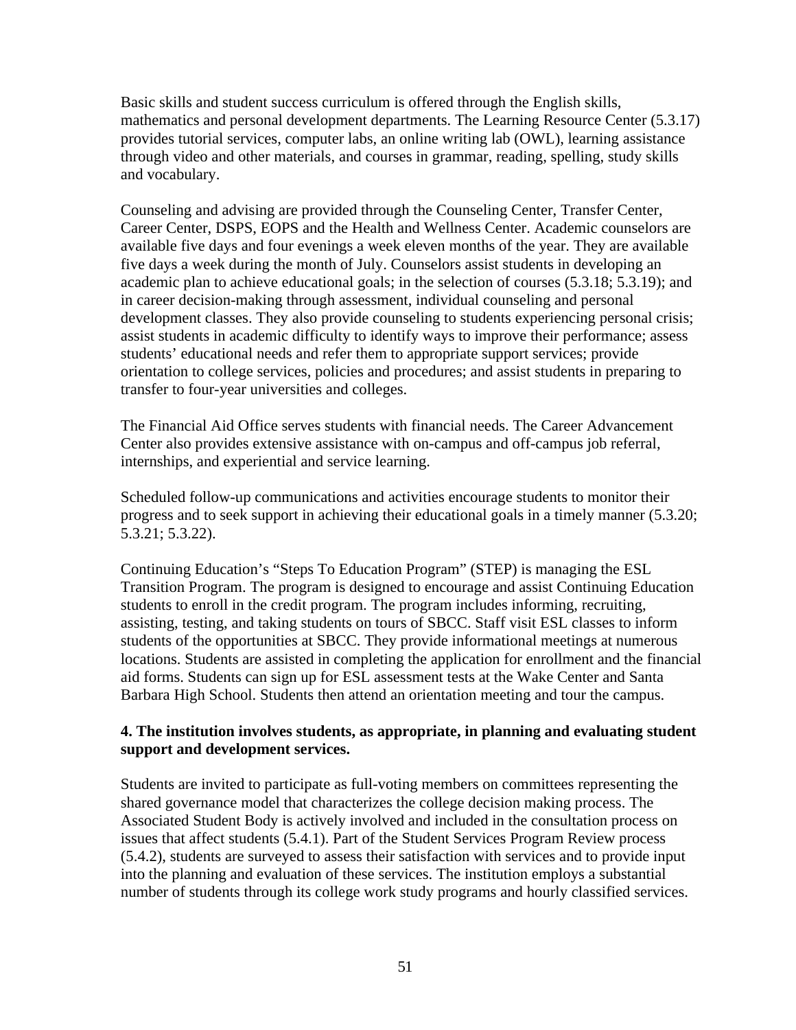Basic skills and student success curriculum is offered through the English skills, mathematics and personal development departments. The Learning Resource Center (5.3.17) provides tutorial services, computer labs, an online writing lab (OWL), learning assistance through video and other materials, and courses in grammar, reading, spelling, study skills and vocabulary.

Counseling and advising are provided through the Counseling Center, Transfer Center, Career Center, DSPS, EOPS and the Health and Wellness Center. Academic counselors are available five days and four evenings a week eleven months of the year. They are available five days a week during the month of July. Counselors assist students in developing an academic plan to achieve educational goals; in the selection of courses (5.3.18; 5.3.19); and in career decision-making through assessment, individual counseling and personal development classes. They also provide counseling to students experiencing personal crisis; assist students in academic difficulty to identify ways to improve their performance; assess students' educational needs and refer them to appropriate support services; provide orientation to college services, policies and procedures; and assist students in preparing to transfer to four-year universities and colleges.

The Financial Aid Office serves students with financial needs. The Career Advancement Center also provides extensive assistance with on-campus and off-campus job referral, internships, and experiential and service learning.

Scheduled follow-up communications and activities encourage students to monitor their progress and to seek support in achieving their educational goals in a timely manner (5.3.20; 5.3.21; 5.3.22).

Continuing Education's "Steps To Education Program" (STEP) is managing the ESL Transition Program. The program is designed to encourage and assist Continuing Education students to enroll in the credit program. The program includes informing, recruiting, assisting, testing, and taking students on tours of SBCC. Staff visit ESL classes to inform students of the opportunities at SBCC. They provide informational meetings at numerous locations. Students are assisted in completing the application for enrollment and the financial aid forms. Students can sign up for ESL assessment tests at the Wake Center and Santa Barbara High School. Students then attend an orientation meeting and tour the campus.

**4. The institution involves students, as appropriate, in planning and evaluating student support and development services.**

Students are invited to participate as full-voting members on committees representing the shared governance model that characterizes the college decision making process. The Associated Student Body is actively involved and included in the consultation process on issues that affect students (5.4.1). Part of the Student Services Program Review process (5.4.2), students are surveyed to assess their satisfaction with services and to provide input into the planning and evaluation of these services. The institution employs a substantial number of students through its college work study programs and hourly classified services.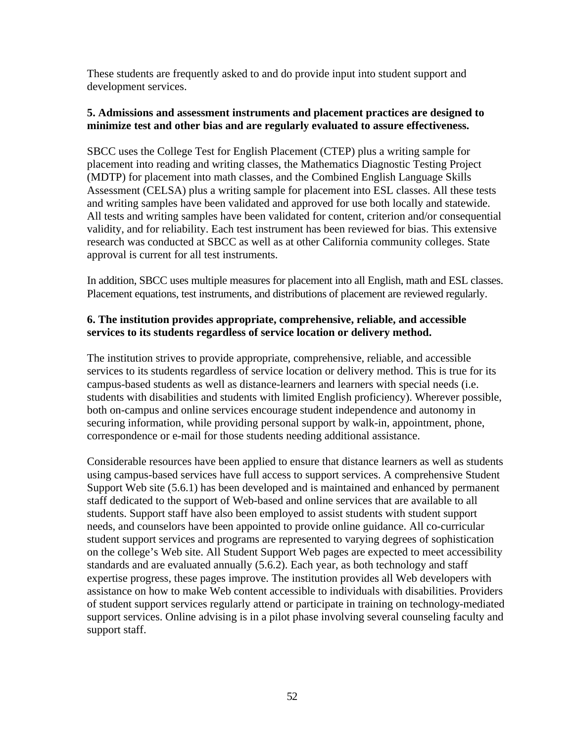These students are frequently asked to and do provide input into student support and development services.

**5. Admissions and assessment instruments and placement practices are designed to minimize test and other bias and are regularly evaluated to assure effectiveness.**

SBCC uses the College Test for English Placement (CTEP) plus a writing sample for placement into reading and writing classes, the Mathematics Diagnostic Testing Project (MDTP) for placement into math classes, and the Combined English Language Skills Assessment (CELSA) plus a writing sample for placement into ESL classes. All these tests and writing samples have been validated and approved for use both locally and statewide. All tests and writing samples have been validated for content, criterion and/or consequential validity, and for reliability. Each test instrument has been reviewed for bias. This extensive research was conducted at SBCC as well as at other California community colleges. State approval is current for all test instruments.

In addition, SBCC uses multiple measures for placement into all English, math and ESL classes. Placement equations, test instruments, and distributions of placement are reviewed regularly.

**6. The institution provides appropriate, comprehensive, reliable, and accessible services to its students regardless of service location or delivery method.**

The institution strives to provide appropriate, comprehensive, reliable, and accessible services to its students regardless of service location or delivery method. This is true for its campus-based students as well as distance-learners and learners with special needs (i.e. students with disabilities and students with limited English proficiency). Wherever possible, both on-campus and online services encourage student independence and autonomy in securing information, while providing personal support by walk-in, appointment, phone, correspondence or e-mail for those students needing additional assistance.

Considerable resources have been applied to ensure that distance learners as well as students using campus-based services have full access to support services. A comprehensive Student Support Web site (5.6.1) has been developed and is maintained and enhanced by permanent staff dedicated to the support of Web-based and online services that are available to all students. Support staff have also been employed to assist students with student support needs, and counselors have been appointed to provide online guidance. All co-curricular student support services and programs are represented to varying degrees of sophistication on the college's Web site. All Student Support Web pages are expected to meet accessibility standards and are evaluated annually (5.6.2). Each year, as both technology and staff expertise progress, these pages improve. The institution provides all Web developers with assistance on how to make Web content accessible to individuals with disabilities. Providers of student support services regularly attend or participate in training on technology-mediated support services. Online advising is in a pilot phase involving several counseling faculty and support staff.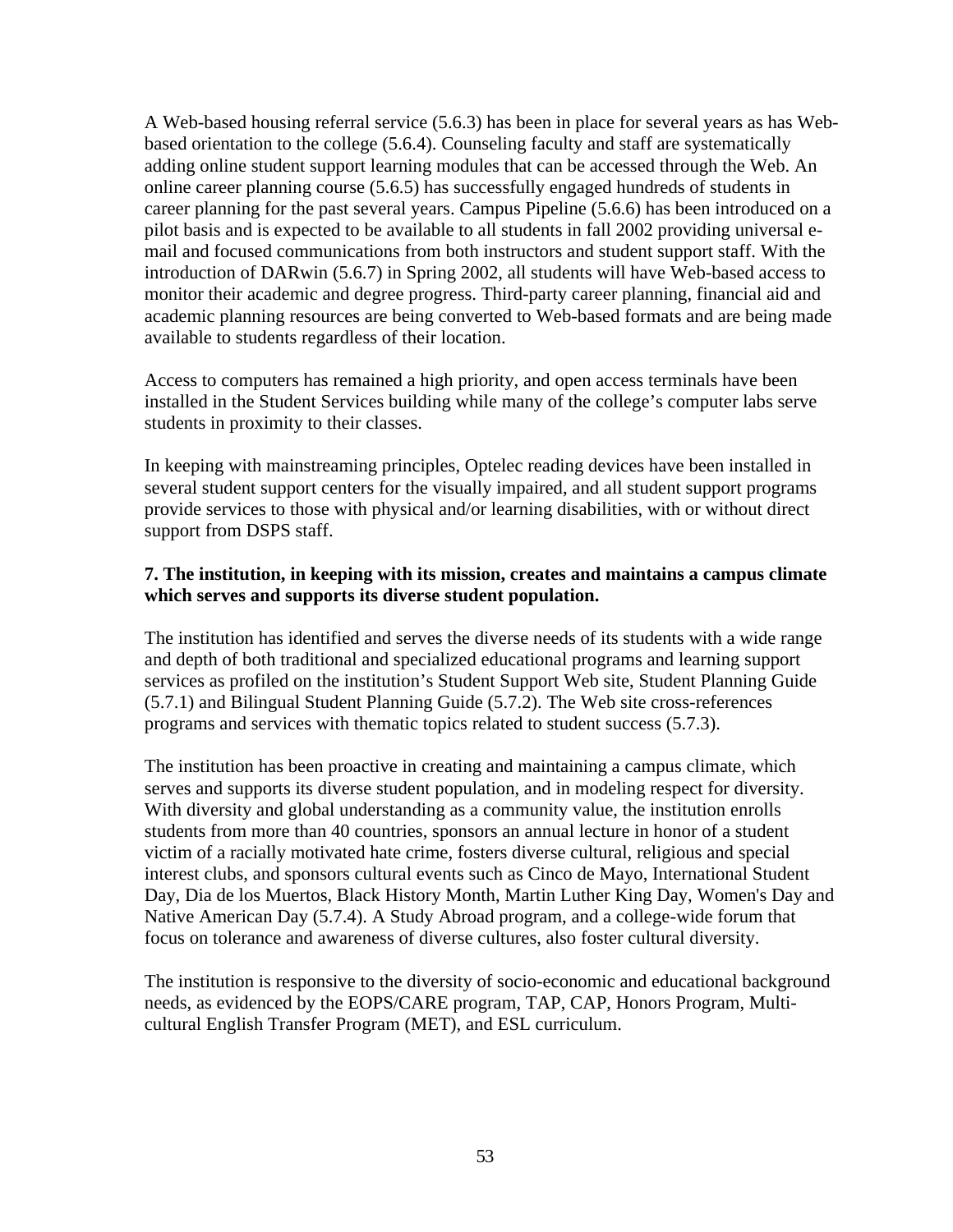A Web-based housing referral service (5.6.3) has been in place for several years as has Web-based orientation to the college (5.6.4). Counseling faculty and staff are systematically adding online student support learning modules that can be accessed through the Web. An online career planning course (5.6.5) has successfully engaged hundreds of students in career planning for the past several years. Campus Pipeline (5.6.6) has been introduced on a pilot basis and is expected to be available to all students in fall 2002 providing universal e-mail and focused communications from both instructors and student support staff. With the introduction of DARwin (5.6.7) in Spring 2002, all students will have Web-based access to monitor their academic and degree progress. Third-party career planning, financial aid and academic planning resources are being converted to Web-based formats and are being made available to students regardless of their location.

Access to computers has remained a high priority, and open access terminals have been installed in the Student Services building while many of the college's computer labs serve students in proximity to their classes.

In keeping with mainstreaming principles, Optelec reading devices have been installed in several student support centers for the visually impaired, and all student support programs provide services to those with physical and/or learning disabilities, with or without direct support from DSPS staff.

**7. The institution, in keeping with its mission, creates and maintains a campus climate which serves and supports its diverse student population.**

The institution has identified and serves the diverse needs of its students with a wide range and depth of both traditional and specialized educational programs and learning support services as profiled on the institution's Student Support Web site, Student Planning Guide (5.7.1) and Bilingual Student Planning Guide (5.7.2). The Web site cross-references programs and services with thematic topics related to student success (5.7.3).

The institution has been proactive in creating and maintaining a campus climate, which serves and supports its diverse student population, and in modeling respect for diversity. With diversity and global understanding as a community value, the institution enrolls students from more than 40 countries, sponsors an annual lecture in honor of a student victim of a racially motivated hate crime, fosters diverse cultural, religious and special interest clubs, and sponsors cultural events such as Cinco de Mayo, International Student Day, Dia de los Muertos, Black History Month, Martin Luther King Day, Women's Day and Native American Day (5.7.4). A Study Abroad program, and a college-wide forum that focus on tolerance and awareness of diverse cultures, also foster cultural diversity.

The institution is responsive to the diversity of socio-economic and educational background needs, as evidenced by the EOPS/CARE program, TAP, CAP, Honors Program, Multi-cultural English Transfer Program (MET), and ESL curriculum.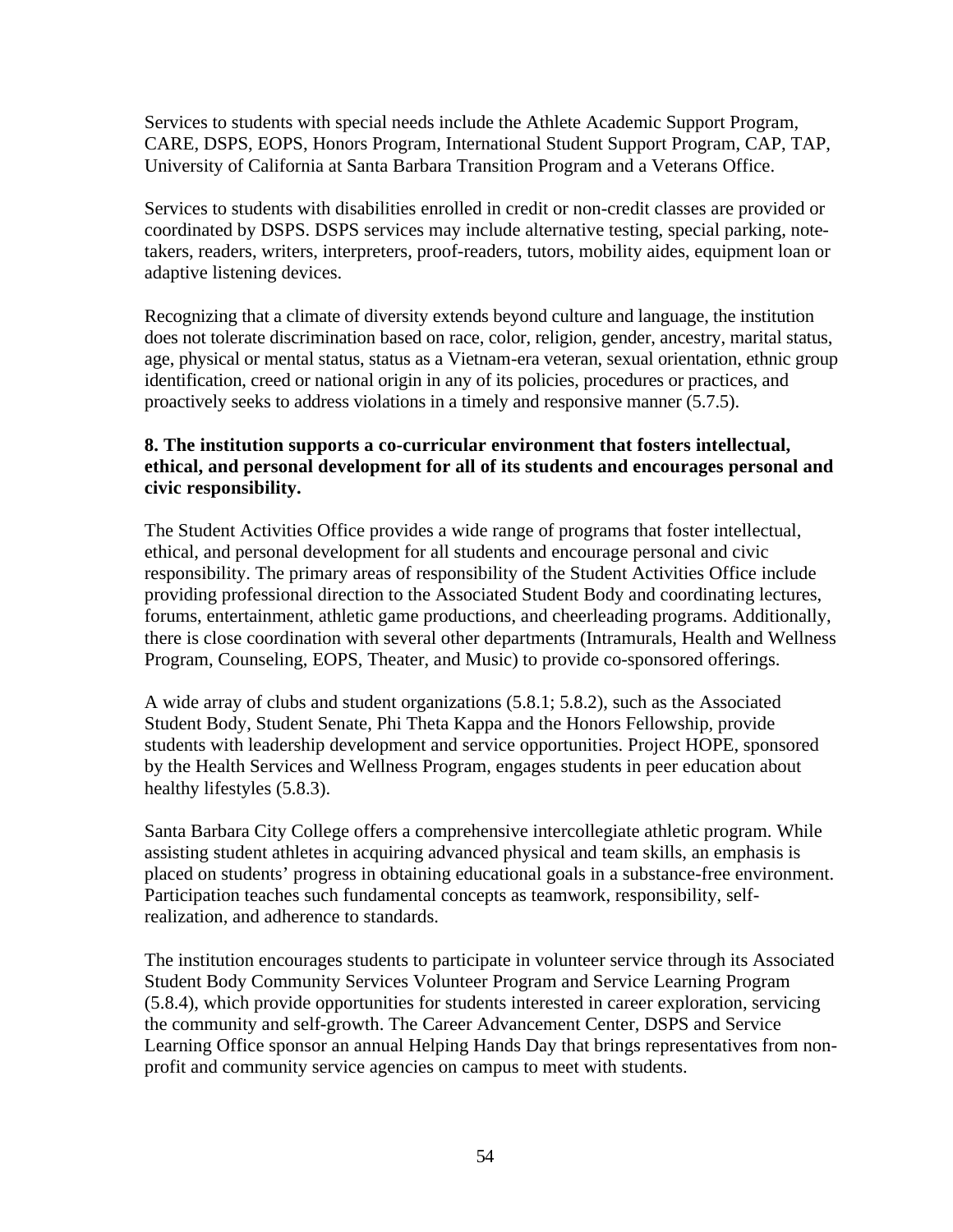Services to students with special needs include the Athlete Academic Support Program, CARE, DSPS, EOPS, Honors Program, International Student Support Program, CAP, TAP, University of California at Santa Barbara Transition Program and a Veterans Office.

Services to students with disabilities enrolled in credit or non-credit classes are provided or coordinated by DSPS. DSPS services may include alternative testing, special parking, note-takers, readers, writers, interpreters, proof-readers, tutors, mobility aides, equipment loan or adaptive listening devices.

Recognizing that a climate of diversity extends beyond culture and language, the institution does not tolerate discrimination based on race, color, religion, gender, ancestry, marital status, age, physical or mental status, status as a Vietnam-era veteran, sexual orientation, ethnic group identification, creed or national origin in any of its policies, procedures or practices, and proactively seeks to address violations in a timely and responsive manner (5.7.5).

**8. The institution supports a co-curricular environment that fosters intellectual, ethical, and personal development for all of its students and encourages personal and civic responsibility.**

The Student Activities Office provides a wide range of programs that foster intellectual, ethical, and personal development for all students and encourage personal and civic responsibility. The primary areas of responsibility of the Student Activities Office include providing professional direction to the Associated Student Body and coordinating lectures, forums, entertainment, athletic game productions, and cheerleading programs. Additionally, there is close coordination with several other departments (Intramurals, Health and Wellness Program, Counseling, EOPS, Theater, and Music) to provide co-sponsored offerings.

A wide array of clubs and student organizations (5.8.1; 5.8.2), such as the Associated Student Body, Student Senate, Phi Theta Kappa and the Honors Fellowship, provide students with leadership development and service opportunities. Project HOPE, sponsored by the Health Services and Wellness Program, engages students in peer education about healthy lifestyles (5.8.3).

Santa Barbara City College offers a comprehensive intercollegiate athletic program. While assisting student athletes in acquiring advanced physical and team skills, an emphasis is placed on students' progress in obtaining educational goals in a substance-free environment. Participation teaches such fundamental concepts as teamwork, responsibility, self-realization, and adherence to standards.

The institution encourages students to participate in volunteer service through its Associated Student Body Community Services Volunteer Program and Service Learning Program (5.8.4), which provide opportunities for students interested in career exploration, servicing the community and self-growth. The Career Advancement Center, DSPS and Service Learning Office sponsor an annual Helping Hands Day that brings representatives from non-profit and community service agencies on campus to meet with students.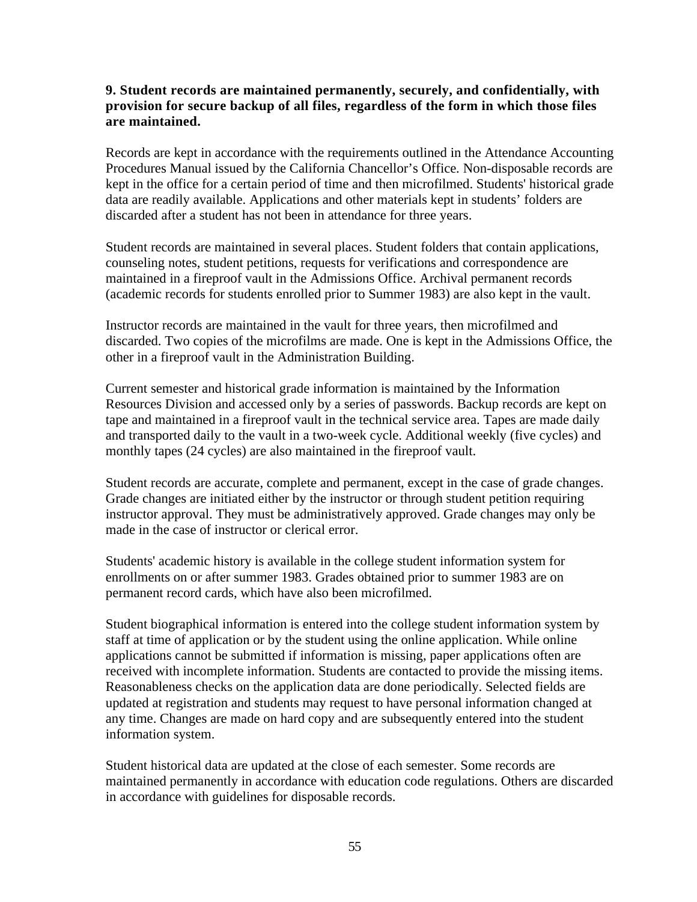**9. Student records are maintained permanently, securely, and confidentially, with provision for secure backup of all files, regardless of the form in which those files are maintained.**

Records are kept in accordance with the requirements outlined in the Attendance Accounting Procedures Manual issued by the California Chancellor's Office. Non-disposable records are kept in the office for a certain period of time and then microfilmed. Students' historical grade data are readily available. Applications and other materials kept in students' folders are discarded after a student has not been in attendance for three years.

Student records are maintained in several places. Student folders that contain applications, counseling notes, student petitions, requests for verifications and correspondence are maintained in a fireproof vault in the Admissions Office. Archival permanent records (academic records for students enrolled prior to Summer 1983) are also kept in the vault.

Instructor records are maintained in the vault for three years, then microfilmed and discarded. Two copies of the microfilms are made. One is kept in the Admissions Office, the other in a fireproof vault in the Administration Building.

Current semester and historical grade information is maintained by the Information Resources Division and accessed only by a series of passwords. Backup records are kept on tape and maintained in a fireproof vault in the technical service area. Tapes are made daily and transported daily to the vault in a two-week cycle. Additional weekly (five cycles) and monthly tapes (24 cycles) are also maintained in the fireproof vault.

Student records are accurate, complete and permanent, except in the case of grade changes. Grade changes are initiated either by the instructor or through student petition requiring instructor approval. They must be administratively approved. Grade changes may only be made in the case of instructor or clerical error.

Students' academic history is available in the college student information system for enrollments on or after summer 1983. Grades obtained prior to summer 1983 are on permanent record cards, which have also been microfilmed.

Student biographical information is entered into the college student information system by staff at time of application or by the student using the online application. While online applications cannot be submitted if information is missing, paper applications often are received with incomplete information. Students are contacted to provide the missing items. Reasonableness checks on the application data are done periodically. Selected fields are updated at registration and students may request to have personal information changed at any time. Changes are made on hard copy and are subsequently entered into the student information system.

Student historical data are updated at the close of each semester. Some records are maintained permanently in accordance with education code regulations. Others are discarded in accordance with guidelines for disposable records.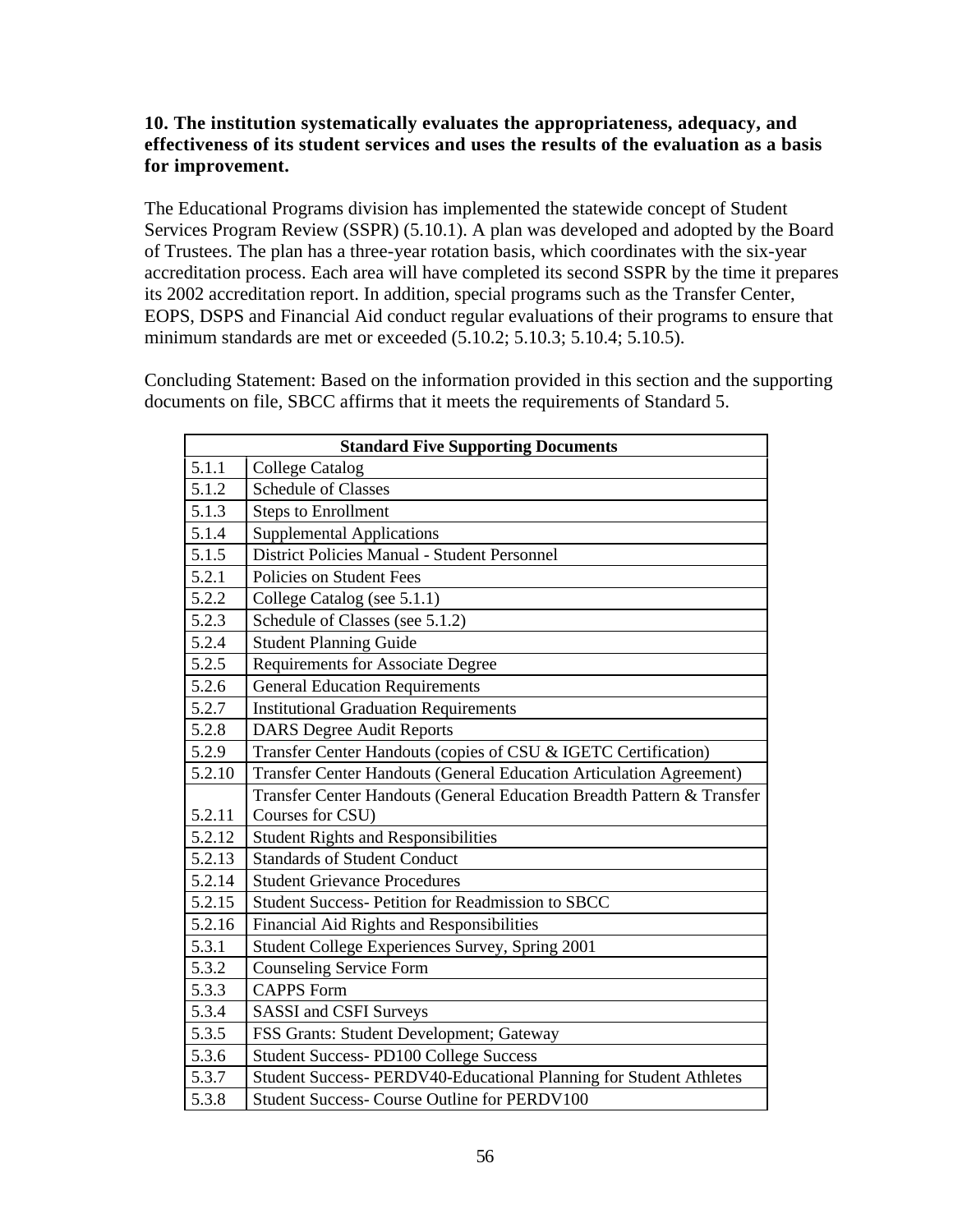**10. The institution systematically evaluates the appropriateness, adequacy, and effectiveness of its student services and uses the results of the evaluation as a basis for improvement.**

The Educational Programs division has implemented the statewide concept of Student Services Program Review (SSPR) (5.10.1). A plan was developed and adopted by the Board of Trustees. The plan has a three-year rotation basis, which coordinates with the six-year accreditation process. Each area will have completed its second SSPR by the time it prepares its 2002 accreditation report. In addition, special programs such as the Transfer Center, EOPS, DSPS and Financial Aid conduct regular evaluations of their programs to ensure that minimum standards are met or exceeded (5.10.2; 5.10.3; 5.10.4; 5.10.5).

Concluding Statement: Based on the information provided in this section and the supporting documents on file, SBCC affirms that it meets the requirements of Standard 5.

| **Standard Five Supporting Documents** | |
|---|---|
| 5.1.1 | College Catalog |
| 5.1.2 | Schedule of Classes |
| 5.1.3 | Steps to Enrollment |
| 5.1.4 | Supplemental Applications |
| 5.1.5 | District Policies Manual - Student Personnel |
| 5.2.1 | Policies on Student Fees |
| 5.2.2 | College Catalog (see 5.1.1) |
| 5.2.3 | Schedule of Classes (see 5.1.2) |
| 5.2.4 | Student Planning Guide |
| 5.2.5 | Requirements for Associate Degree |
| 5.2.6 | General Education Requirements |
| 5.2.7 | Institutional Graduation Requirements |
| 5.2.8 | DARS Degree Audit Reports |
| 5.2.9 | Transfer Center Handouts (copies of CSU & IGETC Certification) |
| 5.2.10 | Transfer Center Handouts (General Education Articulation Agreement) |
| 5.2.11 | Transfer Center Handouts (General Education Breadth Pattern & Transfer Courses for CSU) |
| 5.2.12 | Student Rights and Responsibilities |
| 5.2.13 | Standards of Student Conduct |
| 5.2.14 | Student Grievance Procedures |
| 5.2.15 | Student Success- Petition for Readmission to SBCC |
| 5.2.16 | Financial Aid Rights and Responsibilities |
| 5.3.1 | Student College Experiences Survey, Spring 2001 |
| 5.3.2 | Counseling Service Form |
| 5.3.3 | CAPPS Form |
| 5.3.4 | SASSI and CSFI Surveys |
| 5.3.5 | FSS Grants: Student Development; Gateway |
| 5.3.6 | Student Success- PD100 College Success |
| 5.3.7 | Student Success- PERDV40-Educational Planning for Student Athletes |
| 5.3.8 | Student Success- Course Outline for PERDV100 |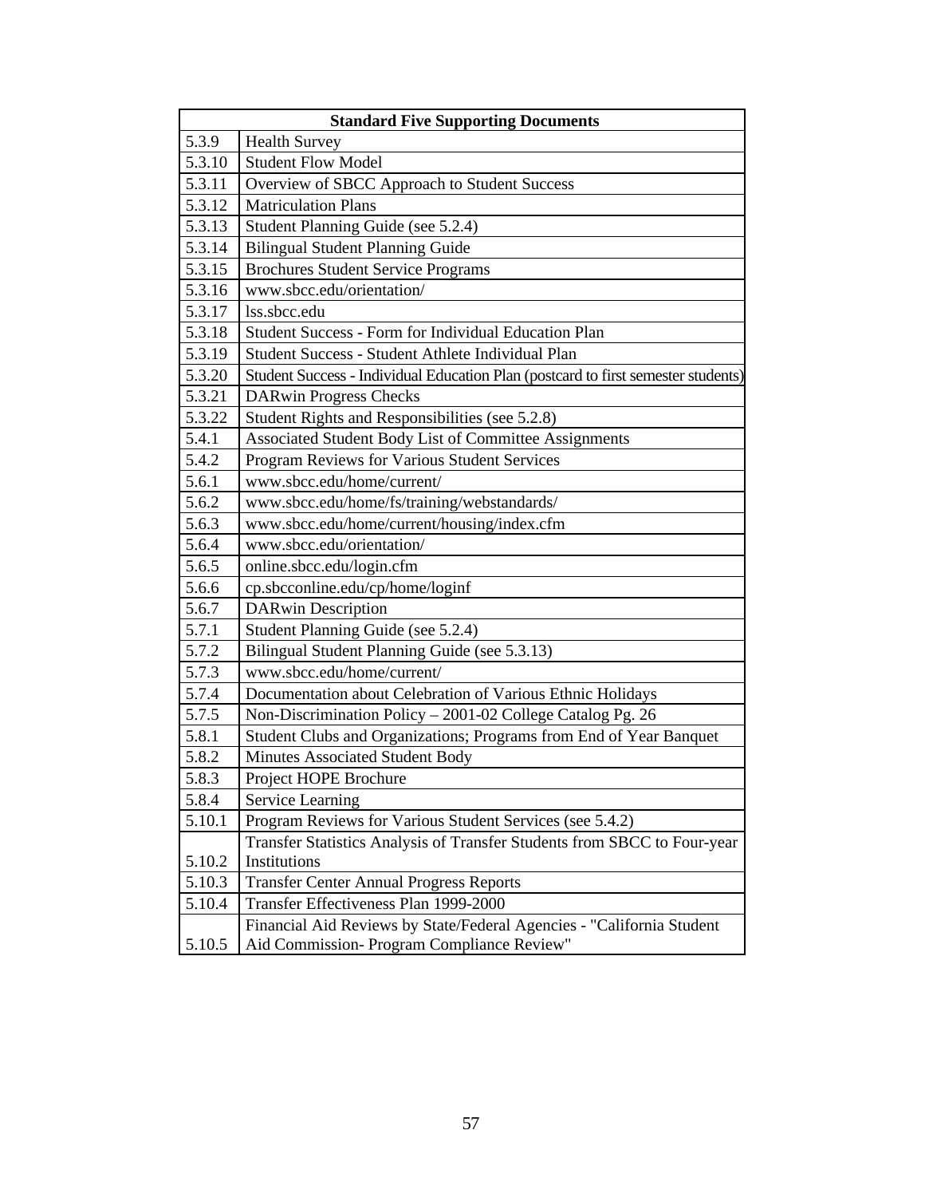| Standard Five Supporting Documents | |
|---|---|
| 5.3.9 | Health Survey |
| 5.3.10 | Student Flow Model |
| 5.3.11 | Overview of SBCC Approach to Student Success |
| 5.3.12 | Matriculation Plans |
| 5.3.13 | Student Planning Guide (see 5.2.4) |
| 5.3.14 | Bilingual Student Planning Guide |
| 5.3.15 | Brochures Student Service Programs |
| 5.3.16 | www.sbcc.edu/orientation/ |
| 5.3.17 | lss.sbcc.edu |
| 5.3.18 | Student Success - Form for Individual Education Plan |
| 5.3.19 | Student Success - Student Athlete Individual Plan |
| 5.3.20 | Student Success - Individual Education Plan (postcard to first semester students) |
| 5.3.21 | DARwin Progress Checks |
| 5.3.22 | Student Rights and Responsibilities (see 5.2.8) |
| 5.4.1 | Associated Student Body List of Committee Assignments |
| 5.4.2 | Program Reviews for Various Student Services |
| 5.6.1 | www.sbcc.edu/home/current/ |
| 5.6.2 | www.sbcc.edu/home/fs/training/webstandards/ |
| 5.6.3 | www.sbcc.edu/home/current/housing/index.cfm |
| 5.6.4 | www.sbcc.edu/orientation/ |
| 5.6.5 | online.sbcc.edu/login.cfm |
| 5.6.6 | cp.sbcconline.edu/cp/home/loginf |
| 5.6.7 | DARwin Description |
| 5.7.1 | Student Planning Guide (see 5.2.4) |
| 5.7.2 | Bilingual Student Planning Guide (see 5.3.13) |
| 5.7.3 | www.sbcc.edu/home/current/ |
| 5.7.4 | Documentation about Celebration of Various Ethnic Holidays |
| 5.7.5 | Non-Discrimination Policy – 2001-02 College Catalog Pg. 26 |
| 5.8.1 | Student Clubs and Organizations; Programs from End of Year Banquet |
| 5.8.2 | Minutes Associated Student Body |
| 5.8.3 | Project HOPE Brochure |
| 5.8.4 | Service Learning |
| 5.10.1 | Program Reviews for Various Student Services (see 5.4.2) |
| 5.10.2 | Transfer Statistics Analysis of Transfer Students from SBCC to Four-year Institutions |
| 5.10.3 | Transfer Center Annual Progress Reports |
| 5.10.4 | Transfer Effectiveness Plan 1999-2000 |
| 5.10.5 | Financial Aid Reviews by State/Federal Agencies - "California Student Aid Commission- Program Compliance Review" |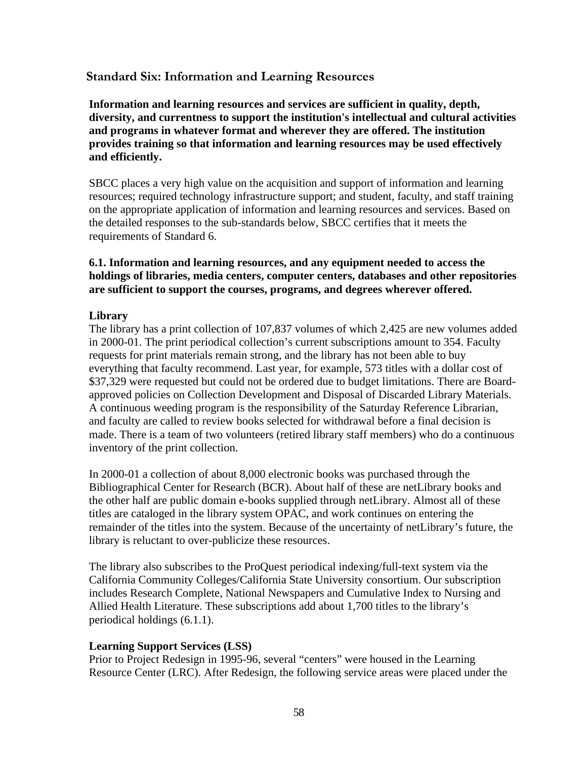## Standard Six: Information and Learning Resources

**Information and learning resources and services are sufficient in quality, depth, diversity, and currentness to support the institution's intellectual and cultural activities and programs in whatever format and wherever they are offered. The institution provides training so that information and learning resources may be used effectively and efficiently.**

SBCC places a very high value on the acquisition and support of information and learning resources; required technology infrastructure support; and student, faculty, and staff training on the appropriate application of information and learning resources and services. Based on the detailed responses to the sub-standards below, SBCC certifies that it meets the requirements of Standard 6.

**6.1. Information and learning resources, and any equipment needed to access the holdings of libraries, media centers, computer centers, databases and other repositories are sufficient to support the courses, programs, and degrees wherever offered.**

**Library**

The library has a print collection of 107,837 volumes of which 2,425 are new volumes added in 2000-01. The print periodical collection's current subscriptions amount to 354. Faculty requests for print materials remain strong, and the library has not been able to buy everything that faculty recommend. Last year, for example, 573 titles with a dollar cost of $37,329 were requested but could not be ordered due to budget limitations. There are Board-approved policies on Collection Development and Disposal of Discarded Library Materials. A continuous weeding program is the responsibility of the Saturday Reference Librarian, and faculty are called to review books selected for withdrawal before a final decision is made. There is a team of two volunteers (retired library staff members) who do a continuous inventory of the print collection.

In 2000-01 a collection of about 8,000 electronic books was purchased through the Bibliographical Center for Research (BCR). About half of these are netLibrary books and the other half are public domain e-books supplied through netLibrary. Almost all of these titles are cataloged in the library system OPAC, and work continues on entering the remainder of the titles into the system. Because of the uncertainty of netLibrary's future, the library is reluctant to over-publicize these resources.

The library also subscribes to the ProQuest periodical indexing/full-text system via the California Community Colleges/California State University consortium. Our subscription includes Research Complete, National Newspapers and Cumulative Index to Nursing and Allied Health Literature. These subscriptions add about 1,700 titles to the library's periodical holdings (6.1.1).

**Learning Support Services (LSS)**

Prior to Project Redesign in 1995-96, several "centers" were housed in the Learning Resource Center (LRC). After Redesign, the following service areas were placed under the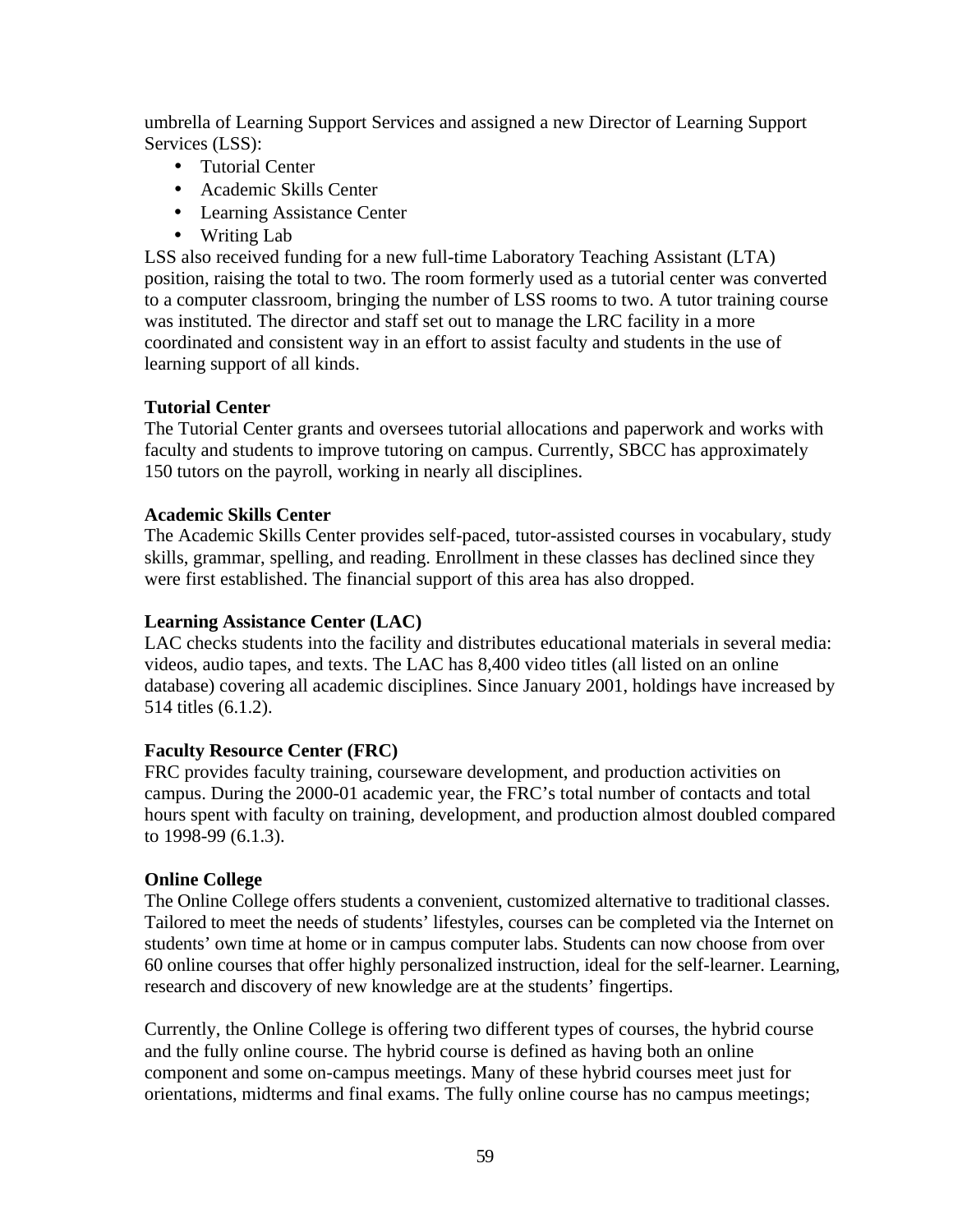umbrella of Learning Support Services and assigned a new Director of Learning Support Services (LSS):

- Tutorial Center
- Academic Skills Center
- Learning Assistance Center
- Writing Lab

LSS also received funding for a new full-time Laboratory Teaching Assistant (LTA) position, raising the total to two. The room formerly used as a tutorial center was converted to a computer classroom, bringing the number of LSS rooms to two. A tutor training course was instituted. The director and staff set out to manage the LRC facility in a more coordinated and consistent way in an effort to assist faculty and students in the use of learning support of all kinds.

**Tutorial Center**

The Tutorial Center grants and oversees tutorial allocations and paperwork and works with faculty and students to improve tutoring on campus. Currently, SBCC has approximately 150 tutors on the payroll, working in nearly all disciplines.

**Academic Skills Center**

The Academic Skills Center provides self-paced, tutor-assisted courses in vocabulary, study skills, grammar, spelling, and reading. Enrollment in these classes has declined since they were first established. The financial support of this area has also dropped.

**Learning Assistance Center (LAC)**

LAC checks students into the facility and distributes educational materials in several media: videos, audio tapes, and texts. The LAC has 8,400 video titles (all listed on an online database) covering all academic disciplines. Since January 2001, holdings have increased by 514 titles (6.1.2).

**Faculty Resource Center (FRC)**

FRC provides faculty training, courseware development, and production activities on campus. During the 2000-01 academic year, the FRC's total number of contacts and total hours spent with faculty on training, development, and production almost doubled compared to 1998-99 (6.1.3).

**Online College**

The Online College offers students a convenient, customized alternative to traditional classes. Tailored to meet the needs of students' lifestyles, courses can be completed via the Internet on students' own time at home or in campus computer labs. Students can now choose from over 60 online courses that offer highly personalized instruction, ideal for the self-learner. Learning, research and discovery of new knowledge are at the students' fingertips.

Currently, the Online College is offering two different types of courses, the hybrid course and the fully online course. The hybrid course is defined as having both an online component and some on-campus meetings. Many of these hybrid courses meet just for orientations, midterms and final exams. The fully online course has no campus meetings;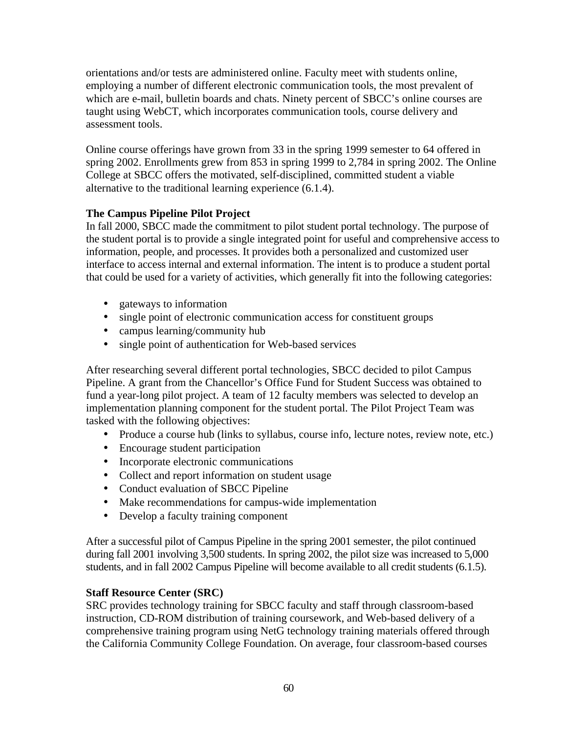orientations and/or tests are administered online. Faculty meet with students online, employing a number of different electronic communication tools, the most prevalent of which are e-mail, bulletin boards and chats. Ninety percent of SBCC's online courses are taught using WebCT, which incorporates communication tools, course delivery and assessment tools.

Online course offerings have grown from 33 in the spring 1999 semester to 64 offered in spring 2002. Enrollments grew from 853 in spring 1999 to 2,784 in spring 2002. The Online College at SBCC offers the motivated, self-disciplined, committed student a viable alternative to the traditional learning experience (6.1.4).

**The Campus Pipeline Pilot Project**

In fall 2000, SBCC made the commitment to pilot student portal technology. The purpose of the student portal is to provide a single integrated point for useful and comprehensive access to information, people, and processes. It provides both a personalized and customized user interface to access internal and external information. The intent is to produce a student portal that could be used for a variety of activities, which generally fit into the following categories:

- gateways to information
- single point of electronic communication access for constituent groups
- campus learning/community hub
- single point of authentication for Web-based services

After researching several different portal technologies, SBCC decided to pilot Campus Pipeline. A grant from the Chancellor's Office Fund for Student Success was obtained to fund a year-long pilot project. A team of 12 faculty members was selected to develop an implementation planning component for the student portal. The Pilot Project Team was tasked with the following objectives:

- Produce a course hub (links to syllabus, course info, lecture notes, review note, etc.)
- Encourage student participation
- Incorporate electronic communications
- Collect and report information on student usage
- Conduct evaluation of SBCC Pipeline
- Make recommendations for campus-wide implementation
- Develop a faculty training component

After a successful pilot of Campus Pipeline in the spring 2001 semester, the pilot continued during fall 2001 involving 3,500 students. In spring 2002, the pilot size was increased to 5,000 students, and in fall 2002 Campus Pipeline will become available to all credit students (6.1.5).

**Staff Resource Center (SRC)**

SRC provides technology training for SBCC faculty and staff through classroom-based instruction, CD-ROM distribution of training coursework, and Web-based delivery of a comprehensive training program using NetG technology training materials offered through the California Community College Foundation. On average, four classroom-based courses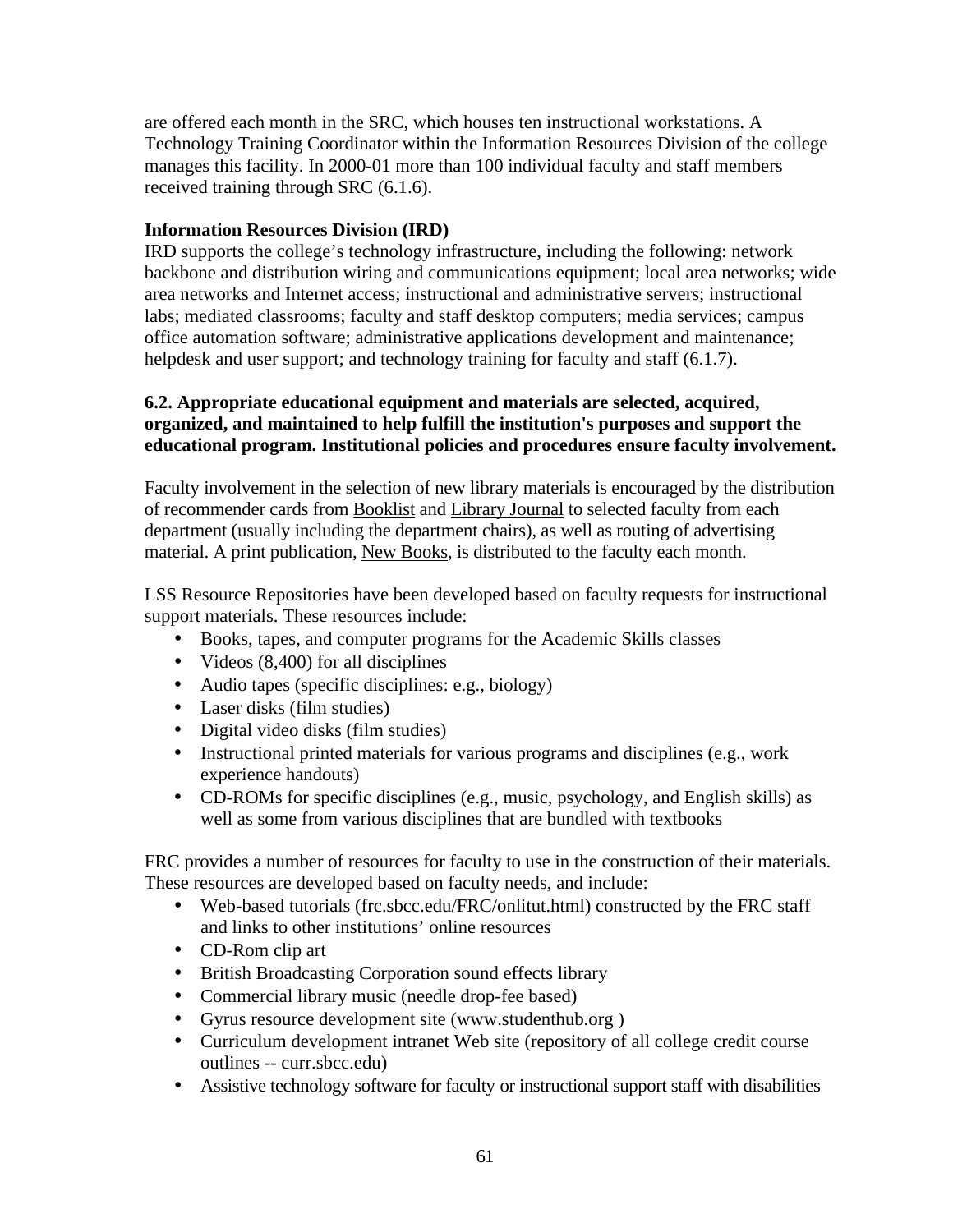are offered each month in the SRC, which houses ten instructional workstations. A Technology Training Coordinator within the Information Resources Division of the college manages this facility. In 2000-01 more than 100 individual faculty and staff members received training through SRC (6.1.6).

**Information Resources Division (IRD)**

IRD supports the college's technology infrastructure, including the following: network backbone and distribution wiring and communications equipment; local area networks; wide area networks and Internet access; instructional and administrative servers; instructional labs; mediated classrooms; faculty and staff desktop computers; media services; campus office automation software; administrative applications development and maintenance; helpdesk and user support; and technology training for faculty and staff (6.1.7).

**6.2. Appropriate educational equipment and materials are selected, acquired, organized, and maintained to help fulfill the institution's purposes and support the educational program. Institutional policies and procedures ensure faculty involvement.**

Faculty involvement in the selection of new library materials is encouraged by the distribution of recommender cards from Booklist and Library Journal to selected faculty from each department (usually including the department chairs), as well as routing of advertising material. A print publication, New Books, is distributed to the faculty each month.

LSS Resource Repositories have been developed based on faculty requests for instructional support materials. These resources include:

- Books, tapes, and computer programs for the Academic Skills classes
- Videos (8,400) for all disciplines
- Audio tapes (specific disciplines: e.g., biology)
- Laser disks (film studies)
- Digital video disks (film studies)
- Instructional printed materials for various programs and disciplines (e.g., work experience handouts)
- CD-ROMs for specific disciplines (e.g., music, psychology, and English skills) as well as some from various disciplines that are bundled with textbooks

FRC provides a number of resources for faculty to use in the construction of their materials. These resources are developed based on faculty needs, and include:

- Web-based tutorials (frc.sbcc.edu/FRC/onlitut.html) constructed by the FRC staff and links to other institutions' online resources
- CD-Rom clip art
- British Broadcasting Corporation sound effects library
- Commercial library music (needle drop-fee based)
- Gyrus resource development site (www.studenthub.org )
- Curriculum development intranet Web site (repository of all college credit course outlines -- curr.sbcc.edu)
- Assistive technology software for faculty or instructional support staff with disabilities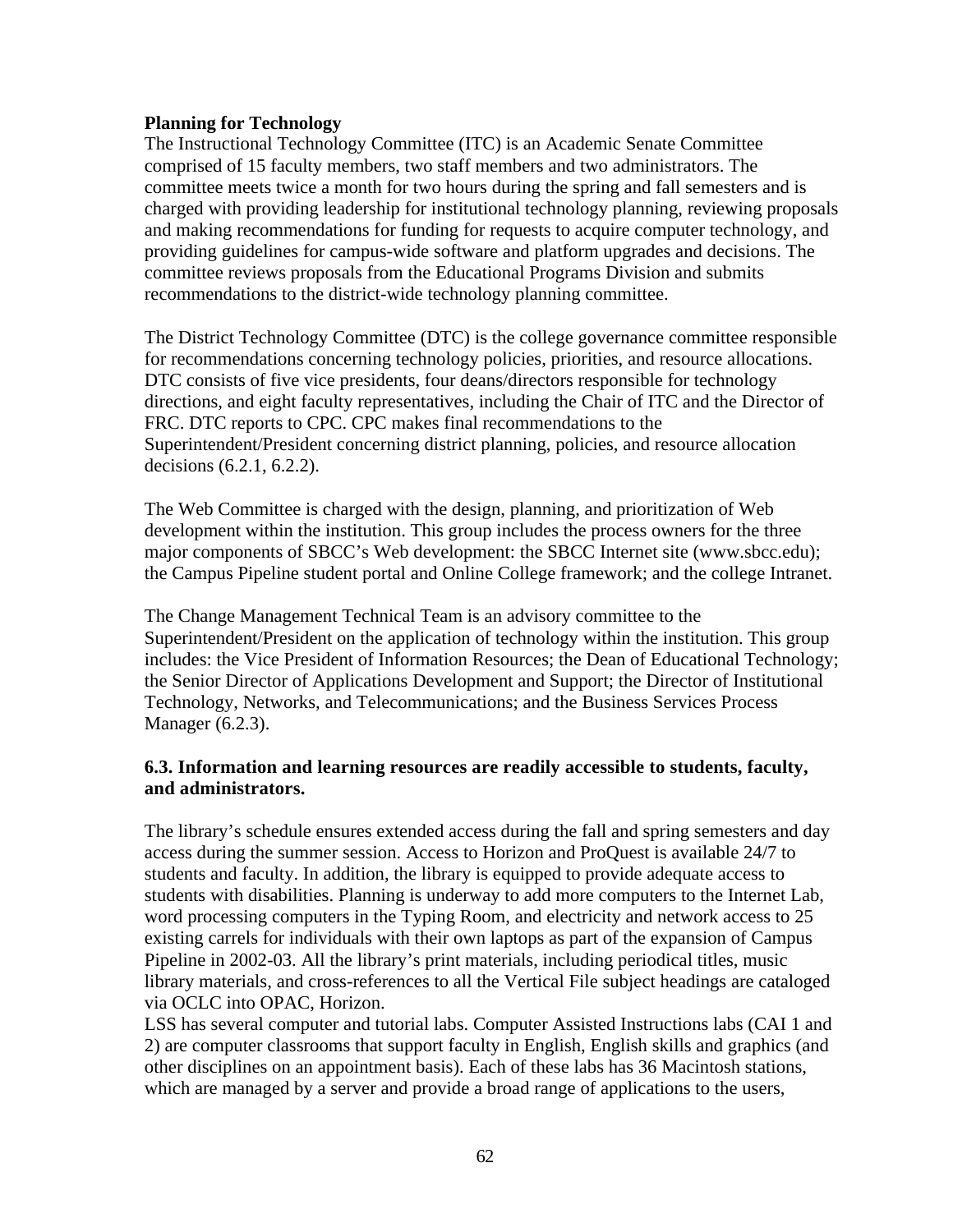**Planning for Technology**

The Instructional Technology Committee (ITC) is an Academic Senate Committee comprised of 15 faculty members, two staff members and two administrators. The committee meets twice a month for two hours during the spring and fall semesters and is charged with providing leadership for institutional technology planning, reviewing proposals and making recommendations for funding for requests to acquire computer technology, and providing guidelines for campus-wide software and platform upgrades and decisions. The committee reviews proposals from the Educational Programs Division and submits recommendations to the district-wide technology planning committee.

The District Technology Committee (DTC) is the college governance committee responsible for recommendations concerning technology policies, priorities, and resource allocations. DTC consists of five vice presidents, four deans/directors responsible for technology directions, and eight faculty representatives, including the Chair of ITC and the Director of FRC. DTC reports to CPC. CPC makes final recommendations to the Superintendent/President concerning district planning, policies, and resource allocation decisions (6.2.1, 6.2.2).

The Web Committee is charged with the design, planning, and prioritization of Web development within the institution. This group includes the process owners for the three major components of SBCC's Web development: the SBCC Internet site (www.sbcc.edu); the Campus Pipeline student portal and Online College framework; and the college Intranet.

The Change Management Technical Team is an advisory committee to the Superintendent/President on the application of technology within the institution. This group includes: the Vice President of Information Resources; the Dean of Educational Technology; the Senior Director of Applications Development and Support; the Director of Institutional Technology, Networks, and Telecommunications; and the Business Services Process Manager (6.2.3).

### 6.3. Information and learning resources are readily accessible to students, faculty, and administrators.

The library's schedule ensures extended access during the fall and spring semesters and day access during the summer session. Access to Horizon and ProQuest is available 24/7 to students and faculty. In addition, the library is equipped to provide adequate access to students with disabilities. Planning is underway to add more computers to the Internet Lab, word processing computers in the Typing Room, and electricity and network access to 25 existing carrels for individuals with their own laptops as part of the expansion of Campus Pipeline in 2002-03. All the library's print materials, including periodical titles, music library materials, and cross-references to all the Vertical File subject headings are cataloged via OCLC into OPAC, Horizon.

LSS has several computer and tutorial labs. Computer Assisted Instructions labs (CAI 1 and 2) are computer classrooms that support faculty in English, English skills and graphics (and other disciplines on an appointment basis). Each of these labs has 36 Macintosh stations, which are managed by a server and provide a broad range of applications to the users,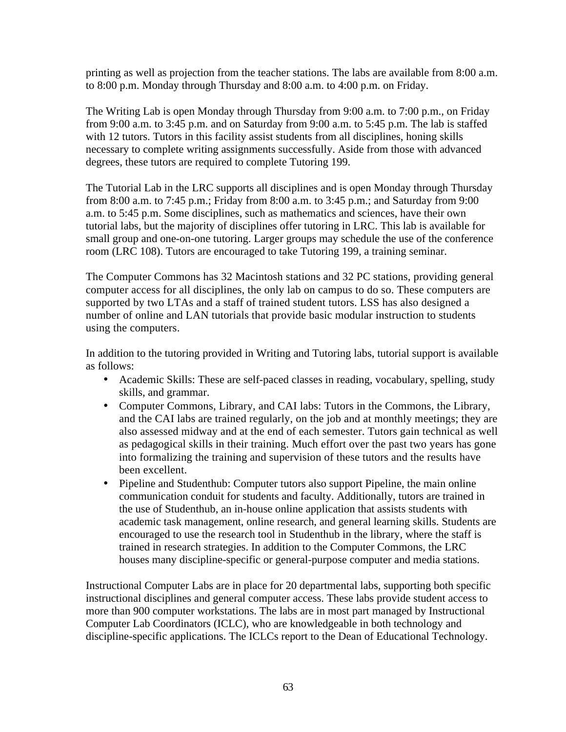printing as well as projection from the teacher stations. The labs are available from 8:00 a.m. to 8:00 p.m. Monday through Thursday and 8:00 a.m. to 4:00 p.m. on Friday.

The Writing Lab is open Monday through Thursday from 9:00 a.m. to 7:00 p.m., on Friday from 9:00 a.m. to 3:45 p.m. and on Saturday from 9:00 a.m. to 5:45 p.m. The lab is staffed with 12 tutors. Tutors in this facility assist students from all disciplines, honing skills necessary to complete writing assignments successfully. Aside from those with advanced degrees, these tutors are required to complete Tutoring 199.

The Tutorial Lab in the LRC supports all disciplines and is open Monday through Thursday from 8:00 a.m. to 7:45 p.m.; Friday from 8:00 a.m. to 3:45 p.m.; and Saturday from 9:00 a.m. to 5:45 p.m. Some disciplines, such as mathematics and sciences, have their own tutorial labs, but the majority of disciplines offer tutoring in LRC. This lab is available for small group and one-on-one tutoring. Larger groups may schedule the use of the conference room (LRC 108). Tutors are encouraged to take Tutoring 199, a training seminar.

The Computer Commons has 32 Macintosh stations and 32 PC stations, providing general computer access for all disciplines, the only lab on campus to do so. These computers are supported by two LTAs and a staff of trained student tutors. LSS has also designed a number of online and LAN tutorials that provide basic modular instruction to students using the computers.

In addition to the tutoring provided in Writing and Tutoring labs, tutorial support is available as follows:

- Academic Skills: These are self-paced classes in reading, vocabulary, spelling, study skills, and grammar.
- Computer Commons, Library, and CAI labs: Tutors in the Commons, the Library, and the CAI labs are trained regularly, on the job and at monthly meetings; they are also assessed midway and at the end of each semester. Tutors gain technical as well as pedagogical skills in their training. Much effort over the past two years has gone into formalizing the training and supervision of these tutors and the results have been excellent.
- Pipeline and Studenthub: Computer tutors also support Pipeline, the main online communication conduit for students and faculty. Additionally, tutors are trained in the use of Studenthub, an in-house online application that assists students with academic task management, online research, and general learning skills. Students are encouraged to use the research tool in Studenthub in the library, where the staff is trained in research strategies. In addition to the Computer Commons, the LRC houses many discipline-specific or general-purpose computer and media stations.

Instructional Computer Labs are in place for 20 departmental labs, supporting both specific instructional disciplines and general computer access. These labs provide student access to more than 900 computer workstations. The labs are in most part managed by Instructional Computer Lab Coordinators (ICLC), who are knowledgeable in both technology and discipline-specific applications. The ICLCs report to the Dean of Educational Technology.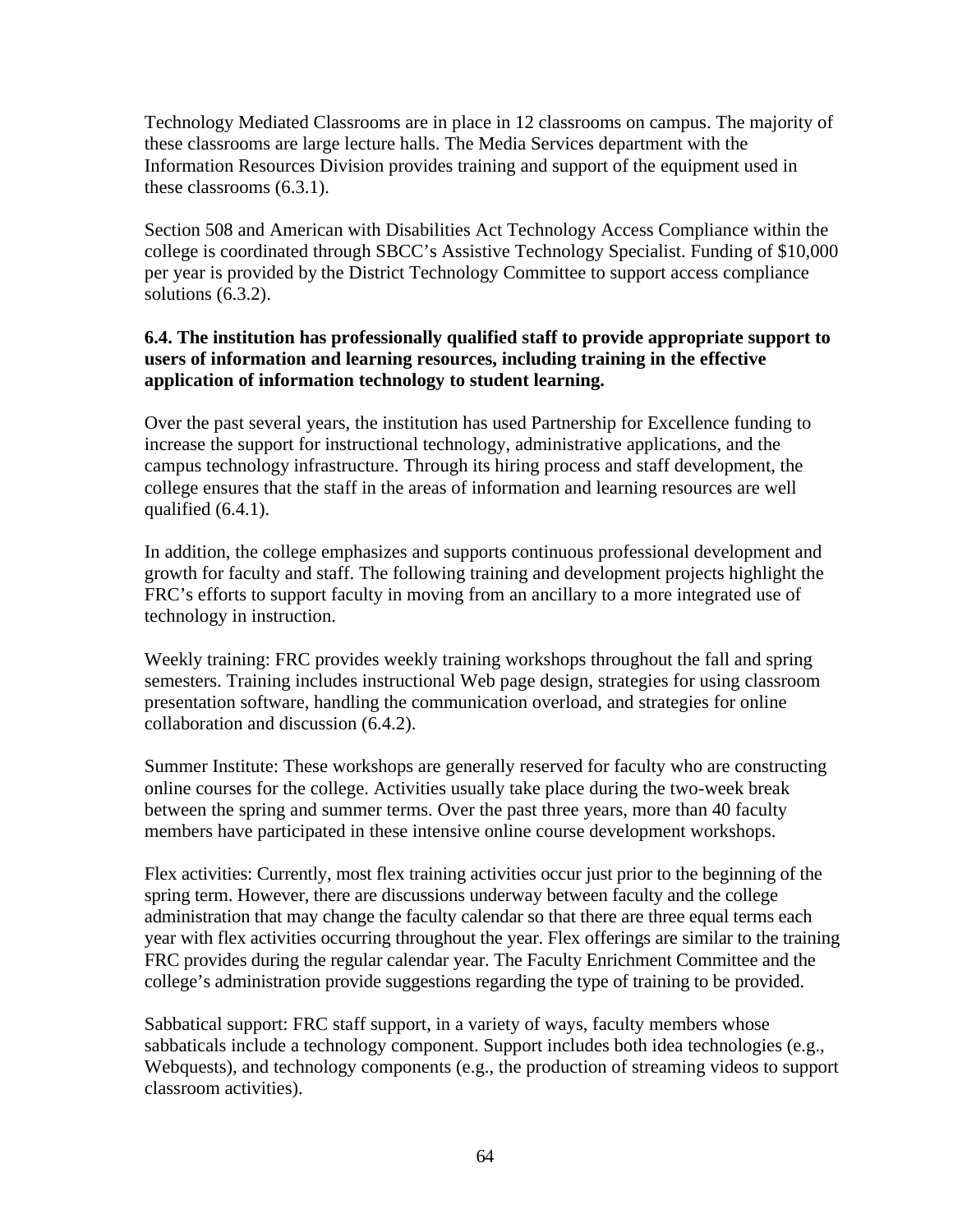Technology Mediated Classrooms are in place in 12 classrooms on campus. The majority of these classrooms are large lecture halls. The Media Services department with the Information Resources Division provides training and support of the equipment used in these classrooms (6.3.1).

Section 508 and American with Disabilities Act Technology Access Compliance within the college is coordinated through SBCC's Assistive Technology Specialist. Funding of $10,000 per year is provided by the District Technology Committee to support access compliance solutions (6.3.2).

**6.4. The institution has professionally qualified staff to provide appropriate support to users of information and learning resources, including training in the effective application of information technology to student learning.**

Over the past several years, the institution has used Partnership for Excellence funding to increase the support for instructional technology, administrative applications, and the campus technology infrastructure. Through its hiring process and staff development, the college ensures that the staff in the areas of information and learning resources are well qualified (6.4.1).

In addition, the college emphasizes and supports continuous professional development and growth for faculty and staff. The following training and development projects highlight the FRC's efforts to support faculty in moving from an ancillary to a more integrated use of technology in instruction.

Weekly training: FRC provides weekly training workshops throughout the fall and spring semesters. Training includes instructional Web page design, strategies for using classroom presentation software, handling the communication overload, and strategies for online collaboration and discussion (6.4.2).

Summer Institute: These workshops are generally reserved for faculty who are constructing online courses for the college. Activities usually take place during the two-week break between the spring and summer terms. Over the past three years, more than 40 faculty members have participated in these intensive online course development workshops.

Flex activities: Currently, most flex training activities occur just prior to the beginning of the spring term. However, there are discussions underway between faculty and the college administration that may change the faculty calendar so that there are three equal terms each year with flex activities occurring throughout the year. Flex offerings are similar to the training FRC provides during the regular calendar year. The Faculty Enrichment Committee and the college's administration provide suggestions regarding the type of training to be provided.

Sabbatical support: FRC staff support, in a variety of ways, faculty members whose sabbaticals include a technology component. Support includes both idea technologies (e.g., Webquests), and technology components (e.g., the production of streaming videos to support classroom activities).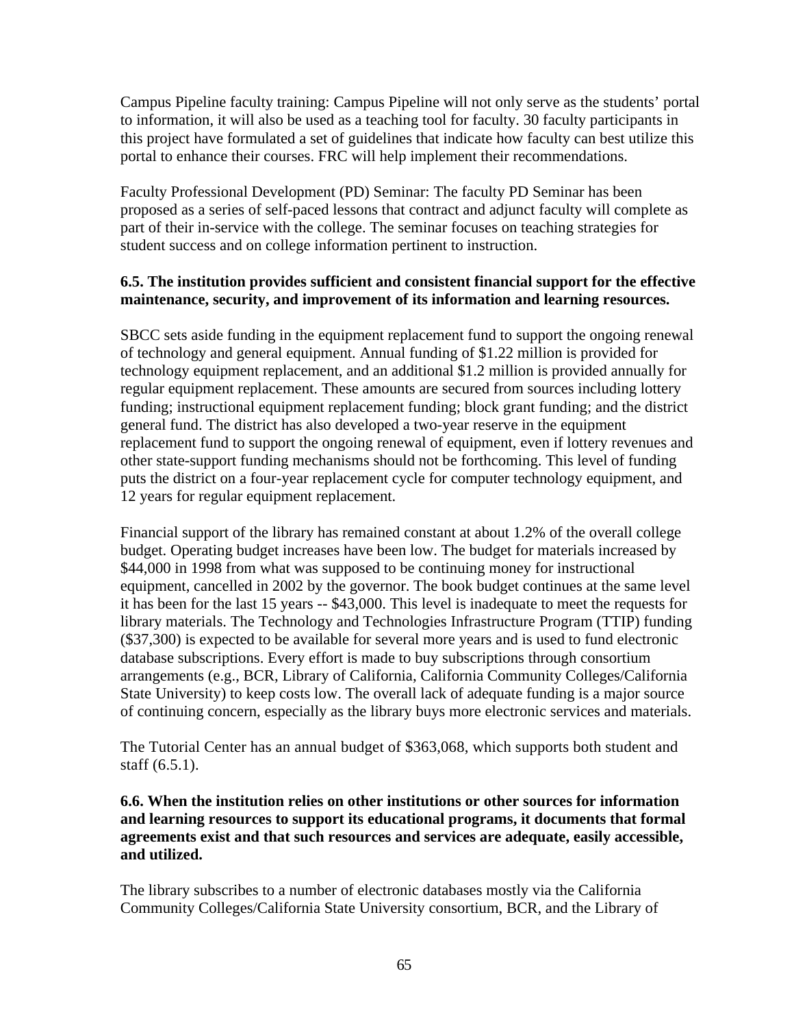Campus Pipeline faculty training: Campus Pipeline will not only serve as the students' portal to information, it will also be used as a teaching tool for faculty. 30 faculty participants in this project have formulated a set of guidelines that indicate how faculty can best utilize this portal to enhance their courses. FRC will help implement their recommendations.

Faculty Professional Development (PD) Seminar: The faculty PD Seminar has been proposed as a series of self-paced lessons that contract and adjunct faculty will complete as part of their in-service with the college. The seminar focuses on teaching strategies for student success and on college information pertinent to instruction.

**6.5. The institution provides sufficient and consistent financial support for the effective maintenance, security, and improvement of its information and learning resources.**

SBCC sets aside funding in the equipment replacement fund to support the ongoing renewal of technology and general equipment. Annual funding of $1.22 million is provided for technology equipment replacement, and an additional $1.2 million is provided annually for regular equipment replacement. These amounts are secured from sources including lottery funding; instructional equipment replacement funding; block grant funding; and the district general fund. The district has also developed a two-year reserve in the equipment replacement fund to support the ongoing renewal of equipment, even if lottery revenues and other state-support funding mechanisms should not be forthcoming. This level of funding puts the district on a four-year replacement cycle for computer technology equipment, and 12 years for regular equipment replacement.

Financial support of the library has remained constant at about 1.2% of the overall college budget. Operating budget increases have been low. The budget for materials increased by $44,000 in 1998 from what was supposed to be continuing money for instructional equipment, cancelled in 2002 by the governor. The book budget continues at the same level it has been for the last 15 years -- $43,000. This level is inadequate to meet the requests for library materials. The Technology and Technologies Infrastructure Program (TTIP) funding ($37,300) is expected to be available for several more years and is used to fund electronic database subscriptions. Every effort is made to buy subscriptions through consortium arrangements (e.g., BCR, Library of California, California Community Colleges/California State University) to keep costs low. The overall lack of adequate funding is a major source of continuing concern, especially as the library buys more electronic services and materials.

The Tutorial Center has an annual budget of $363,068, which supports both student and staff (6.5.1).

**6.6. When the institution relies on other institutions or other sources for information and learning resources to support its educational programs, it documents that formal agreements exist and that such resources and services are adequate, easily accessible, and utilized.**

The library subscribes to a number of electronic databases mostly via the California Community Colleges/California State University consortium, BCR, and the Library of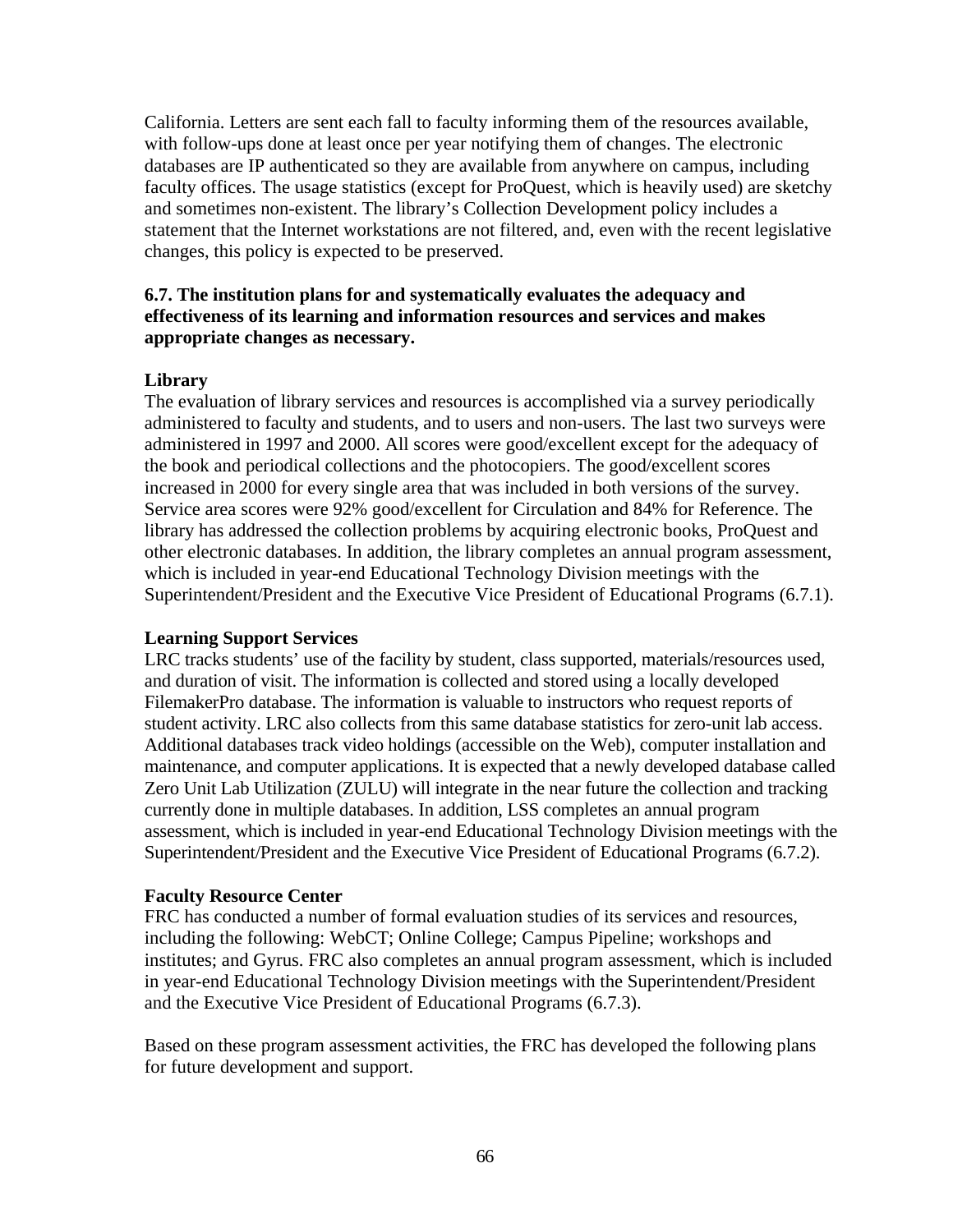California. Letters are sent each fall to faculty informing them of the resources available, with follow-ups done at least once per year notifying them of changes. The electronic databases are IP authenticated so they are available from anywhere on campus, including faculty offices. The usage statistics (except for ProQuest, which is heavily used) are sketchy and sometimes non-existent. The library's Collection Development policy includes a statement that the Internet workstations are not filtered, and, even with the recent legislative changes, this policy is expected to be preserved.

**6.7. The institution plans for and systematically evaluates the adequacy and effectiveness of its learning and information resources and services and makes appropriate changes as necessary.**

**Library**

The evaluation of library services and resources is accomplished via a survey periodically administered to faculty and students, and to users and non-users. The last two surveys were administered in 1997 and 2000. All scores were good/excellent except for the adequacy of the book and periodical collections and the photocopiers. The good/excellent scores increased in 2000 for every single area that was included in both versions of the survey. Service area scores were 92% good/excellent for Circulation and 84% for Reference. The library has addressed the collection problems by acquiring electronic books, ProQuest and other electronic databases. In addition, the library completes an annual program assessment, which is included in year-end Educational Technology Division meetings with the Superintendent/President and the Executive Vice President of Educational Programs (6.7.1).

**Learning Support Services**

LRC tracks students' use of the facility by student, class supported, materials/resources used, and duration of visit. The information is collected and stored using a locally developed FilemakerPro database. The information is valuable to instructors who request reports of student activity. LRC also collects from this same database statistics for zero-unit lab access. Additional databases track video holdings (accessible on the Web), computer installation and maintenance, and computer applications. It is expected that a newly developed database called Zero Unit Lab Utilization (ZULU) will integrate in the near future the collection and tracking currently done in multiple databases. In addition, LSS completes an annual program assessment, which is included in year-end Educational Technology Division meetings with the Superintendent/President and the Executive Vice President of Educational Programs (6.7.2).

**Faculty Resource Center**

FRC has conducted a number of formal evaluation studies of its services and resources, including the following: WebCT; Online College; Campus Pipeline; workshops and institutes; and Gyrus. FRC also completes an annual program assessment, which is included in year-end Educational Technology Division meetings with the Superintendent/President and the Executive Vice President of Educational Programs (6.7.3).

Based on these program assessment activities, the FRC has developed the following plans for future development and support.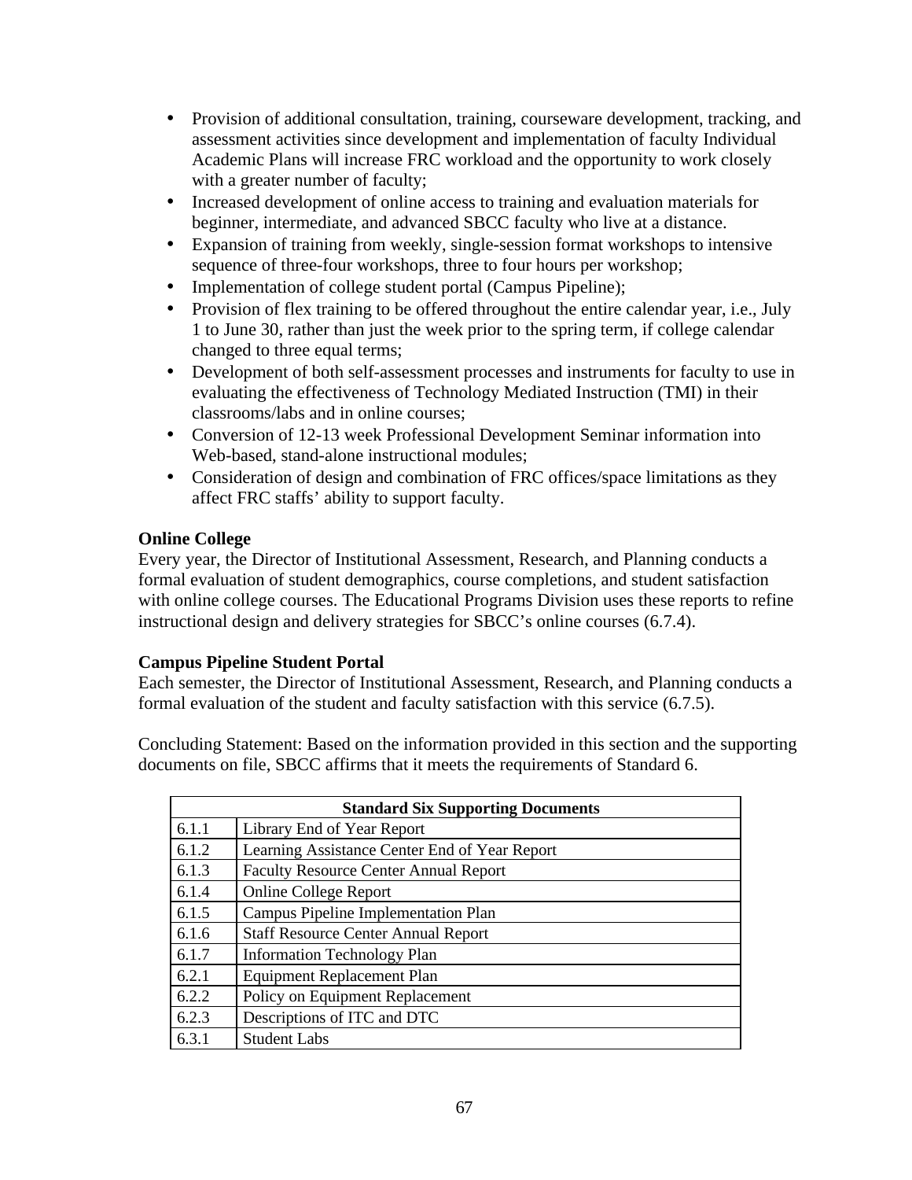- Provision of additional consultation, training, courseware development, tracking, and assessment activities since development and implementation of faculty Individual Academic Plans will increase FRC workload and the opportunity to work closely with a greater number of faculty;
- Increased development of online access to training and evaluation materials for beginner, intermediate, and advanced SBCC faculty who live at a distance.
- Expansion of training from weekly, single-session format workshops to intensive sequence of three-four workshops, three to four hours per workshop;
- Implementation of college student portal (Campus Pipeline);
- Provision of flex training to be offered throughout the entire calendar year, i.e., July 1 to June 30, rather than just the week prior to the spring term, if college calendar changed to three equal terms;
- Development of both self-assessment processes and instruments for faculty to use in evaluating the effectiveness of Technology Mediated Instruction (TMI) in their classrooms/labs and in online courses;
- Conversion of 12-13 week Professional Development Seminar information into Web-based, stand-alone instructional modules;
- Consideration of design and combination of FRC offices/space limitations as they affect FRC staffs' ability to support faculty.

**Online College**
Every year, the Director of Institutional Assessment, Research, and Planning conducts a formal evaluation of student demographics, course completions, and student satisfaction with online college courses. The Educational Programs Division uses these reports to refine instructional design and delivery strategies for SBCC's online courses (6.7.4).

**Campus Pipeline Student Portal**
Each semester, the Director of Institutional Assessment, Research, and Planning conducts a formal evaluation of the student and faculty satisfaction with this service (6.7.5).

Concluding Statement: Based on the information provided in this section and the supporting documents on file, SBCC affirms that it meets the requirements of Standard 6.

| Standard Six Supporting Documents | |
|---|---|
| 6.1.1 | Library End of Year Report |
| 6.1.2 | Learning Assistance Center End of Year Report |
| 6.1.3 | Faculty Resource Center Annual Report |
| 6.1.4 | Online College Report |
| 6.1.5 | Campus Pipeline Implementation Plan |
| 6.1.6 | Staff Resource Center Annual Report |
| 6.1.7 | Information Technology Plan |
| 6.2.1 | Equipment Replacement Plan |
| 6.2.2 | Policy on Equipment Replacement |
| 6.2.3 | Descriptions of ITC and DTC |
| 6.3.1 | Student Labs |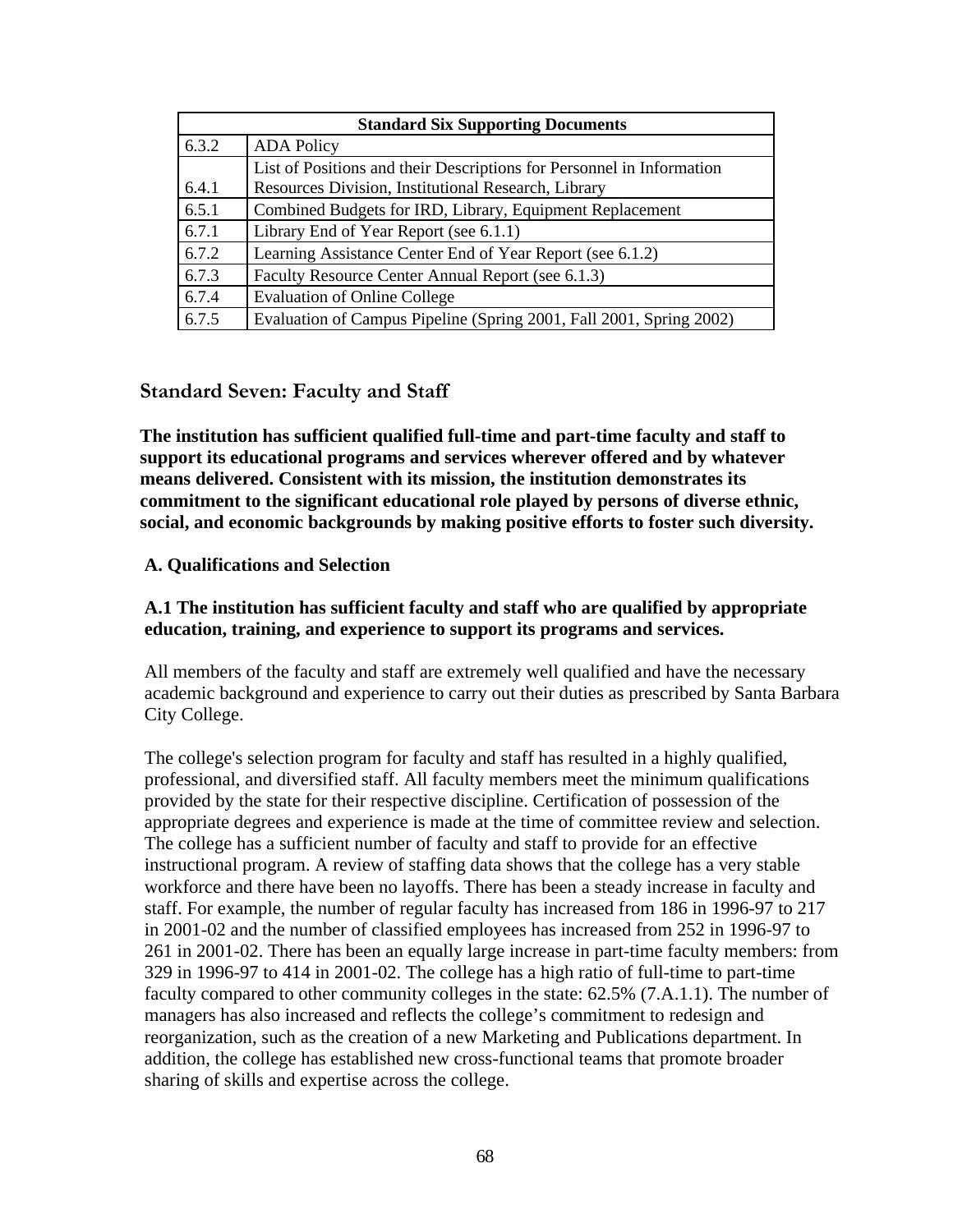| Standard Six Supporting Documents | |
|---|---|
| 6.3.2 | ADA Policy |
| 6.4.1 | List of Positions and their Descriptions for Personnel in Information Resources Division, Institutional Research, Library |
| 6.5.1 | Combined Budgets for IRD, Library, Equipment Replacement |
| 6.7.1 | Library End of Year Report (see 6.1.1) |
| 6.7.2 | Learning Assistance Center End of Year Report (see 6.1.2) |
| 6.7.3 | Faculty Resource Center Annual Report (see 6.1.3) |
| 6.7.4 | Evaluation of Online College |
| 6.7.5 | Evaluation of Campus Pipeline (Spring 2001, Fall 2001, Spring 2002) |

## Standard Seven: Faculty and Staff

**The institution has sufficient qualified full-time and part-time faculty and staff to support its educational programs and services wherever offered and by whatever means delivered. Consistent with its mission, the institution demonstrates its commitment to the significant educational role played by persons of diverse ethnic, social, and economic backgrounds by making positive efforts to foster such diversity.**

### A. Qualifications and Selection

**A.1 The institution has sufficient faculty and staff who are qualified by appropriate education, training, and experience to support its programs and services.**

All members of the faculty and staff are extremely well qualified and have the necessary academic background and experience to carry out their duties as prescribed by Santa Barbara City College.

The college's selection program for faculty and staff has resulted in a highly qualified, professional, and diversified staff. All faculty members meet the minimum qualifications provided by the state for their respective discipline. Certification of possession of the appropriate degrees and experience is made at the time of committee review and selection. The college has a sufficient number of faculty and staff to provide for an effective instructional program. A review of staffing data shows that the college has a very stable workforce and there have been no layoffs. There has been a steady increase in faculty and staff. For example, the number of regular faculty has increased from 186 in 1996-97 to 217 in 2001-02 and the number of classified employees has increased from 252 in 1996-97 to 261 in 2001-02. There has been an equally large increase in part-time faculty members: from 329 in 1996-97 to 414 in 2001-02. The college has a high ratio of full-time to part-time faculty compared to other community colleges in the state: 62.5% (7.A.1.1). The number of managers has also increased and reflects the college's commitment to redesign and reorganization, such as the creation of a new Marketing and Publications department. In addition, the college has established new cross-functional teams that promote broader sharing of skills and expertise across the college.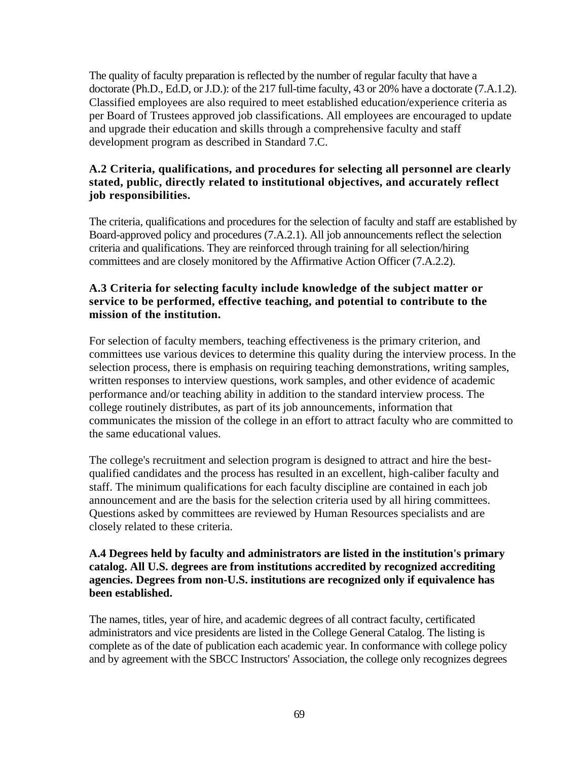The quality of faculty preparation is reflected by the number of regular faculty that have a doctorate (Ph.D., Ed.D, or J.D.): of the 217 full-time faculty, 43 or 20% have a doctorate (7.A.1.2). Classified employees are also required to meet established education/experience criteria as per Board of Trustees approved job classifications. All employees are encouraged to update and upgrade their education and skills through a comprehensive faculty and staff development program as described in Standard 7.C.

**A.2 Criteria, qualifications, and procedures for selecting all personnel are clearly stated, public, directly related to institutional objectives, and accurately reflect job responsibilities.**

The criteria, qualifications and procedures for the selection of faculty and staff are established by Board-approved policy and procedures (7.A.2.1). All job announcements reflect the selection criteria and qualifications. They are reinforced through training for all selection/hiring committees and are closely monitored by the Affirmative Action Officer (7.A.2.2).

**A.3 Criteria for selecting faculty include knowledge of the subject matter or service to be performed, effective teaching, and potential to contribute to the mission of the institution.**

For selection of faculty members, teaching effectiveness is the primary criterion, and committees use various devices to determine this quality during the interview process. In the selection process, there is emphasis on requiring teaching demonstrations, writing samples, written responses to interview questions, work samples, and other evidence of academic performance and/or teaching ability in addition to the standard interview process. The college routinely distributes, as part of its job announcements, information that communicates the mission of the college in an effort to attract faculty who are committed to the same educational values.

The college's recruitment and selection program is designed to attract and hire the best-qualified candidates and the process has resulted in an excellent, high-caliber faculty and staff. The minimum qualifications for each faculty discipline are contained in each job announcement and are the basis for the selection criteria used by all hiring committees. Questions asked by committees are reviewed by Human Resources specialists and are closely related to these criteria.

**A.4 Degrees held by faculty and administrators are listed in the institution's primary catalog. All U.S. degrees are from institutions accredited by recognized accrediting agencies. Degrees from non-U.S. institutions are recognized only if equivalence has been established.**

The names, titles, year of hire, and academic degrees of all contract faculty, certificated administrators and vice presidents are listed in the College General Catalog. The listing is complete as of the date of publication each academic year. In conformance with college policy and by agreement with the SBCC Instructors' Association, the college only recognizes degrees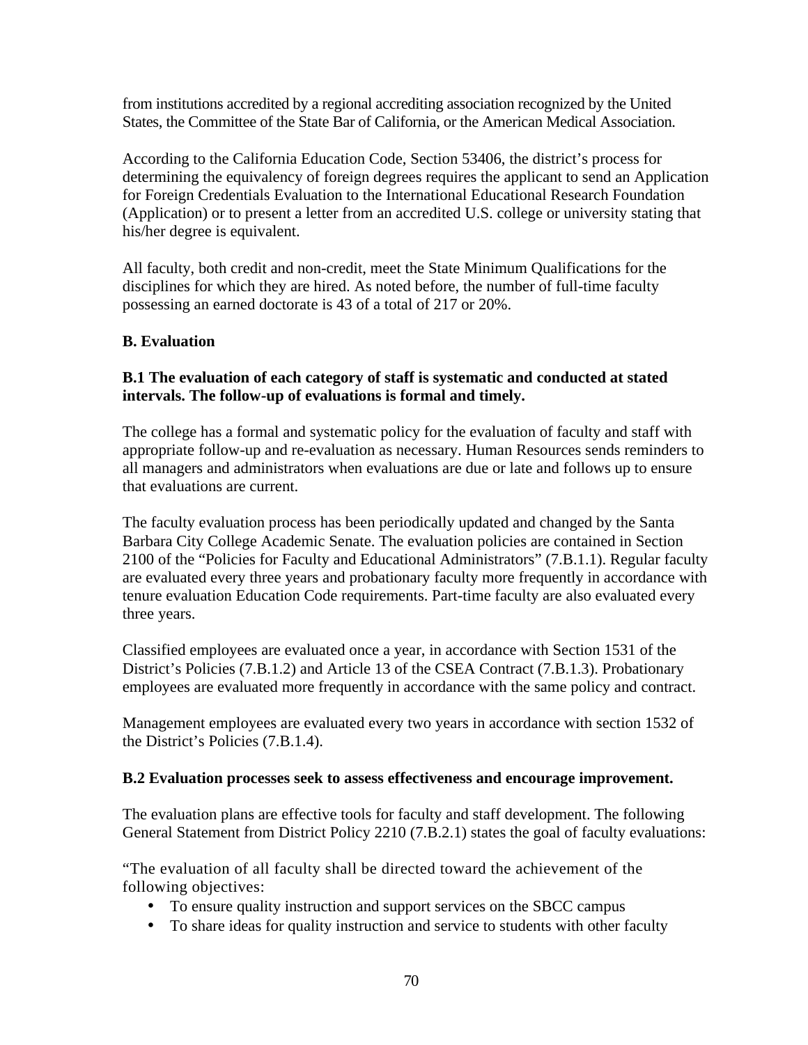from institutions accredited by a regional accrediting association recognized by the United States, the Committee of the State Bar of California, or the American Medical Association.

According to the California Education Code, Section 53406, the district's process for determining the equivalency of foreign degrees requires the applicant to send an Application for Foreign Credentials Evaluation to the International Educational Research Foundation (Application) or to present a letter from an accredited U.S. college or university stating that his/her degree is equivalent.

All faculty, both credit and non-credit, meet the State Minimum Qualifications for the disciplines for which they are hired. As noted before, the number of full-time faculty possessing an earned doctorate is 43 of a total of 217 or 20%.

### B. Evaluation

#### B.1 The evaluation of each category of staff is systematic and conducted at stated intervals. The follow-up of evaluations is formal and timely.

The college has a formal and systematic policy for the evaluation of faculty and staff with appropriate follow-up and re-evaluation as necessary. Human Resources sends reminders to all managers and administrators when evaluations are due or late and follows up to ensure that evaluations are current.

The faculty evaluation process has been periodically updated and changed by the Santa Barbara City College Academic Senate. The evaluation policies are contained in Section 2100 of the "Policies for Faculty and Educational Administrators" (7.B.1.1). Regular faculty are evaluated every three years and probationary faculty more frequently in accordance with tenure evaluation Education Code requirements. Part-time faculty are also evaluated every three years.

Classified employees are evaluated once a year, in accordance with Section 1531 of the District's Policies (7.B.1.2) and Article 13 of the CSEA Contract (7.B.1.3). Probationary employees are evaluated more frequently in accordance with the same policy and contract.

Management employees are evaluated every two years in accordance with section 1532 of the District's Policies (7.B.1.4).

#### B.2 Evaluation processes seek to assess effectiveness and encourage improvement.

The evaluation plans are effective tools for faculty and staff development. The following General Statement from District Policy 2210 (7.B.2.1) states the goal of faculty evaluations:

"The evaluation of all faculty shall be directed toward the achievement of the following objectives:

- To ensure quality instruction and support services on the SBCC campus
- To share ideas for quality instruction and service to students with other faculty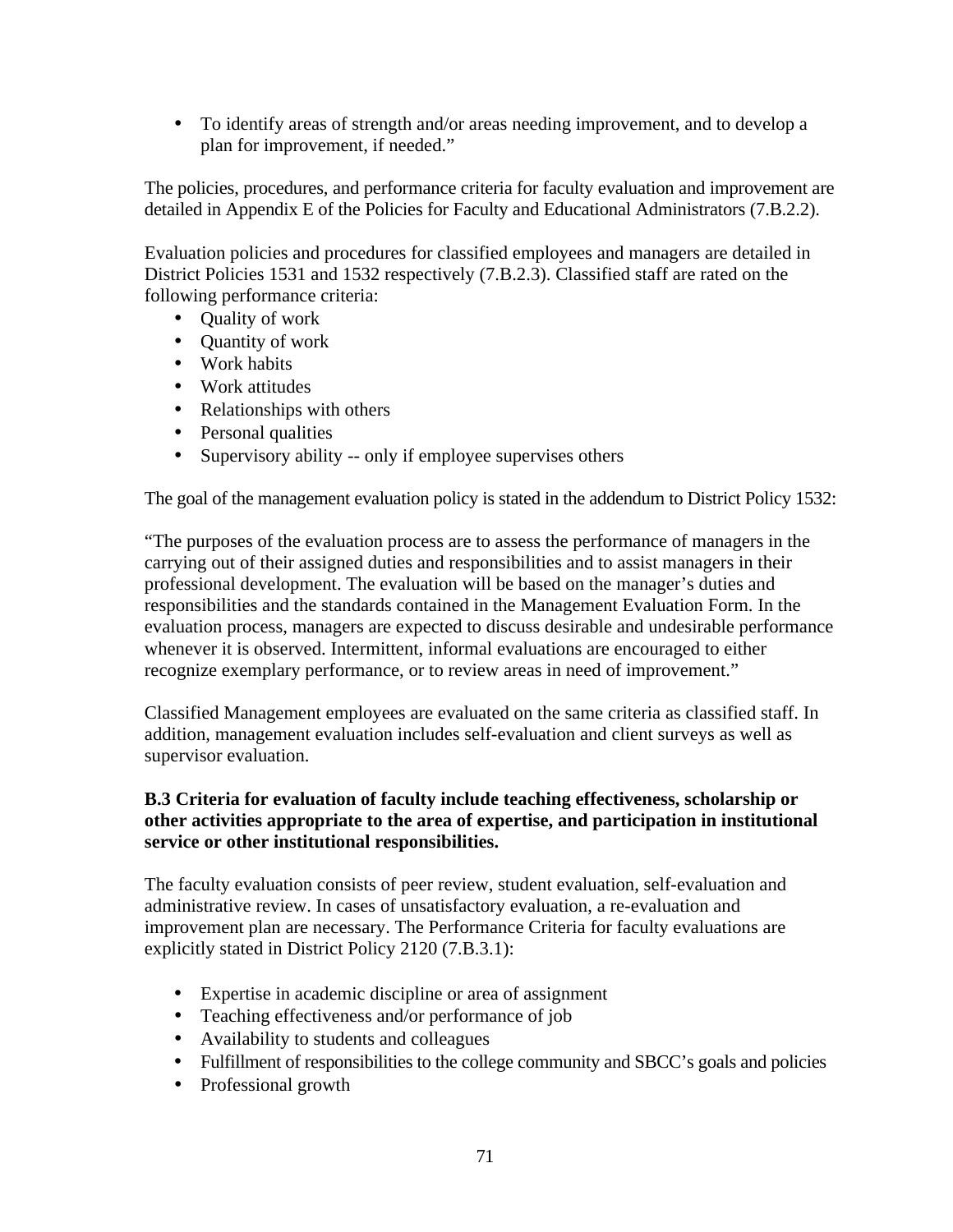- To identify areas of strength and/or areas needing improvement, and to develop a plan for improvement, if needed."

The policies, procedures, and performance criteria for faculty evaluation and improvement are detailed in Appendix E of the Policies for Faculty and Educational Administrators (7.B.2.2).

Evaluation policies and procedures for classified employees and managers are detailed in District Policies 1531 and 1532 respectively (7.B.2.3). Classified staff are rated on the following performance criteria:

- Quality of work
- Quantity of work
- Work habits
- Work attitudes
- Relationships with others
- Personal qualities
- Supervisory ability -- only if employee supervises others

The goal of the management evaluation policy is stated in the addendum to District Policy 1532:

"The purposes of the evaluation process are to assess the performance of managers in the carrying out of their assigned duties and responsibilities and to assist managers in their professional development. The evaluation will be based on the manager's duties and responsibilities and the standards contained in the Management Evaluation Form. In the evaluation process, managers are expected to discuss desirable and undesirable performance whenever it is observed. Intermittent, informal evaluations are encouraged to either recognize exemplary performance, or to review areas in need of improvement."

Classified Management employees are evaluated on the same criteria as classified staff. In addition, management evaluation includes self-evaluation and client surveys as well as supervisor evaluation.

**B.3 Criteria for evaluation of faculty include teaching effectiveness, scholarship or other activities appropriate to the area of expertise, and participation in institutional service or other institutional responsibilities.**

The faculty evaluation consists of peer review, student evaluation, self-evaluation and administrative review. In cases of unsatisfactory evaluation, a re-evaluation and improvement plan are necessary. The Performance Criteria for faculty evaluations are explicitly stated in District Policy 2120 (7.B.3.1):

- Expertise in academic discipline or area of assignment
- Teaching effectiveness and/or performance of job
- Availability to students and colleagues
- Fulfillment of responsibilities to the college community and SBCC's goals and policies
- Professional growth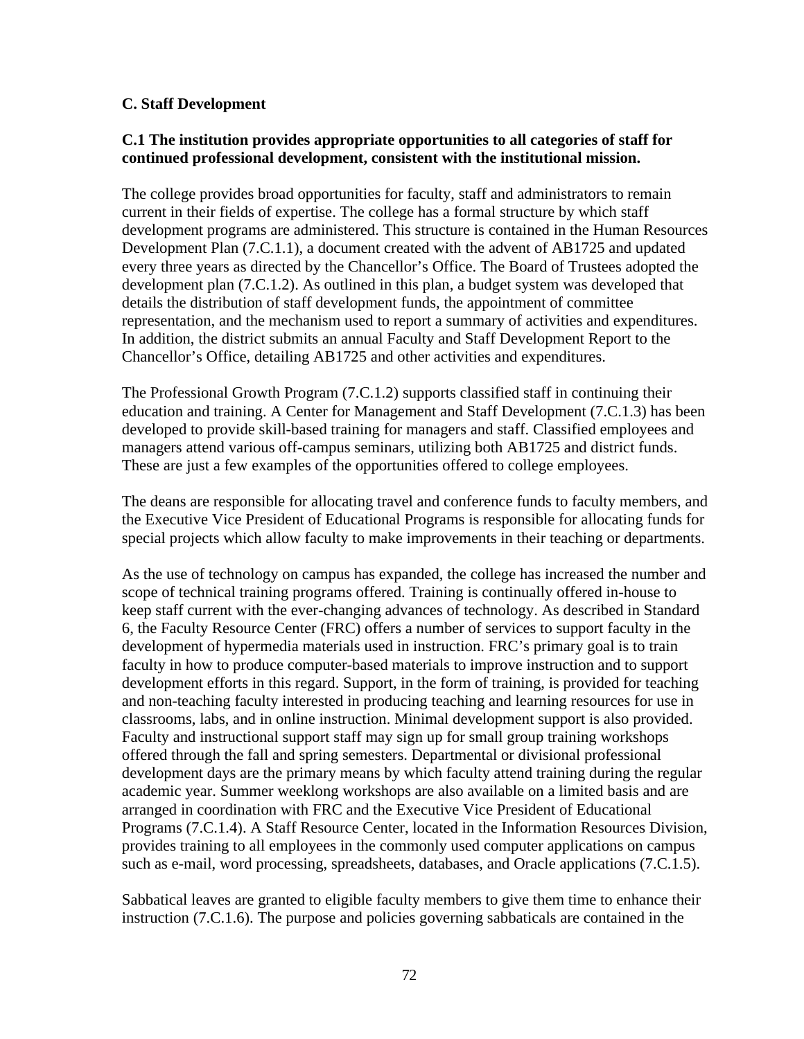### C. Staff Development

**C.1 The institution provides appropriate opportunities to all categories of staff for continued professional development, consistent with the institutional mission.**

The college provides broad opportunities for faculty, staff and administrators to remain current in their fields of expertise. The college has a formal structure by which staff development programs are administered. This structure is contained in the Human Resources Development Plan (7.C.1.1), a document created with the advent of AB1725 and updated every three years as directed by the Chancellor's Office. The Board of Trustees adopted the development plan (7.C.1.2). As outlined in this plan, a budget system was developed that details the distribution of staff development funds, the appointment of committee representation, and the mechanism used to report a summary of activities and expenditures. In addition, the district submits an annual Faculty and Staff Development Report to the Chancellor's Office, detailing AB1725 and other activities and expenditures.

The Professional Growth Program (7.C.1.2) supports classified staff in continuing their education and training. A Center for Management and Staff Development (7.C.1.3) has been developed to provide skill-based training for managers and staff. Classified employees and managers attend various off-campus seminars, utilizing both AB1725 and district funds. These are just a few examples of the opportunities offered to college employees.

The deans are responsible for allocating travel and conference funds to faculty members, and the Executive Vice President of Educational Programs is responsible for allocating funds for special projects which allow faculty to make improvements in their teaching or departments.

As the use of technology on campus has expanded, the college has increased the number and scope of technical training programs offered. Training is continually offered in-house to keep staff current with the ever-changing advances of technology. As described in Standard 6, the Faculty Resource Center (FRC) offers a number of services to support faculty in the development of hypermedia materials used in instruction. FRC's primary goal is to train faculty in how to produce computer-based materials to improve instruction and to support development efforts in this regard. Support, in the form of training, is provided for teaching and non-teaching faculty interested in producing teaching and learning resources for use in classrooms, labs, and in online instruction. Minimal development support is also provided. Faculty and instructional support staff may sign up for small group training workshops offered through the fall and spring semesters. Departmental or divisional professional development days are the primary means by which faculty attend training during the regular academic year. Summer weeklong workshops are also available on a limited basis and are arranged in coordination with FRC and the Executive Vice President of Educational Programs (7.C.1.4). A Staff Resource Center, located in the Information Resources Division, provides training to all employees in the commonly used computer applications on campus such as e-mail, word processing, spreadsheets, databases, and Oracle applications (7.C.1.5).

Sabbatical leaves are granted to eligible faculty members to give them time to enhance their instruction (7.C.1.6). The purpose and policies governing sabbaticals are contained in the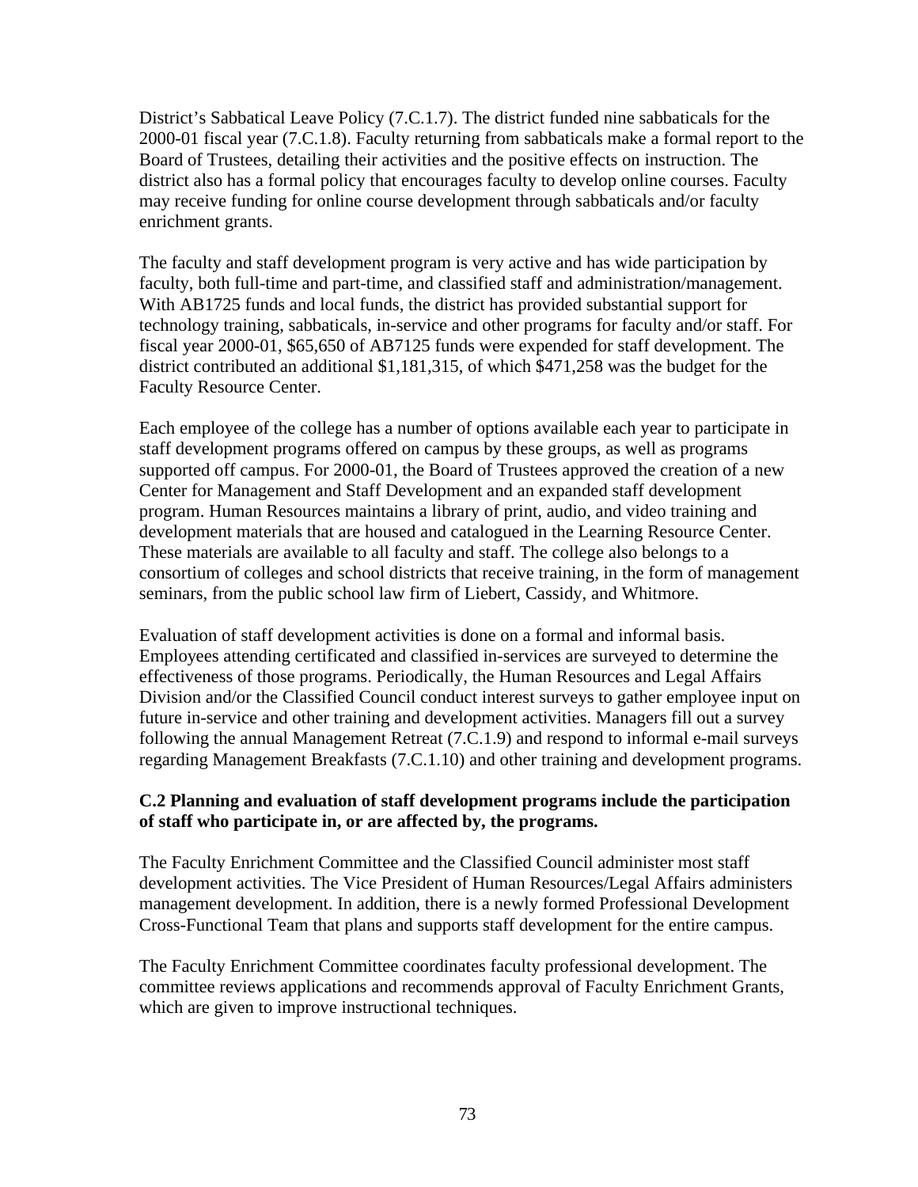District's Sabbatical Leave Policy (7.C.1.7). The district funded nine sabbaticals for the 2000-01 fiscal year (7.C.1.8). Faculty returning from sabbaticals make a formal report to the Board of Trustees, detailing their activities and the positive effects on instruction. The district also has a formal policy that encourages faculty to develop online courses. Faculty may receive funding for online course development through sabbaticals and/or faculty enrichment grants.

The faculty and staff development program is very active and has wide participation by faculty, both full-time and part-time, and classified staff and administration/management. With AB1725 funds and local funds, the district has provided substantial support for technology training, sabbaticals, in-service and other programs for faculty and/or staff. For fiscal year 2000-01, $65,650 of AB7125 funds were expended for staff development. The district contributed an additional $1,181,315, of which $471,258 was the budget for the Faculty Resource Center.

Each employee of the college has a number of options available each year to participate in staff development programs offered on campus by these groups, as well as programs supported off campus. For 2000-01, the Board of Trustees approved the creation of a new Center for Management and Staff Development and an expanded staff development program. Human Resources maintains a library of print, audio, and video training and development materials that are housed and catalogued in the Learning Resource Center. These materials are available to all faculty and staff. The college also belongs to a consortium of colleges and school districts that receive training, in the form of management seminars, from the public school law firm of Liebert, Cassidy, and Whitmore.

Evaluation of staff development activities is done on a formal and informal basis. Employees attending certificated and classified in-services are surveyed to determine the effectiveness of those programs. Periodically, the Human Resources and Legal Affairs Division and/or the Classified Council conduct interest surveys to gather employee input on future in-service and other training and development activities. Managers fill out a survey following the annual Management Retreat (7.C.1.9) and respond to informal e-mail surveys regarding Management Breakfasts (7.C.1.10) and other training and development programs.

**C.2 Planning and evaluation of staff development programs include the participation of staff who participate in, or are affected by, the programs.**

The Faculty Enrichment Committee and the Classified Council administer most staff development activities. The Vice President of Human Resources/Legal Affairs administers management development. In addition, there is a newly formed Professional Development Cross-Functional Team that plans and supports staff development for the entire campus.

The Faculty Enrichment Committee coordinates faculty professional development. The committee reviews applications and recommends approval of Faculty Enrichment Grants, which are given to improve instructional techniques.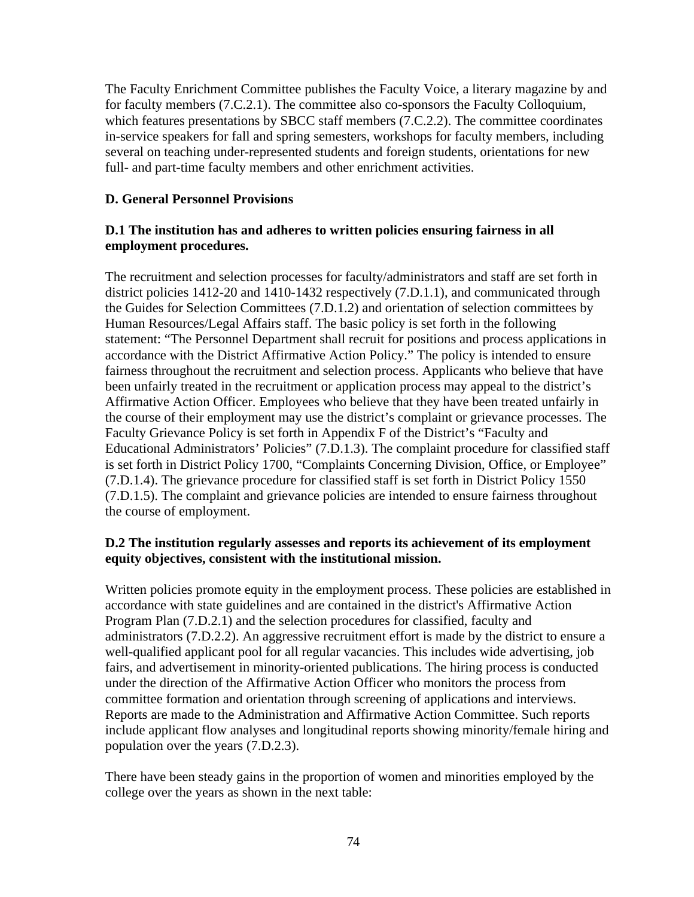The Faculty Enrichment Committee publishes the Faculty Voice, a literary magazine by and for faculty members (7.C.2.1). The committee also co-sponsors the Faculty Colloquium, which features presentations by SBCC staff members (7.C.2.2). The committee coordinates in-service speakers for fall and spring semesters, workshops for faculty members, including several on teaching under-represented students and foreign students, orientations for new full- and part-time faculty members and other enrichment activities.

## D. General Personnel Provisions

### D.1 The institution has and adheres to written policies ensuring fairness in all employment procedures.

The recruitment and selection processes for faculty/administrators and staff are set forth in district policies 1412-20 and 1410-1432 respectively (7.D.1.1), and communicated through the Guides for Selection Committees (7.D.1.2) and orientation of selection committees by Human Resources/Legal Affairs staff. The basic policy is set forth in the following statement: "The Personnel Department shall recruit for positions and process applications in accordance with the District Affirmative Action Policy." The policy is intended to ensure fairness throughout the recruitment and selection process. Applicants who believe that have been unfairly treated in the recruitment or application process may appeal to the district's Affirmative Action Officer. Employees who believe that they have been treated unfairly in the course of their employment may use the district's complaint or grievance processes. The Faculty Grievance Policy is set forth in Appendix F of the District's "Faculty and Educational Administrators' Policies" (7.D.1.3). The complaint procedure for classified staff is set forth in District Policy 1700, "Complaints Concerning Division, Office, or Employee" (7.D.1.4). The grievance procedure for classified staff is set forth in District Policy 1550 (7.D.1.5). The complaint and grievance policies are intended to ensure fairness throughout the course of employment.

### D.2 The institution regularly assesses and reports its achievement of its employment equity objectives, consistent with the institutional mission.

Written policies promote equity in the employment process. These policies are established in accordance with state guidelines and are contained in the district's Affirmative Action Program Plan (7.D.2.1) and the selection procedures for classified, faculty and administrators (7.D.2.2). An aggressive recruitment effort is made by the district to ensure a well-qualified applicant pool for all regular vacancies. This includes wide advertising, job fairs, and advertisement in minority-oriented publications. The hiring process is conducted under the direction of the Affirmative Action Officer who monitors the process from committee formation and orientation through screening of applications and interviews. Reports are made to the Administration and Affirmative Action Committee. Such reports include applicant flow analyses and longitudinal reports showing minority/female hiring and population over the years (7.D.2.3).

There have been steady gains in the proportion of women and minorities employed by the college over the years as shown in the next table: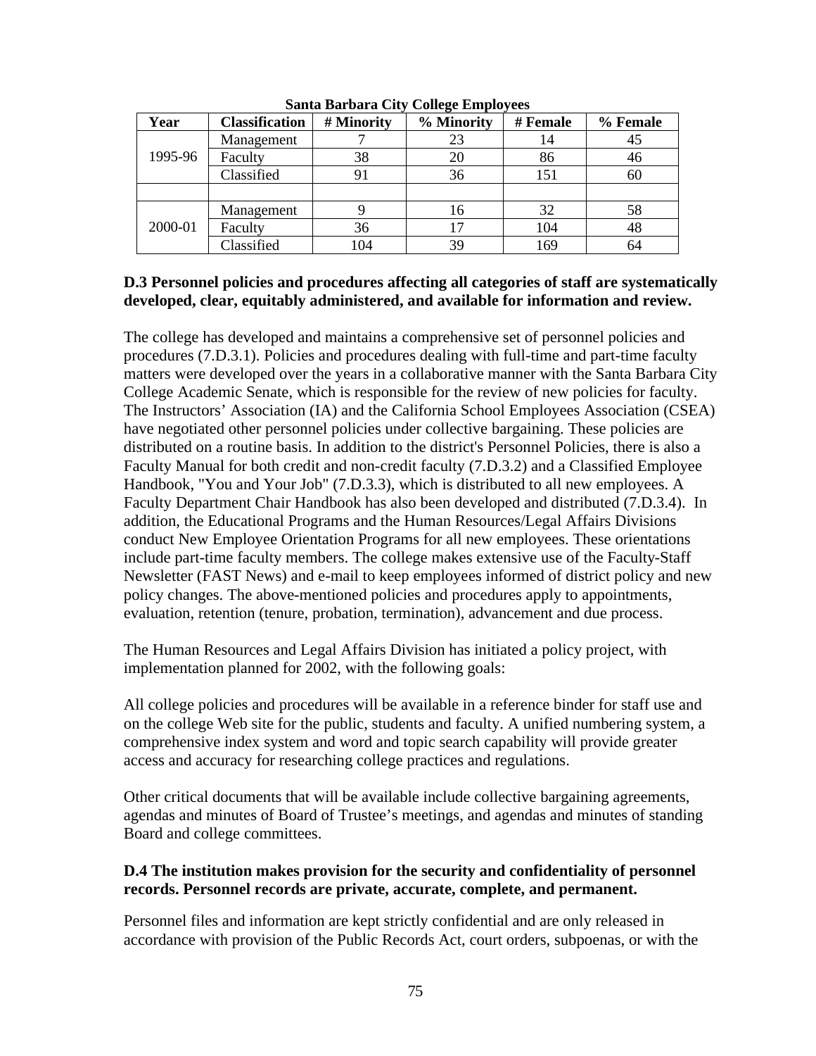**Santa Barbara City College Employees**

| Year | Classification | # Minority | % Minority | # Female | % Female |
|---|---|---|---|---|---|
| 1995-96 | Management | 7 | 23 | 14 | 45 |
| | Faculty | 38 | 20 | 86 | 46 |
| | Classified | 91 | 36 | 151 | 60 |
| | | | | | |
| 2000-01 | Management | 9 | 16 | 32 | 58 |
| | Faculty | 36 | 17 | 104 | 48 |
| | Classified | 104 | 39 | 169 | 64 |

**D.3 Personnel policies and procedures affecting all categories of staff are systematically developed, clear, equitably administered, and available for information and review.**

The college has developed and maintains a comprehensive set of personnel policies and procedures (7.D.3.1). Policies and procedures dealing with full-time and part-time faculty matters were developed over the years in a collaborative manner with the Santa Barbara City College Academic Senate, which is responsible for the review of new policies for faculty. The Instructors' Association (IA) and the California School Employees Association (CSEA) have negotiated other personnel policies under collective bargaining. These policies are distributed on a routine basis. In addition to the district's Personnel Policies, there is also a Faculty Manual for both credit and non-credit faculty (7.D.3.2) and a Classified Employee Handbook, "You and Your Job" (7.D.3.3), which is distributed to all new employees. A Faculty Department Chair Handbook has also been developed and distributed (7.D.3.4). In addition, the Educational Programs and the Human Resources/Legal Affairs Divisions conduct New Employee Orientation Programs for all new employees. These orientations include part-time faculty members. The college makes extensive use of the Faculty-Staff Newsletter (FAST News) and e-mail to keep employees informed of district policy and new policy changes. The above-mentioned policies and procedures apply to appointments, evaluation, retention (tenure, probation, termination), advancement and due process.

The Human Resources and Legal Affairs Division has initiated a policy project, with implementation planned for 2002, with the following goals:

All college policies and procedures will be available in a reference binder for staff use and on the college Web site for the public, students and faculty. A unified numbering system, a comprehensive index system and word and topic search capability will provide greater access and accuracy for researching college practices and regulations.

Other critical documents that will be available include collective bargaining agreements, agendas and minutes of Board of Trustee's meetings, and agendas and minutes of standing Board and college committees.

**D.4 The institution makes provision for the security and confidentiality of personnel records. Personnel records are private, accurate, complete, and permanent.**

Personnel files and information are kept strictly confidential and are only released in accordance with provision of the Public Records Act, court orders, subpoenas, or with the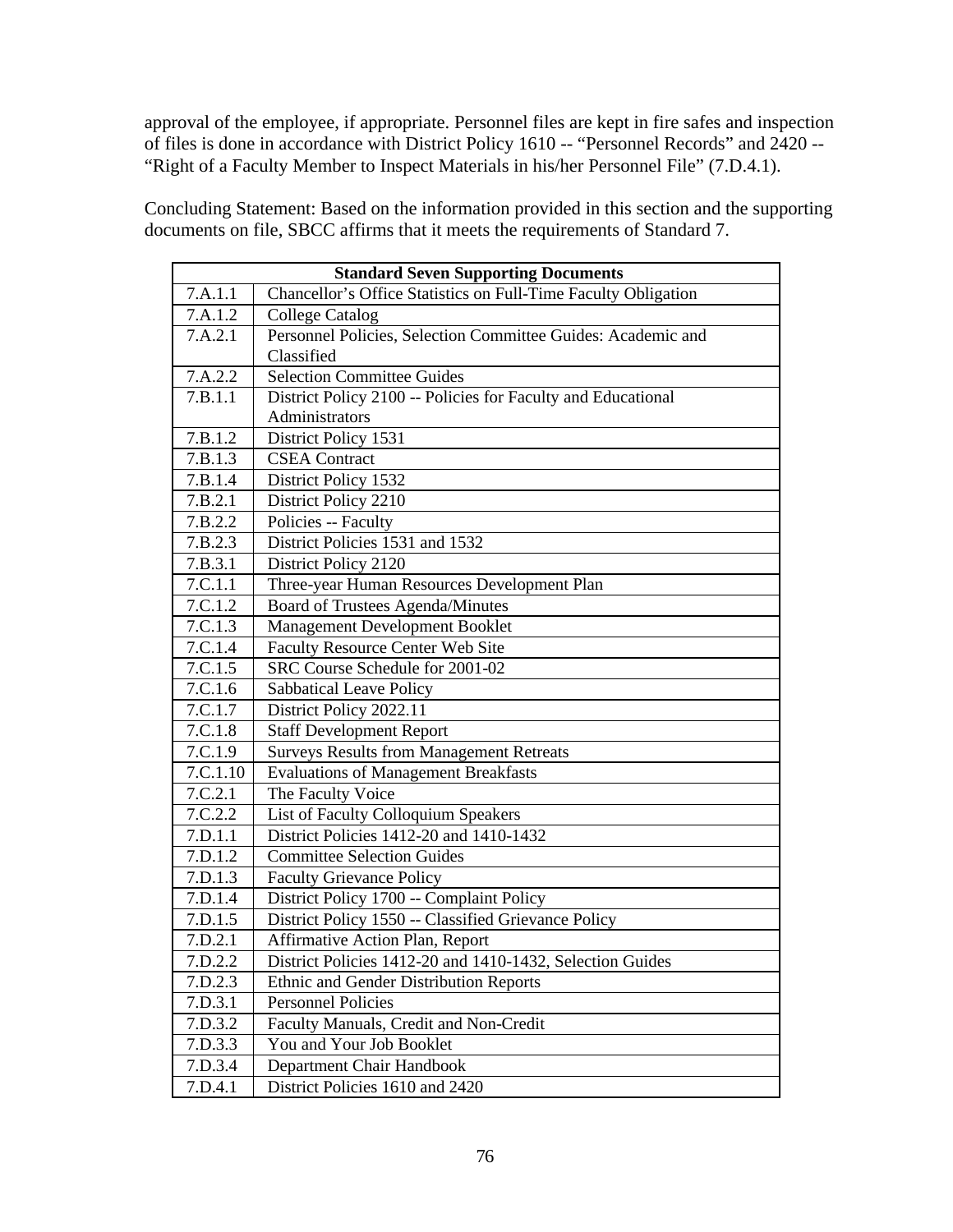approval of the employee, if appropriate. Personnel files are kept in fire safes and inspection of files is done in accordance with District Policy 1610 -- "Personnel Records" and 2420 -- "Right of a Faculty Member to Inspect Materials in his/her Personnel File" (7.D.4.1).

Concluding Statement: Based on the information provided in this section and the supporting documents on file, SBCC affirms that it meets the requirements of Standard 7.

| **Standard Seven Supporting Documents** | |
|---|---|
| 7.A.1.1 | Chancellor's Office Statistics on Full-Time Faculty Obligation |
| 7.A.1.2 | College Catalog |
| 7.A.2.1 | Personnel Policies, Selection Committee Guides: Academic and Classified |
| 7.A.2.2 | Selection Committee Guides |
| 7.B.1.1 | District Policy 2100 -- Policies for Faculty and Educational Administrators |
| 7.B.1.2 | District Policy 1531 |
| 7.B.1.3 | CSEA Contract |
| 7.B.1.4 | District Policy 1532 |
| 7.B.2.1 | District Policy 2210 |
| 7.B.2.2 | Policies -- Faculty |
| 7.B.2.3 | District Policies 1531 and 1532 |
| 7.B.3.1 | District Policy 2120 |
| 7.C.1.1 | Three-year Human Resources Development Plan |
| 7.C.1.2 | Board of Trustees Agenda/Minutes |
| 7.C.1.3 | Management Development Booklet |
| 7.C.1.4 | Faculty Resource Center Web Site |
| 7.C.1.5 | SRC Course Schedule for 2001-02 |
| 7.C.1.6 | Sabbatical Leave Policy |
| 7.C.1.7 | District Policy 2022.11 |
| 7.C.1.8 | Staff Development Report |
| 7.C.1.9 | Surveys Results from Management Retreats |
| 7.C.1.10 | Evaluations of Management Breakfasts |
| 7.C.2.1 | The Faculty Voice |
| 7.C.2.2 | List of Faculty Colloquium Speakers |
| 7.D.1.1 | District Policies 1412-20 and 1410-1432 |
| 7.D.1.2 | Committee Selection Guides |
| 7.D.1.3 | Faculty Grievance Policy |
| 7.D.1.4 | District Policy 1700 -- Complaint Policy |
| 7.D.1.5 | District Policy 1550 -- Classified Grievance Policy |
| 7.D.2.1 | Affirmative Action Plan, Report |
| 7.D.2.2 | District Policies 1412-20 and 1410-1432, Selection Guides |
| 7.D.2.3 | Ethnic and Gender Distribution Reports |
| 7.D.3.1 | Personnel Policies |
| 7.D.3.2 | Faculty Manuals, Credit and Non-Credit |
| 7.D.3.3 | You and Your Job Booklet |
| 7.D.3.4 | Department Chair Handbook |
| 7.D.4.1 | District Policies 1610 and 2420 |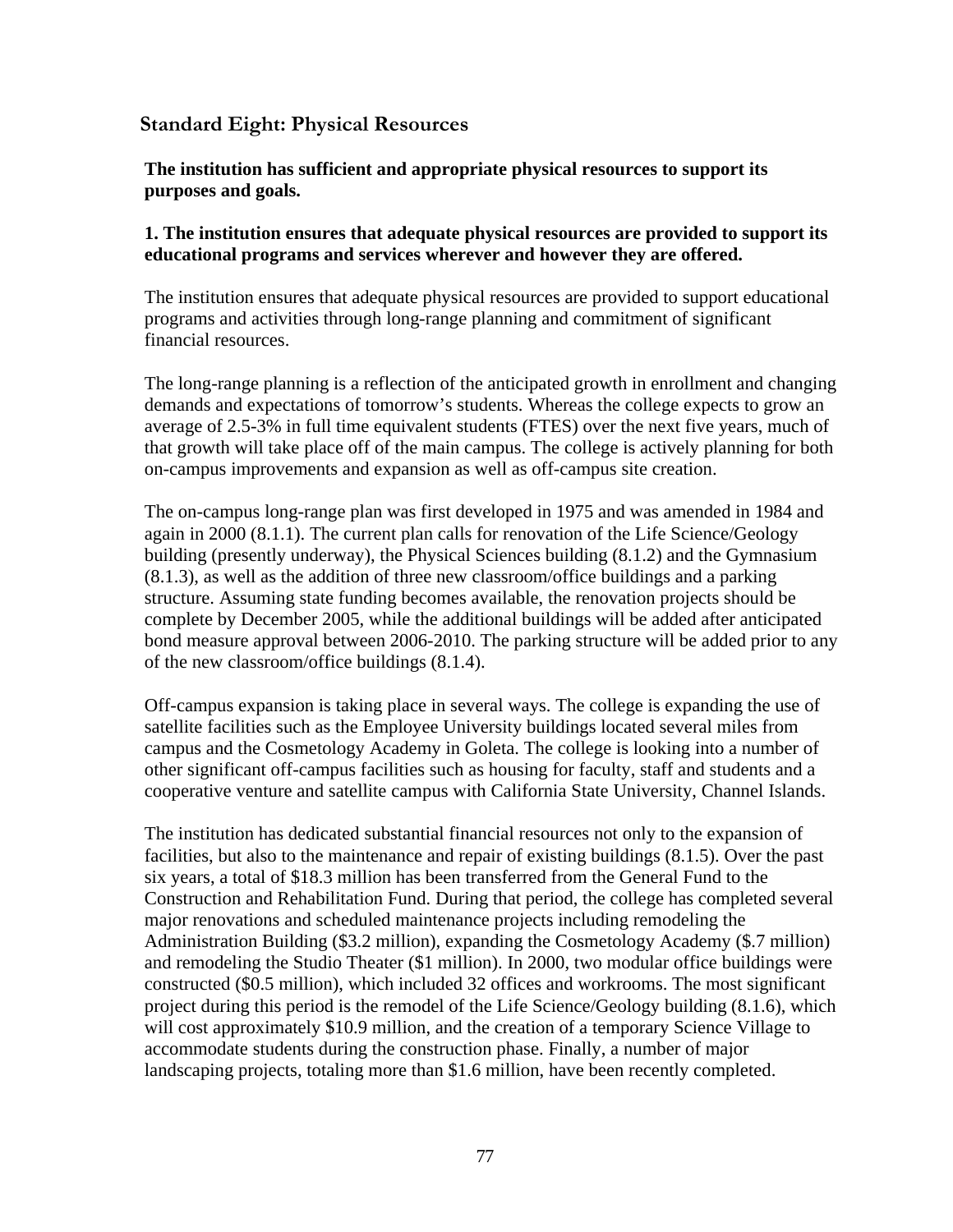## Standard Eight: Physical Resources

**The institution has sufficient and appropriate physical resources to support its purposes and goals.**

**1. The institution ensures that adequate physical resources are provided to support its educational programs and services wherever and however they are offered.**

The institution ensures that adequate physical resources are provided to support educational programs and activities through long-range planning and commitment of significant financial resources.

The long-range planning is a reflection of the anticipated growth in enrollment and changing demands and expectations of tomorrow's students. Whereas the college expects to grow an average of 2.5-3% in full time equivalent students (FTES) over the next five years, much of that growth will take place off of the main campus. The college is actively planning for both on-campus improvements and expansion as well as off-campus site creation.

The on-campus long-range plan was first developed in 1975 and was amended in 1984 and again in 2000 (8.1.1). The current plan calls for renovation of the Life Science/Geology building (presently underway), the Physical Sciences building (8.1.2) and the Gymnasium (8.1.3), as well as the addition of three new classroom/office buildings and a parking structure. Assuming state funding becomes available, the renovation projects should be complete by December 2005, while the additional buildings will be added after anticipated bond measure approval between 2006-2010. The parking structure will be added prior to any of the new classroom/office buildings (8.1.4).

Off-campus expansion is taking place in several ways. The college is expanding the use of satellite facilities such as the Employee University buildings located several miles from campus and the Cosmetology Academy in Goleta. The college is looking into a number of other significant off-campus facilities such as housing for faculty, staff and students and a cooperative venture and satellite campus with California State University, Channel Islands.

The institution has dedicated substantial financial resources not only to the expansion of facilities, but also to the maintenance and repair of existing buildings (8.1.5). Over the past six years, a total of $18.3 million has been transferred from the General Fund to the Construction and Rehabilitation Fund. During that period, the college has completed several major renovations and scheduled maintenance projects including remodeling the Administration Building ($3.2 million), expanding the Cosmetology Academy ($.7 million) and remodeling the Studio Theater ($1 million). In 2000, two modular office buildings were constructed ($0.5 million), which included 32 offices and workrooms. The most significant project during this period is the remodel of the Life Science/Geology building (8.1.6), which will cost approximately $10.9 million, and the creation of a temporary Science Village to accommodate students during the construction phase. Finally, a number of major landscaping projects, totaling more than $1.6 million, have been recently completed.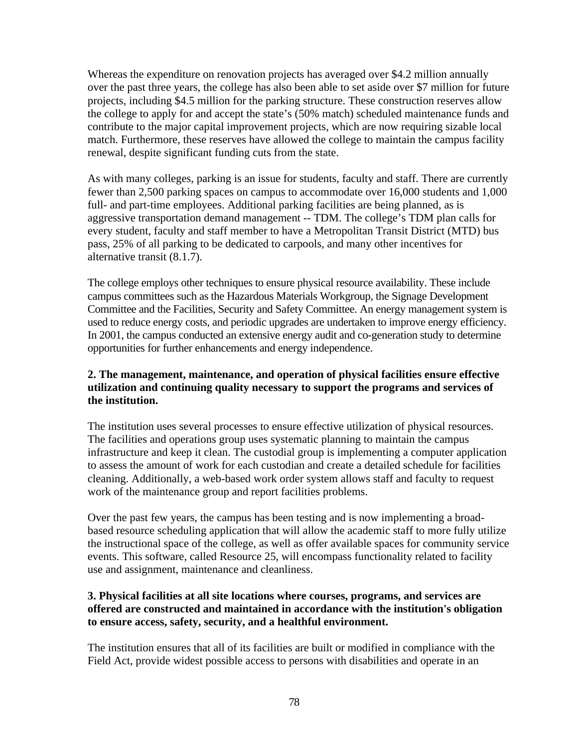Whereas the expenditure on renovation projects has averaged over $4.2 million annually over the past three years, the college has also been able to set aside over $7 million for future projects, including $4.5 million for the parking structure. These construction reserves allow the college to apply for and accept the state's (50% match) scheduled maintenance funds and contribute to the major capital improvement projects, which are now requiring sizable local match. Furthermore, these reserves have allowed the college to maintain the campus facility renewal, despite significant funding cuts from the state.

As with many colleges, parking is an issue for students, faculty and staff. There are currently fewer than 2,500 parking spaces on campus to accommodate over 16,000 students and 1,000 full- and part-time employees. Additional parking facilities are being planned, as is aggressive transportation demand management -- TDM. The college's TDM plan calls for every student, faculty and staff member to have a Metropolitan Transit District (MTD) bus pass, 25% of all parking to be dedicated to carpools, and many other incentives for alternative transit (8.1.7).

The college employs other techniques to ensure physical resource availability. These include campus committees such as the Hazardous Materials Workgroup, the Signage Development Committee and the Facilities, Security and Safety Committee. An energy management system is used to reduce energy costs, and periodic upgrades are undertaken to improve energy efficiency. In 2001, the campus conducted an extensive energy audit and co-generation study to determine opportunities for further enhancements and energy independence.

**2. The management, maintenance, and operation of physical facilities ensure effective utilization and continuing quality necessary to support the programs and services of the institution.**

The institution uses several processes to ensure effective utilization of physical resources. The facilities and operations group uses systematic planning to maintain the campus infrastructure and keep it clean. The custodial group is implementing a computer application to assess the amount of work for each custodian and create a detailed schedule for facilities cleaning. Additionally, a web-based work order system allows staff and faculty to request work of the maintenance group and report facilities problems.

Over the past few years, the campus has been testing and is now implementing a broad-based resource scheduling application that will allow the academic staff to more fully utilize the instructional space of the college, as well as offer available spaces for community service events. This software, called Resource 25, will encompass functionality related to facility use and assignment, maintenance and cleanliness.

**3. Physical facilities at all site locations where courses, programs, and services are offered are constructed and maintained in accordance with the institution's obligation to ensure access, safety, security, and a healthful environment.**

The institution ensures that all of its facilities are built or modified in compliance with the Field Act, provide widest possible access to persons with disabilities and operate in an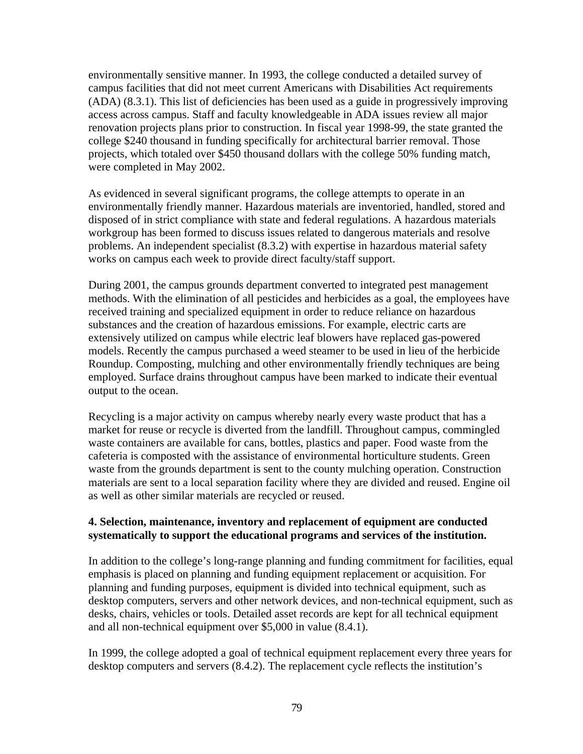environmentally sensitive manner. In 1993, the college conducted a detailed survey of campus facilities that did not meet current Americans with Disabilities Act requirements (ADA) (8.3.1). This list of deficiencies has been used as a guide in progressively improving access across campus. Staff and faculty knowledgeable in ADA issues review all major renovation projects plans prior to construction. In fiscal year 1998-99, the state granted the college $240 thousand in funding specifically for architectural barrier removal. Those projects, which totaled over $450 thousand dollars with the college 50% funding match, were completed in May 2002.

As evidenced in several significant programs, the college attempts to operate in an environmentally friendly manner. Hazardous materials are inventoried, handled, stored and disposed of in strict compliance with state and federal regulations. A hazardous materials workgroup has been formed to discuss issues related to dangerous materials and resolve problems. An independent specialist (8.3.2) with expertise in hazardous material safety works on campus each week to provide direct faculty/staff support.

During 2001, the campus grounds department converted to integrated pest management methods. With the elimination of all pesticides and herbicides as a goal, the employees have received training and specialized equipment in order to reduce reliance on hazardous substances and the creation of hazardous emissions. For example, electric carts are extensively utilized on campus while electric leaf blowers have replaced gas-powered models. Recently the campus purchased a weed steamer to be used in lieu of the herbicide Roundup. Composting, mulching and other environmentally friendly techniques are being employed. Surface drains throughout campus have been marked to indicate their eventual output to the ocean.

Recycling is a major activity on campus whereby nearly every waste product that has a market for reuse or recycle is diverted from the landfill. Throughout campus, commingled waste containers are available for cans, bottles, plastics and paper. Food waste from the cafeteria is composted with the assistance of environmental horticulture students. Green waste from the grounds department is sent to the county mulching operation. Construction materials are sent to a local separation facility where they are divided and reused. Engine oil as well as other similar materials are recycled or reused.

**4. Selection, maintenance, inventory and replacement of equipment are conducted systematically to support the educational programs and services of the institution.**

In addition to the college's long-range planning and funding commitment for facilities, equal emphasis is placed on planning and funding equipment replacement or acquisition. For planning and funding purposes, equipment is divided into technical equipment, such as desktop computers, servers and other network devices, and non-technical equipment, such as desks, chairs, vehicles or tools. Detailed asset records are kept for all technical equipment and all non-technical equipment over $5,000 in value (8.4.1).

In 1999, the college adopted a goal of technical equipment replacement every three years for desktop computers and servers (8.4.2). The replacement cycle reflects the institution's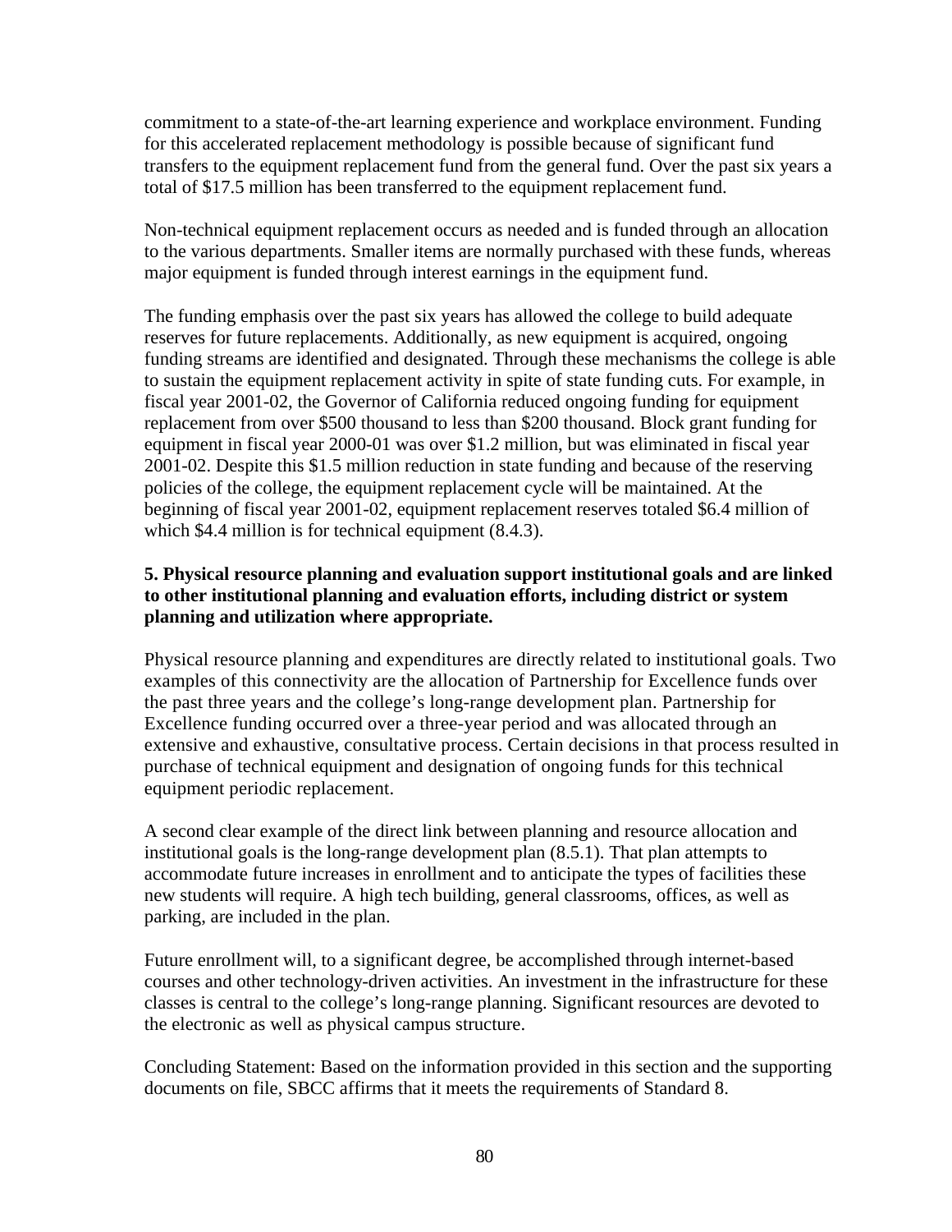commitment to a state-of-the-art learning experience and workplace environment. Funding for this accelerated replacement methodology is possible because of significant fund transfers to the equipment replacement fund from the general fund. Over the past six years a total of $17.5 million has been transferred to the equipment replacement fund.

Non-technical equipment replacement occurs as needed and is funded through an allocation to the various departments. Smaller items are normally purchased with these funds, whereas major equipment is funded through interest earnings in the equipment fund.

The funding emphasis over the past six years has allowed the college to build adequate reserves for future replacements. Additionally, as new equipment is acquired, ongoing funding streams are identified and designated. Through these mechanisms the college is able to sustain the equipment replacement activity in spite of state funding cuts. For example, in fiscal year 2001-02, the Governor of California reduced ongoing funding for equipment replacement from over $500 thousand to less than $200 thousand. Block grant funding for equipment in fiscal year 2000-01 was over $1.2 million, but was eliminated in fiscal year 2001-02. Despite this $1.5 million reduction in state funding and because of the reserving policies of the college, the equipment replacement cycle will be maintained. At the beginning of fiscal year 2001-02, equipment replacement reserves totaled $6.4 million of which $4.4 million is for technical equipment (8.4.3).

**5. Physical resource planning and evaluation support institutional goals and are linked to other institutional planning and evaluation efforts, including district or system planning and utilization where appropriate.**

Physical resource planning and expenditures are directly related to institutional goals. Two examples of this connectivity are the allocation of Partnership for Excellence funds over the past three years and the college's long-range development plan. Partnership for Excellence funding occurred over a three-year period and was allocated through an extensive and exhaustive, consultative process. Certain decisions in that process resulted in purchase of technical equipment and designation of ongoing funds for this technical equipment periodic replacement.

A second clear example of the direct link between planning and resource allocation and institutional goals is the long-range development plan (8.5.1). That plan attempts to accommodate future increases in enrollment and to anticipate the types of facilities these new students will require. A high tech building, general classrooms, offices, as well as parking, are included in the plan.

Future enrollment will, to a significant degree, be accomplished through internet-based courses and other technology-driven activities. An investment in the infrastructure for these classes is central to the college's long-range planning. Significant resources are devoted to the electronic as well as physical campus structure.

Concluding Statement: Based on the information provided in this section and the supporting documents on file, SBCC affirms that it meets the requirements of Standard 8.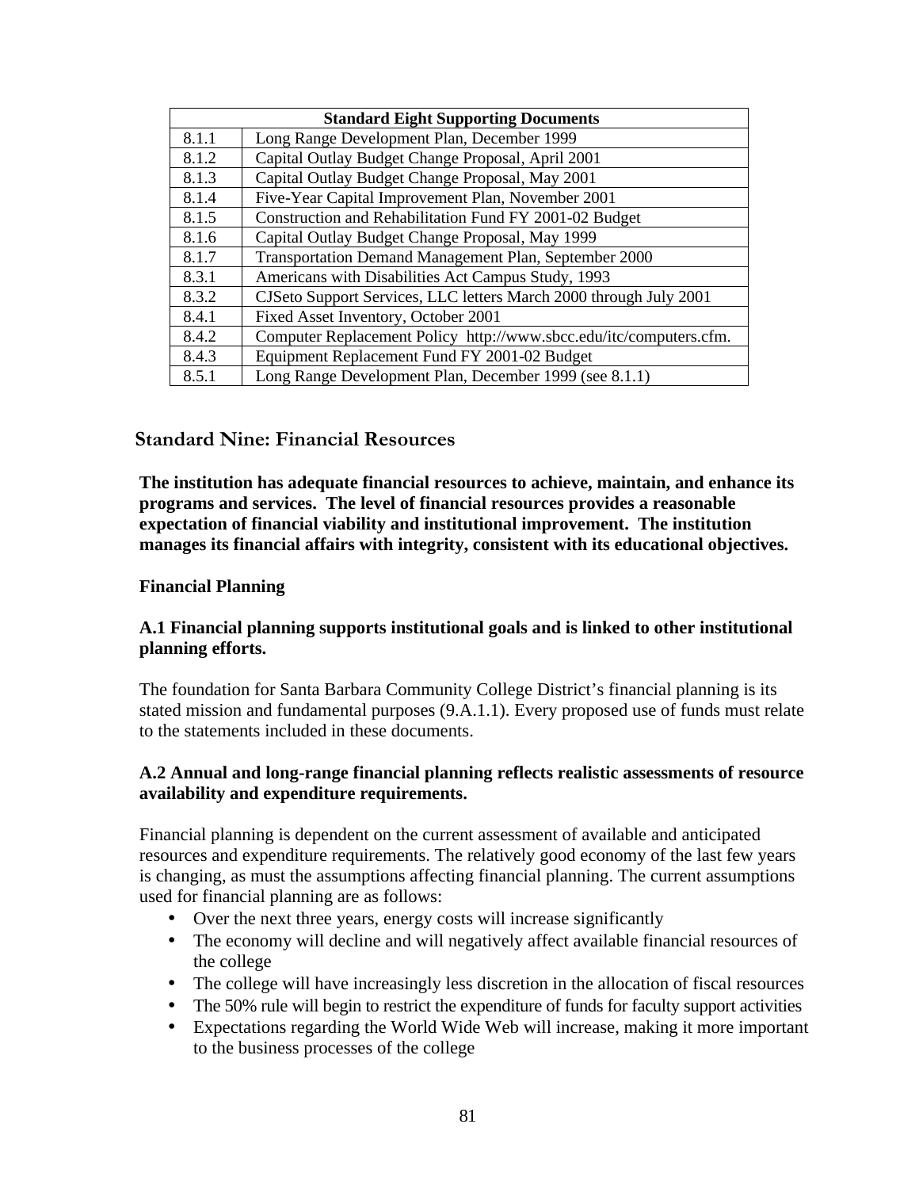| Standard Eight Supporting Documents | |
|---|---|
| 8.1.1 | Long Range Development Plan, December 1999 |
| 8.1.2 | Capital Outlay Budget Change Proposal, April 2001 |
| 8.1.3 | Capital Outlay Budget Change Proposal, May 2001 |
| 8.1.4 | Five-Year Capital Improvement Plan, November 2001 |
| 8.1.5 | Construction and Rehabilitation Fund FY 2001-02 Budget |
| 8.1.6 | Capital Outlay Budget Change Proposal, May 1999 |
| 8.1.7 | Transportation Demand Management Plan, September 2000 |
| 8.3.1 | Americans with Disabilities Act Campus Study, 1993 |
| 8.3.2 | CJSeto Support Services, LLC letters March 2000 through July 2001 |
| 8.4.1 | Fixed Asset Inventory, October 2001 |
| 8.4.2 | Computer Replacement Policy http://www.sbcc.edu/itc/computers.cfm. |
| 8.4.3 | Equipment Replacement Fund FY 2001-02 Budget |
| 8.5.1 | Long Range Development Plan, December 1999 (see 8.1.1) |

## Standard Nine: Financial Resources

**The institution has adequate financial resources to achieve, maintain, and enhance its programs and services. The level of financial resources provides a reasonable expectation of financial viability and institutional improvement. The institution manages its financial affairs with integrity, consistent with its educational objectives.**

### Financial Planning

**A.1 Financial planning supports institutional goals and is linked to other institutional planning efforts.**

The foundation for Santa Barbara Community College District's financial planning is its stated mission and fundamental purposes (9.A.1.1). Every proposed use of funds must relate to the statements included in these documents.

**A.2 Annual and long-range financial planning reflects realistic assessments of resource availability and expenditure requirements.**

Financial planning is dependent on the current assessment of available and anticipated resources and expenditure requirements. The relatively good economy of the last few years is changing, as must the assumptions affecting financial planning. The current assumptions used for financial planning are as follows:

- Over the next three years, energy costs will increase significantly
- The economy will decline and will negatively affect available financial resources of the college
- The college will have increasingly less discretion in the allocation of fiscal resources
- The 50% rule will begin to restrict the expenditure of funds for faculty support activities
- Expectations regarding the World Wide Web will increase, making it more important to the business processes of the college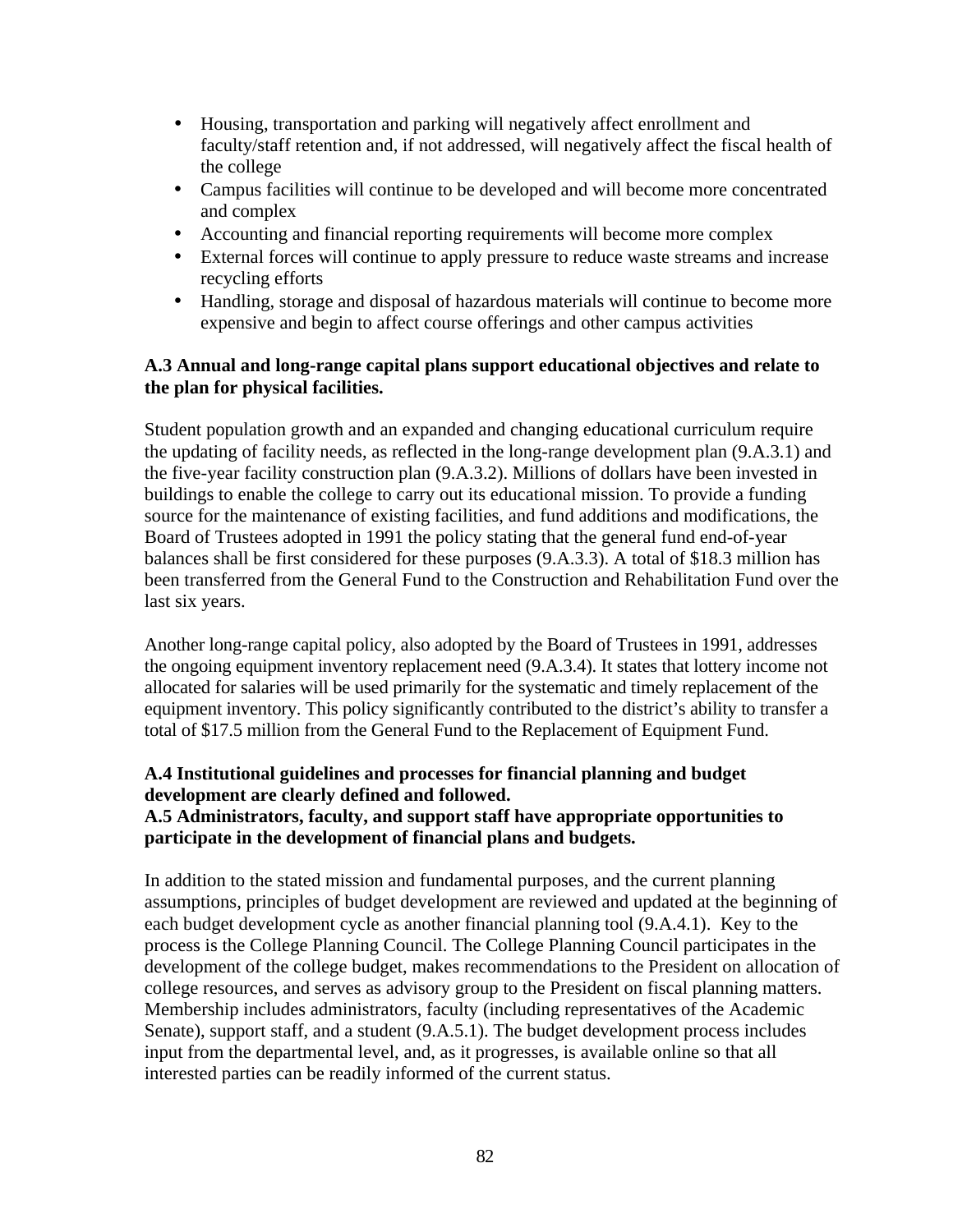- Housing, transportation and parking will negatively affect enrollment and faculty/staff retention and, if not addressed, will negatively affect the fiscal health of the college
- Campus facilities will continue to be developed and will become more concentrated and complex
- Accounting and financial reporting requirements will become more complex
- External forces will continue to apply pressure to reduce waste streams and increase recycling efforts
- Handling, storage and disposal of hazardous materials will continue to become more expensive and begin to affect course offerings and other campus activities

**A.3 Annual and long-range capital plans support educational objectives and relate to the plan for physical facilities.**

Student population growth and an expanded and changing educational curriculum require the updating of facility needs, as reflected in the long-range development plan (9.A.3.1) and the five-year facility construction plan (9.A.3.2). Millions of dollars have been invested in buildings to enable the college to carry out its educational mission. To provide a funding source for the maintenance of existing facilities, and fund additions and modifications, the Board of Trustees adopted in 1991 the policy stating that the general fund end-of-year balances shall be first considered for these purposes (9.A.3.3). A total of $18.3 million has been transferred from the General Fund to the Construction and Rehabilitation Fund over the last six years.

Another long-range capital policy, also adopted by the Board of Trustees in 1991, addresses the ongoing equipment inventory replacement need (9.A.3.4). It states that lottery income not allocated for salaries will be used primarily for the systematic and timely replacement of the equipment inventory. This policy significantly contributed to the district's ability to transfer a total of $17.5 million from the General Fund to the Replacement of Equipment Fund.

**A.4 Institutional guidelines and processes for financial planning and budget development are clearly defined and followed.**
**A.5 Administrators, faculty, and support staff have appropriate opportunities to participate in the development of financial plans and budgets.**

In addition to the stated mission and fundamental purposes, and the current planning assumptions, principles of budget development are reviewed and updated at the beginning of each budget development cycle as another financial planning tool (9.A.4.1). Key to the process is the College Planning Council. The College Planning Council participates in the development of the college budget, makes recommendations to the President on allocation of college resources, and serves as advisory group to the President on fiscal planning matters. Membership includes administrators, faculty (including representatives of the Academic Senate), support staff, and a student (9.A.5.1). The budget development process includes input from the departmental level, and, as it progresses, is available online so that all interested parties can be readily informed of the current status.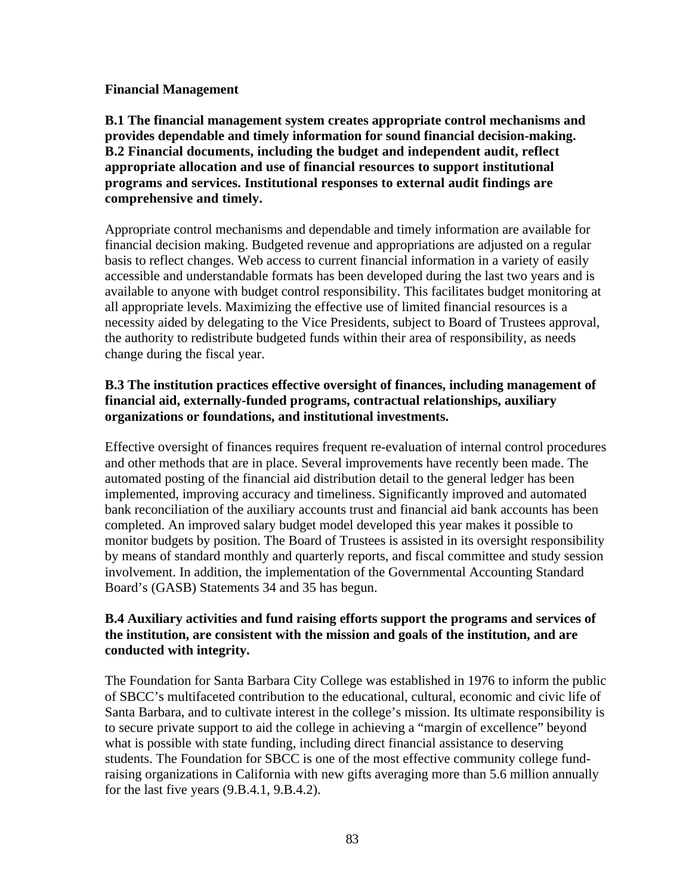**Financial Management**

**B.1 The financial management system creates appropriate control mechanisms and provides dependable and timely information for sound financial decision-making.**
**B.2 Financial documents, including the budget and independent audit, reflect appropriate allocation and use of financial resources to support institutional programs and services. Institutional responses to external audit findings are comprehensive and timely.**

Appropriate control mechanisms and dependable and timely information are available for financial decision making. Budgeted revenue and appropriations are adjusted on a regular basis to reflect changes. Web access to current financial information in a variety of easily accessible and understandable formats has been developed during the last two years and is available to anyone with budget control responsibility. This facilitates budget monitoring at all appropriate levels. Maximizing the effective use of limited financial resources is a necessity aided by delegating to the Vice Presidents, subject to Board of Trustees approval, the authority to redistribute budgeted funds within their area of responsibility, as needs change during the fiscal year.

**B.3 The institution practices effective oversight of finances, including management of financial aid, externally-funded programs, contractual relationships, auxiliary organizations or foundations, and institutional investments.**

Effective oversight of finances requires frequent re-evaluation of internal control procedures and other methods that are in place. Several improvements have recently been made. The automated posting of the financial aid distribution detail to the general ledger has been implemented, improving accuracy and timeliness. Significantly improved and automated bank reconciliation of the auxiliary accounts trust and financial aid bank accounts has been completed. An improved salary budget model developed this year makes it possible to monitor budgets by position. The Board of Trustees is assisted in its oversight responsibility by means of standard monthly and quarterly reports, and fiscal committee and study session involvement. In addition, the implementation of the Governmental Accounting Standard Board's (GASB) Statements 34 and 35 has begun.

**B.4 Auxiliary activities and fund raising efforts support the programs and services of the institution, are consistent with the mission and goals of the institution, and are conducted with integrity.**

The Foundation for Santa Barbara City College was established in 1976 to inform the public of SBCC's multifaceted contribution to the educational, cultural, economic and civic life of Santa Barbara, and to cultivate interest in the college's mission. Its ultimate responsibility is to secure private support to aid the college in achieving a "margin of excellence" beyond what is possible with state funding, including direct financial assistance to deserving students. The Foundation for SBCC is one of the most effective community college fund-raising organizations in California with new gifts averaging more than 5.6 million annually for the last five years (9.B.4.1, 9.B.4.2).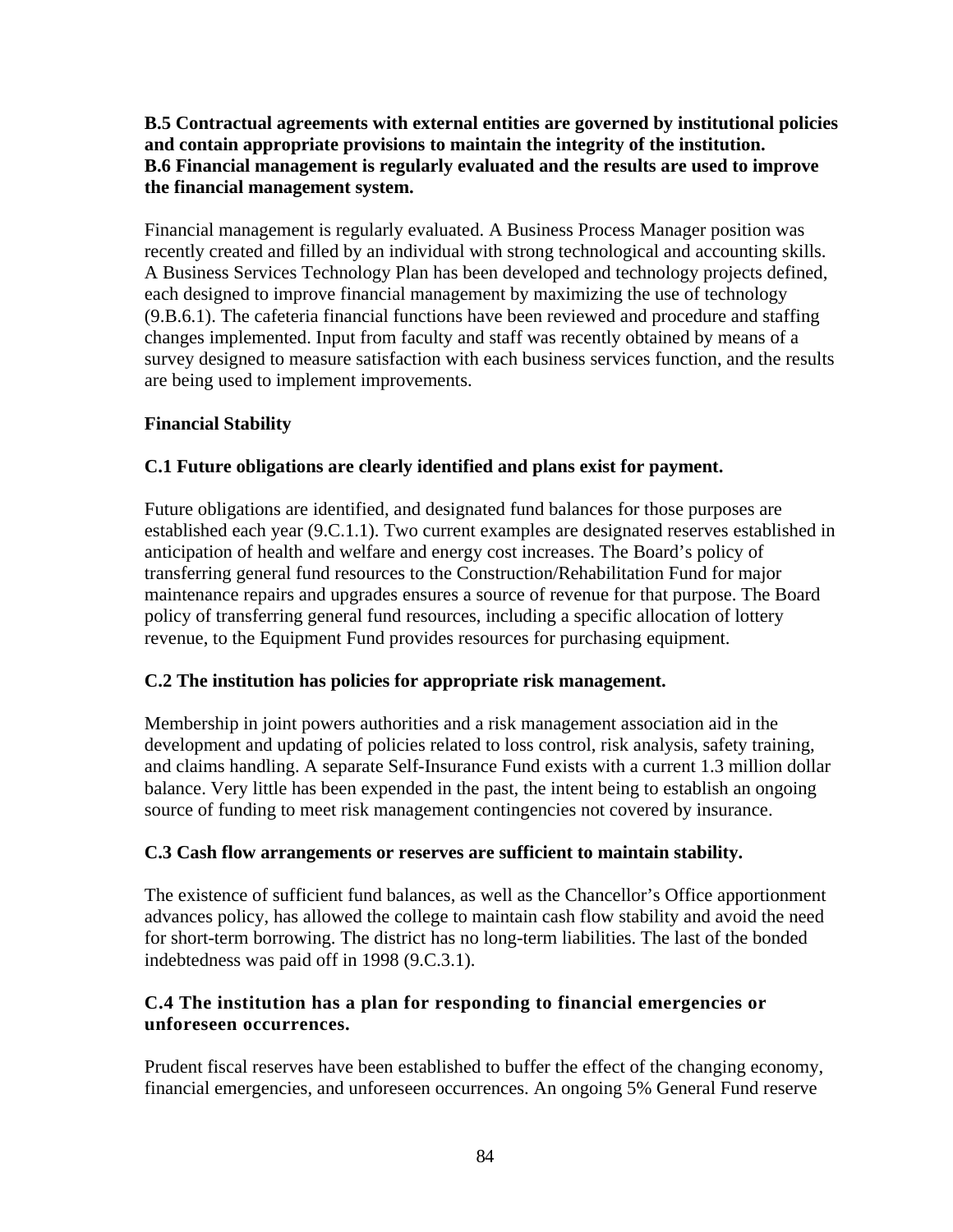**B.5 Contractual agreements with external entities are governed by institutional policies and contain appropriate provisions to maintain the integrity of the institution.**
**B.6 Financial management is regularly evaluated and the results are used to improve the financial management system.**

Financial management is regularly evaluated. A Business Process Manager position was recently created and filled by an individual with strong technological and accounting skills. A Business Services Technology Plan has been developed and technology projects defined, each designed to improve financial management by maximizing the use of technology (9.B.6.1). The cafeteria financial functions have been reviewed and procedure and staffing changes implemented. Input from faculty and staff was recently obtained by means of a survey designed to measure satisfaction with each business services function, and the results are being used to implement improvements.

**Financial Stability**

**C.1 Future obligations are clearly identified and plans exist for payment.**

Future obligations are identified, and designated fund balances for those purposes are established each year (9.C.1.1). Two current examples are designated reserves established in anticipation of health and welfare and energy cost increases. The Board's policy of transferring general fund resources to the Construction/Rehabilitation Fund for major maintenance repairs and upgrades ensures a source of revenue for that purpose. The Board policy of transferring general fund resources, including a specific allocation of lottery revenue, to the Equipment Fund provides resources for purchasing equipment.

**C.2 The institution has policies for appropriate risk management.**

Membership in joint powers authorities and a risk management association aid in the development and updating of policies related to loss control, risk analysis, safety training, and claims handling. A separate Self-Insurance Fund exists with a current 1.3 million dollar balance. Very little has been expended in the past, the intent being to establish an ongoing source of funding to meet risk management contingencies not covered by insurance.

**C.3 Cash flow arrangements or reserves are sufficient to maintain stability.**

The existence of sufficient fund balances, as well as the Chancellor's Office apportionment advances policy, has allowed the college to maintain cash flow stability and avoid the need for short-term borrowing. The district has no long-term liabilities. The last of the bonded indebtedness was paid off in 1998 (9.C.3.1).

**C.4 The institution has a plan for responding to financial emergencies or unforeseen occurrences.**

Prudent fiscal reserves have been established to buffer the effect of the changing economy, financial emergencies, and unforeseen occurrences. An ongoing 5% General Fund reserve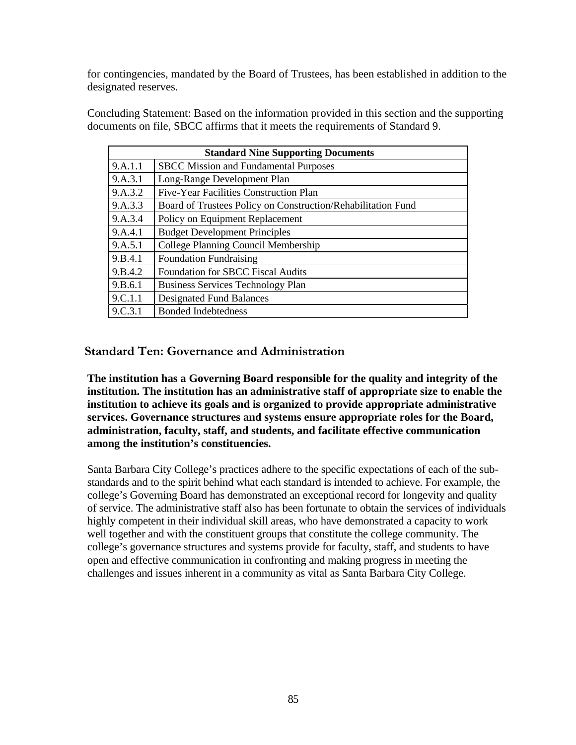for contingencies, mandated by the Board of Trustees, has been established in addition to the designated reserves.

Concluding Statement: Based on the information provided in this section and the supporting documents on file, SBCC affirms that it meets the requirements of Standard 9.

| Standard Nine Supporting Documents | |
|---|---|
| 9.A.1.1 | SBCC Mission and Fundamental Purposes |
| 9.A.3.1 | Long-Range Development Plan |
| 9.A.3.2 | Five-Year Facilities Construction Plan |
| 9.A.3.3 | Board of Trustees Policy on Construction/Rehabilitation Fund |
| 9.A.3.4 | Policy on Equipment Replacement |
| 9.A.4.1 | Budget Development Principles |
| 9.A.5.1 | College Planning Council Membership |
| 9.B.4.1 | Foundation Fundraising |
| 9.B.4.2 | Foundation for SBCC Fiscal Audits |
| 9.B.6.1 | Business Services Technology Plan |
| 9.C.1.1 | Designated Fund Balances |
| 9.C.3.1 | Bonded Indebtedness |

## Standard Ten: Governance and Administration

**The institution has a Governing Board responsible for the quality and integrity of the institution. The institution has an administrative staff of appropriate size to enable the institution to achieve its goals and is organized to provide appropriate administrative services. Governance structures and systems ensure appropriate roles for the Board, administration, faculty, staff, and students, and facilitate effective communication among the institution's constituencies.**

Santa Barbara City College's practices adhere to the specific expectations of each of the sub-standards and to the spirit behind what each standard is intended to achieve. For example, the college's Governing Board has demonstrated an exceptional record for longevity and quality of service. The administrative staff also has been fortunate to obtain the services of individuals highly competent in their individual skill areas, who have demonstrated a capacity to work well together and with the constituent groups that constitute the college community. The college's governance structures and systems provide for faculty, staff, and students to have open and effective communication in confronting and making progress in meeting the challenges and issues inherent in a community as vital as Santa Barbara City College.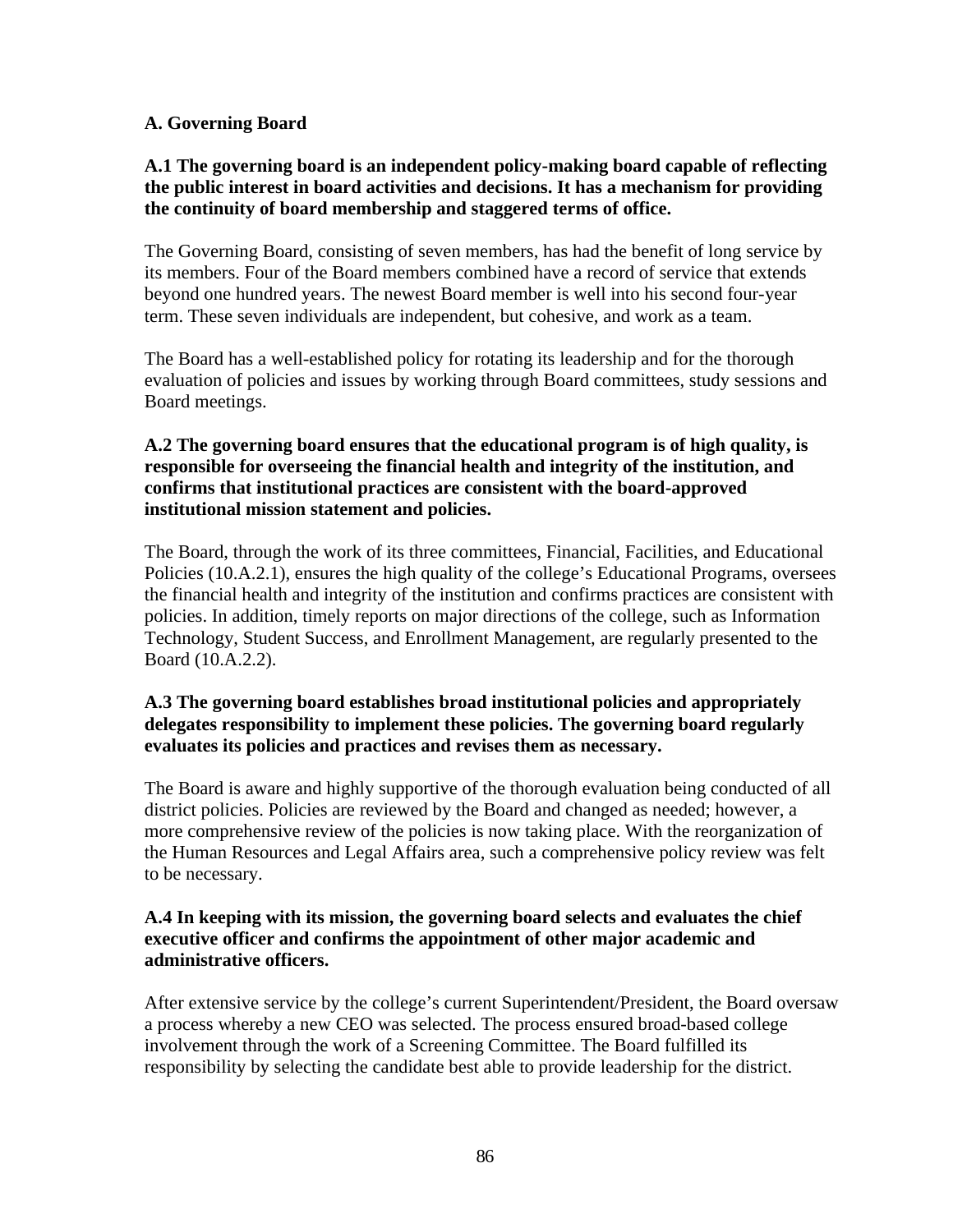## A. Governing Board

**A.1 The governing board is an independent policy-making board capable of reflecting the public interest in board activities and decisions. It has a mechanism for providing the continuity of board membership and staggered terms of office.**

The Governing Board, consisting of seven members, has had the benefit of long service by its members. Four of the Board members combined have a record of service that extends beyond one hundred years. The newest Board member is well into his second four-year term. These seven individuals are independent, but cohesive, and work as a team.

The Board has a well-established policy for rotating its leadership and for the thorough evaluation of policies and issues by working through Board committees, study sessions and Board meetings.

**A.2 The governing board ensures that the educational program is of high quality, is responsible for overseeing the financial health and integrity of the institution, and confirms that institutional practices are consistent with the board-approved institutional mission statement and policies.**

The Board, through the work of its three committees, Financial, Facilities, and Educational Policies (10.A.2.1), ensures the high quality of the college's Educational Programs, oversees the financial health and integrity of the institution and confirms practices are consistent with policies. In addition, timely reports on major directions of the college, such as Information Technology, Student Success, and Enrollment Management, are regularly presented to the Board (10.A.2.2).

**A.3 The governing board establishes broad institutional policies and appropriately delegates responsibility to implement these policies. The governing board regularly evaluates its policies and practices and revises them as necessary.**

The Board is aware and highly supportive of the thorough evaluation being conducted of all district policies. Policies are reviewed by the Board and changed as needed; however, a more comprehensive review of the policies is now taking place. With the reorganization of the Human Resources and Legal Affairs area, such a comprehensive policy review was felt to be necessary.

**A.4 In keeping with its mission, the governing board selects and evaluates the chief executive officer and confirms the appointment of other major academic and administrative officers.**

After extensive service by the college's current Superintendent/President, the Board oversaw a process whereby a new CEO was selected. The process ensured broad-based college involvement through the work of a Screening Committee. The Board fulfilled its responsibility by selecting the candidate best able to provide leadership for the district.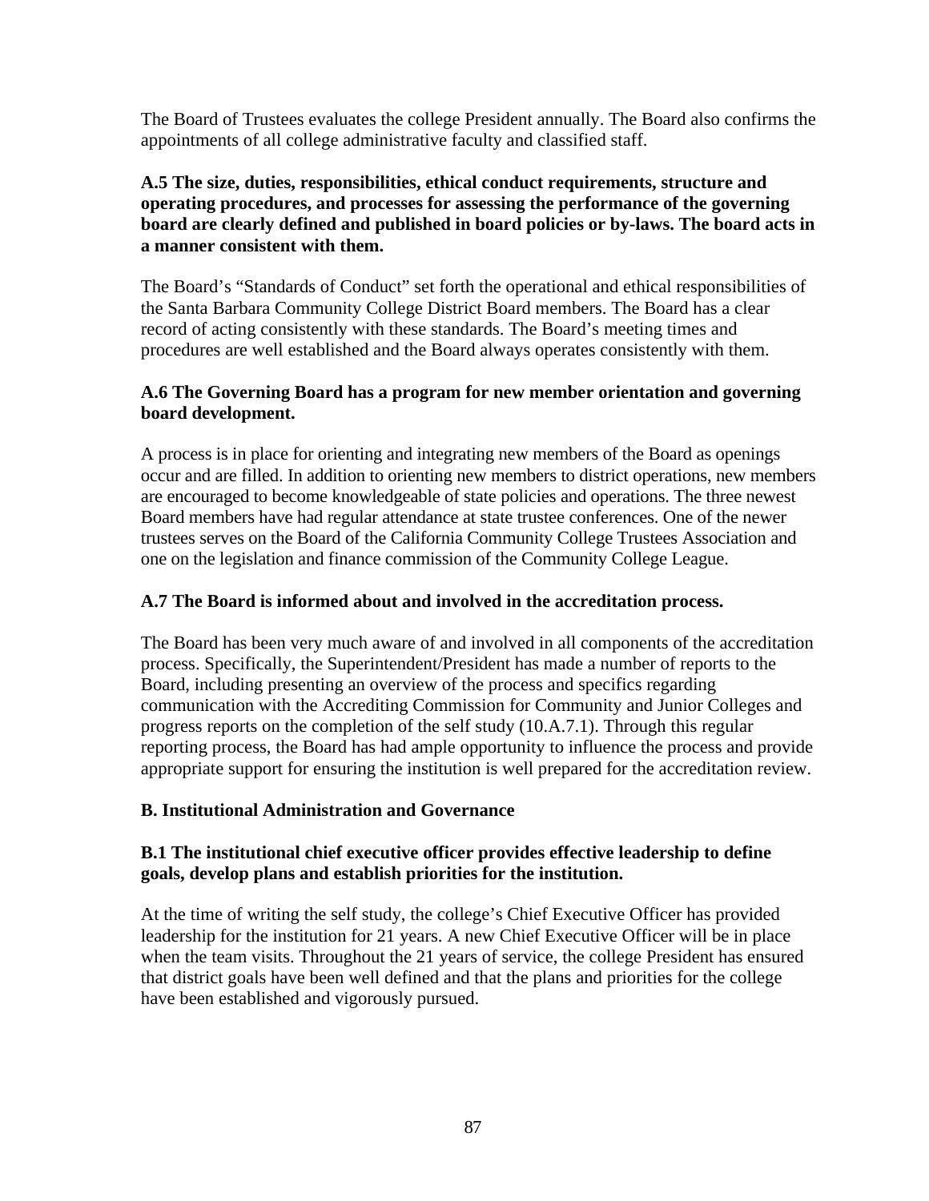The Board of Trustees evaluates the college President annually. The Board also confirms the appointments of all college administrative faculty and classified staff.

**A.5 The size, duties, responsibilities, ethical conduct requirements, structure and operating procedures, and processes for assessing the performance of the governing board are clearly defined and published in board policies or by-laws. The board acts in a manner consistent with them.**

The Board's "Standards of Conduct" set forth the operational and ethical responsibilities of the Santa Barbara Community College District Board members. The Board has a clear record of acting consistently with these standards. The Board's meeting times and procedures are well established and the Board always operates consistently with them.

**A.6 The Governing Board has a program for new member orientation and governing board development.**

A process is in place for orienting and integrating new members of the Board as openings occur and are filled. In addition to orienting new members to district operations, new members are encouraged to become knowledgeable of state policies and operations. The three newest Board members have had regular attendance at state trustee conferences. One of the newer trustees serves on the Board of the California Community College Trustees Association and one on the legislation and finance commission of the Community College League.

**A.7 The Board is informed about and involved in the accreditation process.**

The Board has been very much aware of and involved in all components of the accreditation process. Specifically, the Superintendent/President has made a number of reports to the Board, including presenting an overview of the process and specifics regarding communication with the Accrediting Commission for Community and Junior Colleges and progress reports on the completion of the self study (10.A.7.1). Through this regular reporting process, the Board has had ample opportunity to influence the process and provide appropriate support for ensuring the institution is well prepared for the accreditation review.

**B. Institutional Administration and Governance**

**B.1 The institutional chief executive officer provides effective leadership to define goals, develop plans and establish priorities for the institution.**

At the time of writing the self study, the college's Chief Executive Officer has provided leadership for the institution for 21 years. A new Chief Executive Officer will be in place when the team visits. Throughout the 21 years of service, the college President has ensured that district goals have been well defined and that the plans and priorities for the college have been established and vigorously pursued.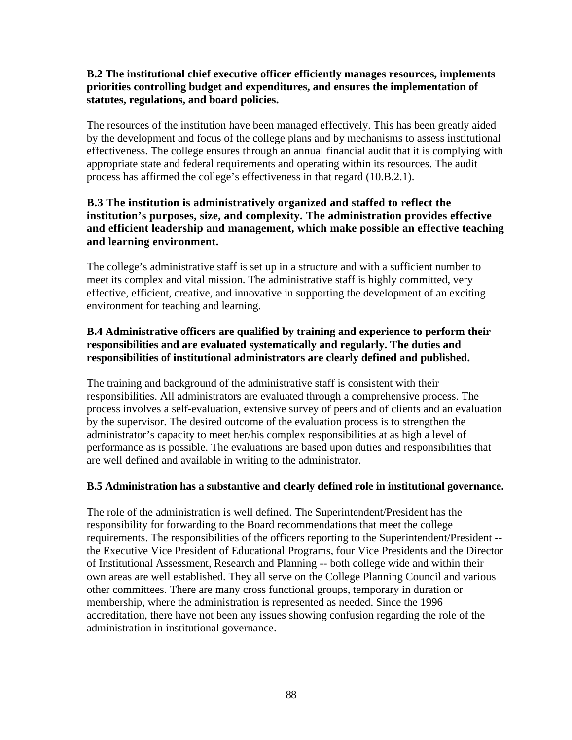**B.2 The institutional chief executive officer efficiently manages resources, implements priorities controlling budget and expenditures, and ensures the implementation of statutes, regulations, and board policies.**

The resources of the institution have been managed effectively. This has been greatly aided by the development and focus of the college plans and by mechanisms to assess institutional effectiveness. The college ensures through an annual financial audit that it is complying with appropriate state and federal requirements and operating within its resources. The audit process has affirmed the college's effectiveness in that regard (10.B.2.1).

**B.3 The institution is administratively organized and staffed to reflect the institution's purposes, size, and complexity. The administration provides effective and efficient leadership and management, which make possible an effective teaching and learning environment.**

The college's administrative staff is set up in a structure and with a sufficient number to meet its complex and vital mission. The administrative staff is highly committed, very effective, efficient, creative, and innovative in supporting the development of an exciting environment for teaching and learning.

**B.4 Administrative officers are qualified by training and experience to perform their responsibilities and are evaluated systematically and regularly. The duties and responsibilities of institutional administrators are clearly defined and published.**

The training and background of the administrative staff is consistent with their responsibilities. All administrators are evaluated through a comprehensive process. The process involves a self-evaluation, extensive survey of peers and of clients and an evaluation by the supervisor. The desired outcome of the evaluation process is to strengthen the administrator's capacity to meet her/his complex responsibilities at as high a level of performance as is possible. The evaluations are based upon duties and responsibilities that are well defined and available in writing to the administrator.

**B.5 Administration has a substantive and clearly defined role in institutional governance.**

The role of the administration is well defined. The Superintendent/President has the responsibility for forwarding to the Board recommendations that meet the college requirements. The responsibilities of the officers reporting to the Superintendent/President -- the Executive Vice President of Educational Programs, four Vice Presidents and the Director of Institutional Assessment, Research and Planning -- both college wide and within their own areas are well established. They all serve on the College Planning Council and various other committees. There are many cross functional groups, temporary in duration or membership, where the administration is represented as needed. Since the 1996 accreditation, there have not been any issues showing confusion regarding the role of the administration in institutional governance.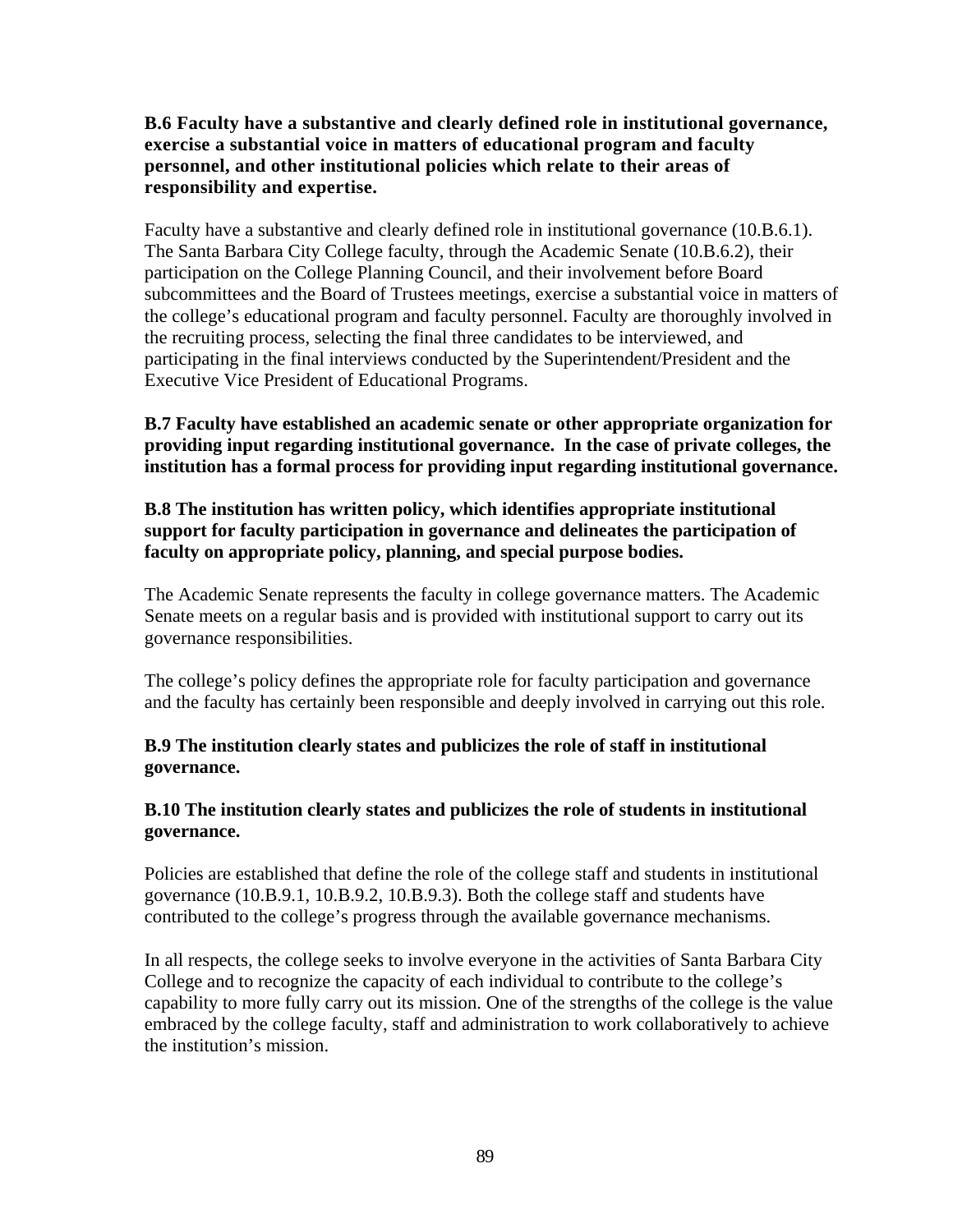**B.6 Faculty have a substantive and clearly defined role in institutional governance, exercise a substantial voice in matters of educational program and faculty personnel, and other institutional policies which relate to their areas of responsibility and expertise.**

Faculty have a substantive and clearly defined role in institutional governance (10.B.6.1). The Santa Barbara City College faculty, through the Academic Senate (10.B.6.2), their participation on the College Planning Council, and their involvement before Board subcommittees and the Board of Trustees meetings, exercise a substantial voice in matters of the college's educational program and faculty personnel. Faculty are thoroughly involved in the recruiting process, selecting the final three candidates to be interviewed, and participating in the final interviews conducted by the Superintendent/President and the Executive Vice President of Educational Programs.

**B.7 Faculty have established an academic senate or other appropriate organization for providing input regarding institutional governance. In the case of private colleges, the institution has a formal process for providing input regarding institutional governance.**

**B.8 The institution has written policy, which identifies appropriate institutional support for faculty participation in governance and delineates the participation of faculty on appropriate policy, planning, and special purpose bodies.**

The Academic Senate represents the faculty in college governance matters. The Academic Senate meets on a regular basis and is provided with institutional support to carry out its governance responsibilities.

The college's policy defines the appropriate role for faculty participation and governance and the faculty has certainly been responsible and deeply involved in carrying out this role.

**B.9 The institution clearly states and publicizes the role of staff in institutional governance.**

**B.10 The institution clearly states and publicizes the role of students in institutional governance.**

Policies are established that define the role of the college staff and students in institutional governance (10.B.9.1, 10.B.9.2, 10.B.9.3). Both the college staff and students have contributed to the college's progress through the available governance mechanisms.

In all respects, the college seeks to involve everyone in the activities of Santa Barbara City College and to recognize the capacity of each individual to contribute to the college's capability to more fully carry out its mission. One of the strengths of the college is the value embraced by the college faculty, staff and administration to work collaboratively to achieve the institution's mission.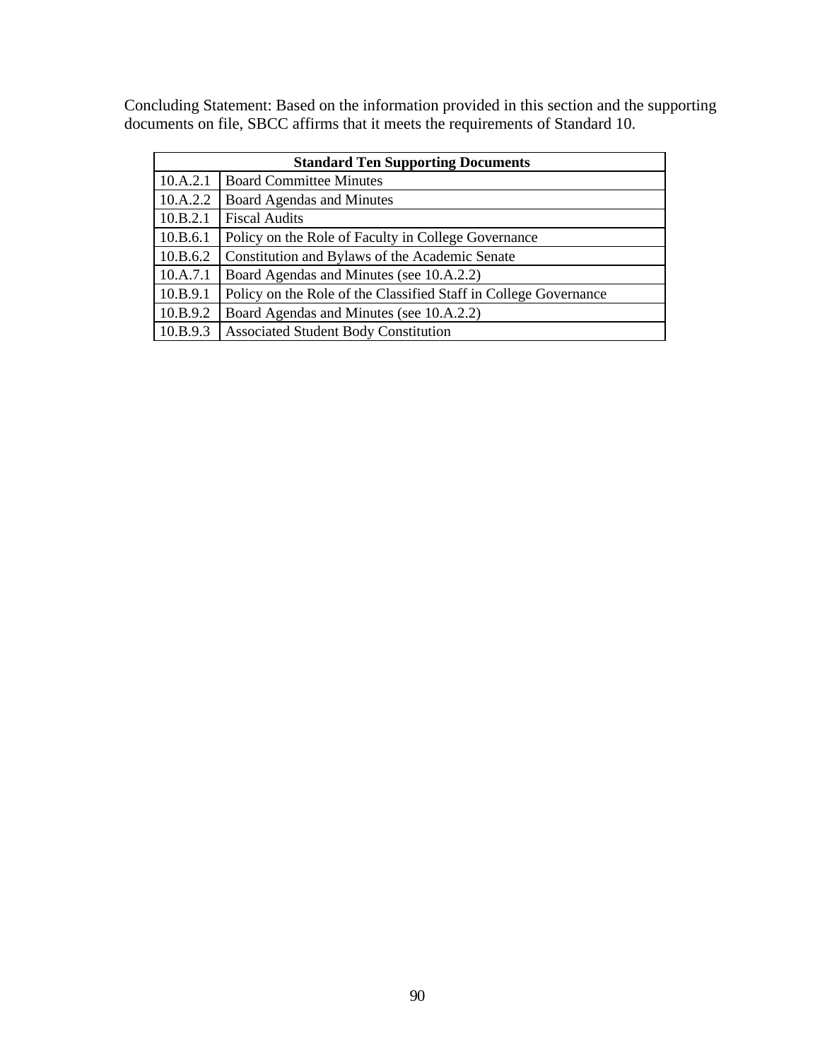Concluding Statement: Based on the information provided in this section and the supporting documents on file, SBCC affirms that it meets the requirements of Standard 10.

| Standard Ten Supporting Documents | |
|---|---|
| 10.A.2.1 | Board Committee Minutes |
| 10.A.2.2 | Board Agendas and Minutes |
| 10.B.2.1 | Fiscal Audits |
| 10.B.6.1 | Policy on the Role of Faculty in College Governance |
| 10.B.6.2 | Constitution and Bylaws of the Academic Senate |
| 10.A.7.1 | Board Agendas and Minutes (see 10.A.2.2) |
| 10.B.9.1 | Policy on the Role of the Classified Staff in College Governance |
| 10.B.9.2 | Board Agendas and Minutes (see 10.A.2.2) |
| 10.B.9.3 | Associated Student Body Constitution |